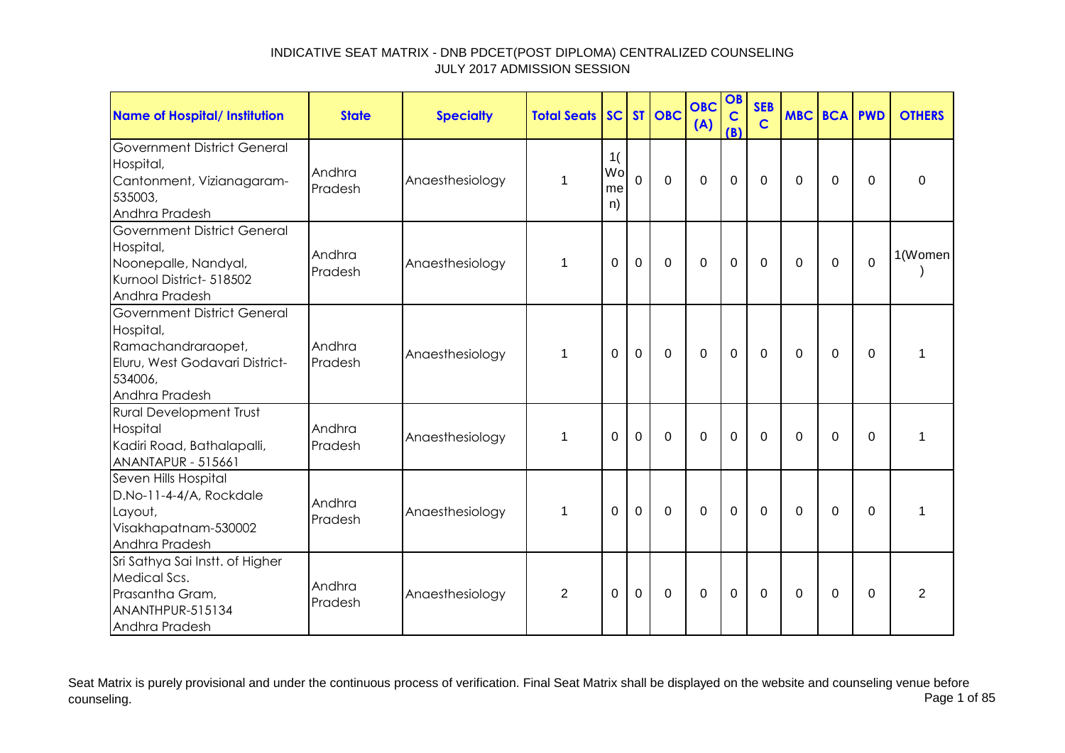# INDICATIVE SEAT MATRIX - DNB PDCET(POST DIPLOMA) CENTRALIZED COUNSELING
## JULY 2017 ADMISSION SESSION

| Name of Hospital/ Institution | State | Specialty | Total Seats | SC | ST | OBC | OBC (A) | OBC (B) | SEB C | MBC | BCA | PWD | OTHERS |
|---|---|---|---|---|---|---|---|---|---|---|---|---|---|
| Government District General Hospital, Cantonment, Vizianagaram-535003, Andhra Pradesh | Andhra Pradesh | Anaesthesiology | 1 | 1(Women) | 0 | 0 | 0 | 0 | 0 | 0 | 0 | 0 | 0 |
| Government District General Hospital, Noonepalle, Nandyal, Kurnool District- 518502 Andhra Pradesh | Andhra Pradesh | Anaesthesiology | 1 | 0 | 0 | 0 | 0 | 0 | 0 | 0 | 0 | 0 | 1(Women) |
| Government District General Hospital, Ramachandraraopet, Eluru, West Godavari District-534006, Andhra Pradesh | Andhra Pradesh | Anaesthesiology | 1 | 0 | 0 | 0 | 0 | 0 | 0 | 0 | 0 | 0 | 1 |
| Rural Development Trust Hospital Kadiri Road, Bathalapalli, ANANTAPUR - 515661 | Andhra Pradesh | Anaesthesiology | 1 | 0 | 0 | 0 | 0 | 0 | 0 | 0 | 0 | 0 | 1 |
| Seven Hills Hospital D.No-11-4-4/A, Rockdale Layout, Visakhapatnam-530002 Andhra Pradesh | Andhra Pradesh | Anaesthesiology | 1 | 0 | 0 | 0 | 0 | 0 | 0 | 0 | 0 | 0 | 1 |
| Sri Sathya Sai Instt. of Higher Medical Scs. Prasantha Gram, ANANTHPUR-515134 Andhra Pradesh | Andhra Pradesh | Anaesthesiology | 2 | 0 | 0 | 0 | 0 | 0 | 0 | 0 | 0 | 0 | 2 |

Seat Matrix is purely provisional and under the continuous process of verification. Final Seat Matrix shall be displayed on the website and counseling venue before counseling.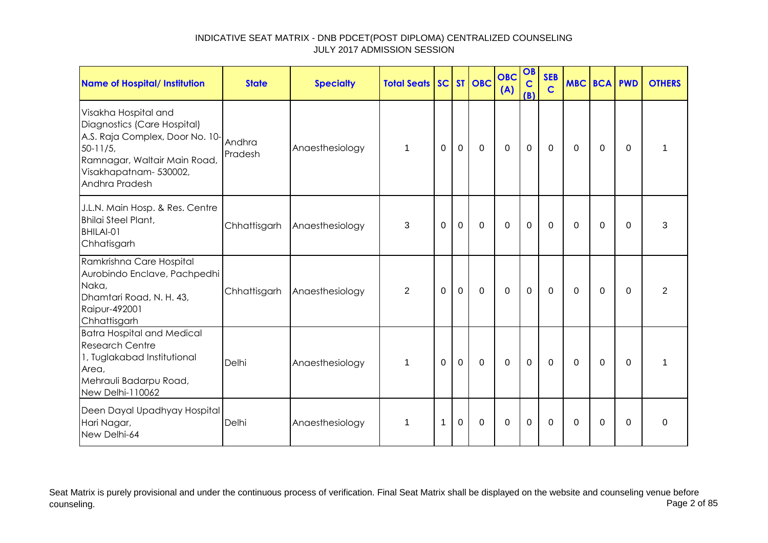INDICATIVE SEAT MATRIX - DNB PDCET(POST DIPLOMA) CENTRALIZED COUNSELING
JULY 2017 ADMISSION SESSION

| Name of Hospital/ Institution | State | Specialty | Total Seats | SC | ST | OBC | OBC (A) | OBC (B) | SEBC | MBC | BCA | PWD | OTHERS |
|---|---|---|---|---|---|---|---|---|---|---|---|---|---|
| Visakha Hospital and Diagnostics (Care Hospital) A.S. Raja Complex, Door No. 10-50-11/5, Ramnagar, Waltair Main Road, Visakhapatnam- 530002, Andhra Pradesh | Andhra Pradesh | Anaesthesiology | 1 | 0 | 0 | 0 | 0 | 0 | 0 | 0 | 0 | 0 | 1 |
| J.L.N. Main Hosp. & Res. Centre Bhilai Steel Plant, BHILAI-01 Chhatisgarh | Chhattisgarh | Anaesthesiology | 3 | 0 | 0 | 0 | 0 | 0 | 0 | 0 | 0 | 0 | 3 |
| Ramkrishna Care Hospital Aurobindo Enclave, Pachpedhi Naka, Dhamtari Road, N. H. 43, Raipur-492001 Chhattisgarh | Chhattisgarh | Anaesthesiology | 2 | 0 | 0 | 0 | 0 | 0 | 0 | 0 | 0 | 0 | 2 |
| Batra Hospital and Medical Research Centre 1, Tuglakabad Institutional Area, Mehrauli Badarpu Road, New Delhi-110062 | Delhi | Anaesthesiology | 1 | 0 | 0 | 0 | 0 | 0 | 0 | 0 | 0 | 0 | 1 |
| Deen Dayal Upadhyay Hospital Hari Nagar, New Delhi-64 | Delhi | Anaesthesiology | 1 | 1 | 0 | 0 | 0 | 0 | 0 | 0 | 0 | 0 | 0 |

Seat Matrix is purely provisional and under the continuous process of verification. Final Seat Matrix shall be displayed on the website and counseling venue before counseling.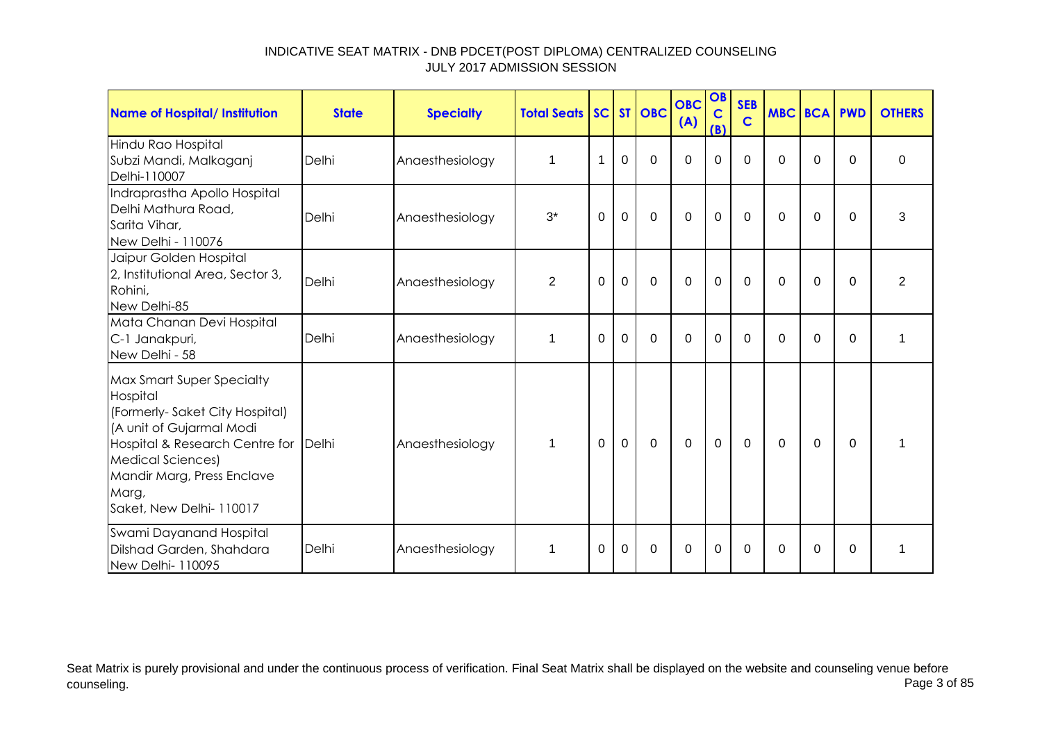INDICATIVE SEAT MATRIX - DNB PDCET(POST DIPLOMA) CENTRALIZED COUNSELING
JULY 2017 ADMISSION SESSION

| Name of Hospital/ Institution | State | Specialty | Total Seats | SC | ST | OBC | OBC (A) | OBC (B) | SEB C | MBC | BCA | PWD | OTHERS |
|---|---|---|---|---|---|---|---|---|---|---|---|---|---|
| Hindu Rao Hospital Subzi Mandi, Malkaganj Delhi-110007 | Delhi | Anaesthesiology | 1 | 1 | 0 | 0 | 0 | 0 | 0 | 0 | 0 | 0 | 0 |
| Indraprastha Apollo Hospital Delhi Mathura Road, Sarita Vihar, New Delhi - 110076 | Delhi | Anaesthesiology | 3* | 0 | 0 | 0 | 0 | 0 | 0 | 0 | 0 | 0 | 3 |
| Jaipur Golden Hospital 2, Institutional Area, Sector 3, Rohini, New Delhi-85 | Delhi | Anaesthesiology | 2 | 0 | 0 | 0 | 0 | 0 | 0 | 0 | 0 | 0 | 2 |
| Mata Chanan Devi Hospital C-1 Janakpuri, New Delhi - 58 | Delhi | Anaesthesiology | 1 | 0 | 0 | 0 | 0 | 0 | 0 | 0 | 0 | 0 | 1 |
| Max Smart Super Specialty Hospital (Formerly- Saket City Hospital) (A unit of Gujarmal Modi Hospital & Research Centre for Medical Sciences) Mandir Marg, Press Enclave Marg, Saket, New Delhi- 110017 | Delhi | Anaesthesiology | 1 | 0 | 0 | 0 | 0 | 0 | 0 | 0 | 0 | 0 | 1 |
| Swami Dayanand Hospital Dilshad Garden, Shahdara New Delhi- 110095 | Delhi | Anaesthesiology | 1 | 0 | 0 | 0 | 0 | 0 | 0 | 0 | 0 | 0 | 1 |

Seat Matrix is purely provisional and under the continuous process of verification. Final Seat Matrix shall be displayed on the website and counseling venue before counseling.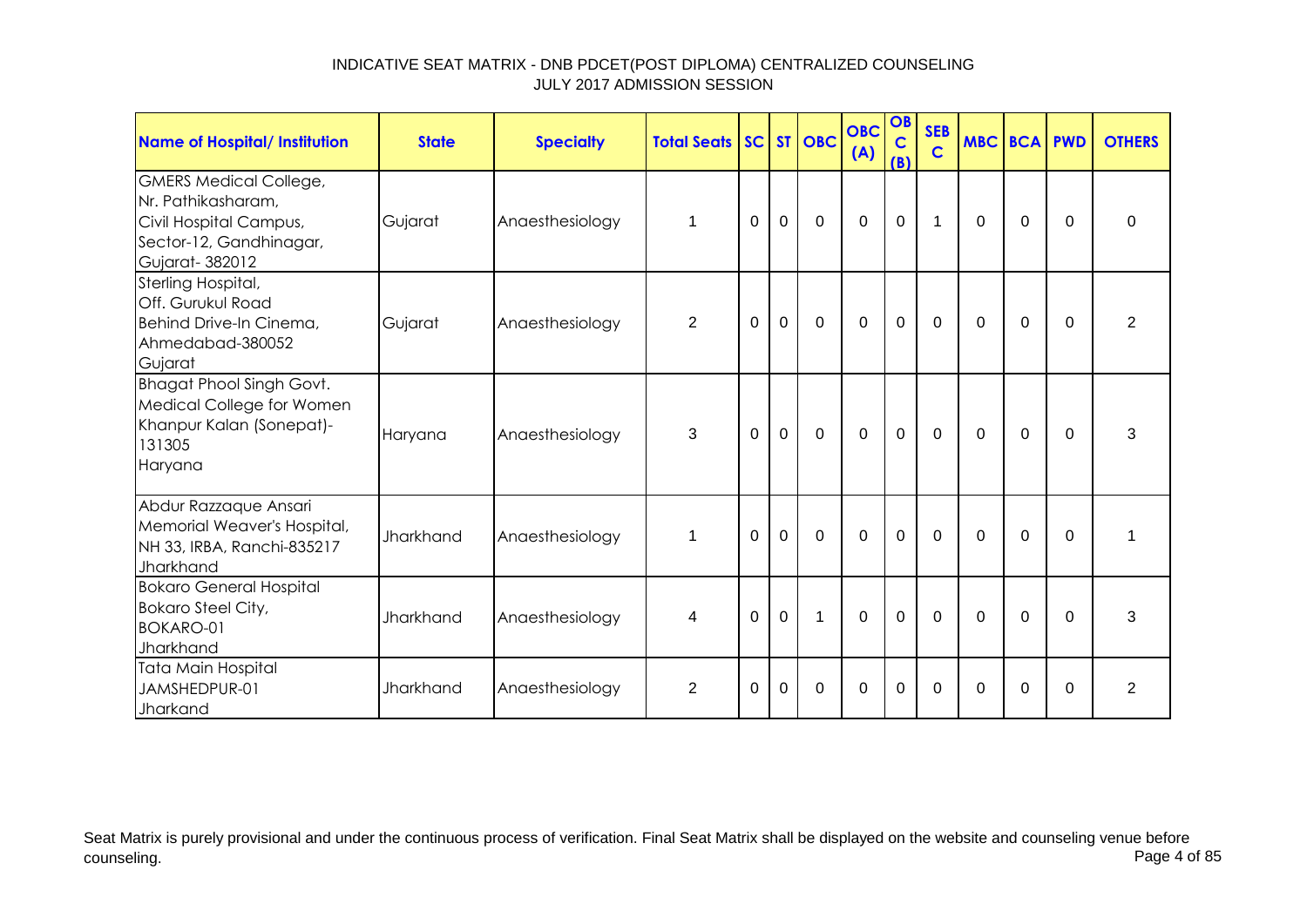# INDICATIVE SEAT MATRIX - DNB PDCET(POST DIPLOMA) CENTRALIZED COUNSELING
## JULY 2017 ADMISSION SESSION

| Name of Hospital/ Institution | State | Specialty | Total Seats | SC | ST | OBC | OBC (A) | OBC (B) | SEB C | MBC | BCA | PWD | OTHERS |
|---|---|---|---|---|---|---|---|---|---|---|---|---|---|
| GMERS Medical College, Nr. Pathikasharam, Civil Hospital Campus, Sector-12, Gandhinagar, Gujarat- 382012 | Gujarat | Anaesthesiology | 1 | 0 | 0 | 0 | 0 | 0 | 1 | 0 | 0 | 0 | 0 |
| Sterling Hospital, Off. Gurukul Road Behind Drive-In Cinema, Ahmedabad-380052 Gujarat | Gujarat | Anaesthesiology | 2 | 0 | 0 | 0 | 0 | 0 | 0 | 0 | 0 | 0 | 2 |
| Bhagat Phool Singh Govt. Medical College for Women Khanpur Kalan (Sonepat)-131305 Haryana | Haryana | Anaesthesiology | 3 | 0 | 0 | 0 | 0 | 0 | 0 | 0 | 0 | 0 | 3 |
| Abdur Razzaque Ansari Memorial Weaver's Hospital, NH 33, IRBA, Ranchi-835217 Jharkhand | Jharkhand | Anaesthesiology | 1 | 0 | 0 | 0 | 0 | 0 | 0 | 0 | 0 | 0 | 1 |
| Bokaro General Hospital Bokaro Steel City, BOKARO-01 Jharkhand | Jharkhand | Anaesthesiology | 4 | 0 | 0 | 1 | 0 | 0 | 0 | 0 | 0 | 0 | 3 |
| Tata Main Hospital JAMSHEDPUR-01 Jharkand | Jharkhand | Anaesthesiology | 2 | 0 | 0 | 0 | 0 | 0 | 0 | 0 | 0 | 0 | 2 |

Seat Matrix is purely provisional and under the continuous process of verification. Final Seat Matrix shall be displayed on the website and counseling venue before counseling.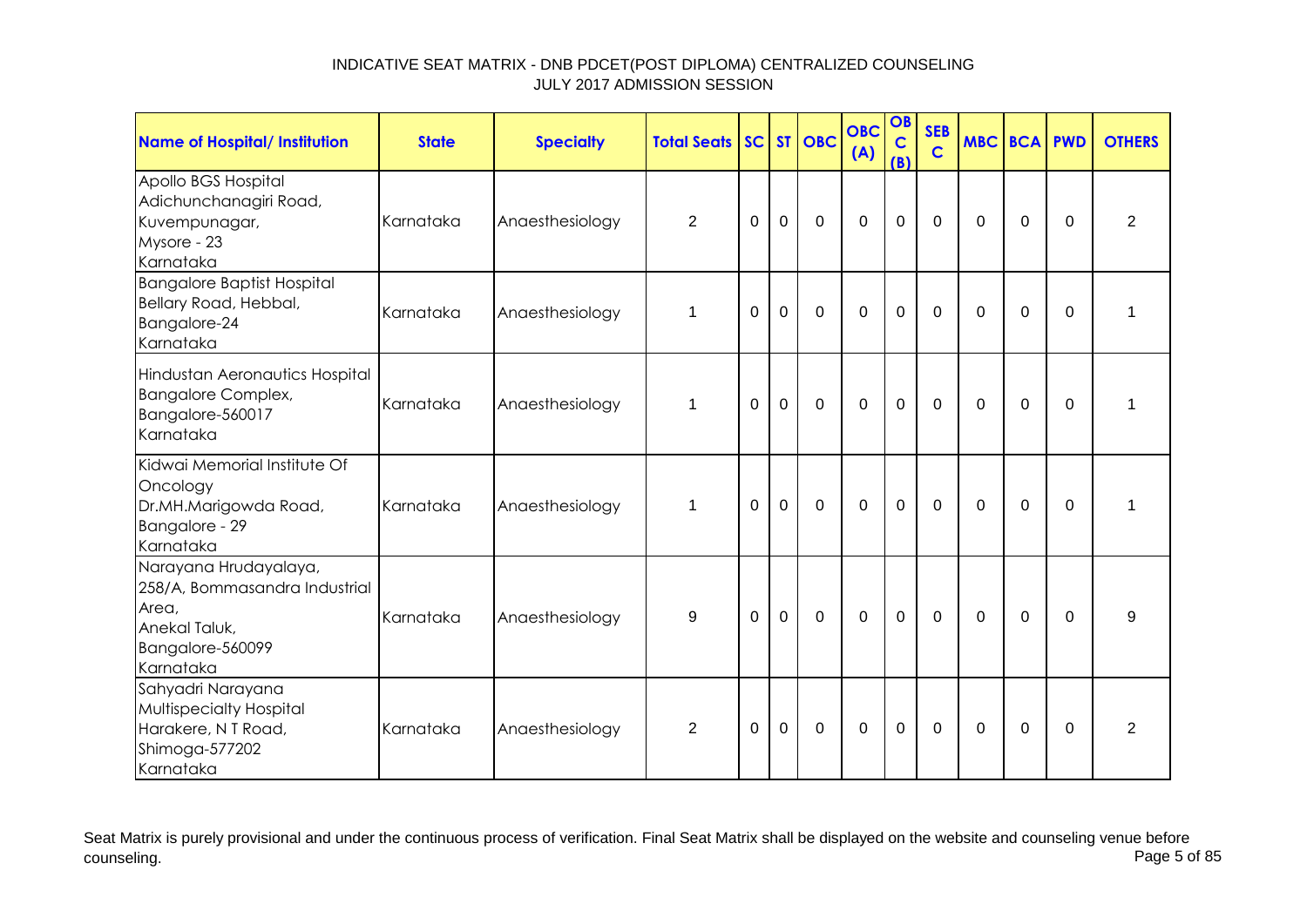INDICATIVE SEAT MATRIX - DNB PDCET(POST DIPLOMA) CENTRALIZED COUNSELING
JULY 2017 ADMISSION SESSION

| Name of Hospital/ Institution | State | Specialty | Total Seats | SC | ST | OBC | OBC (A) | OBC (B) | SEBC | MBC | BCA | PWD | OTHERS |
|---|---|---|---|---|---|---|---|---|---|---|---|---|---|
| Apollo BGS Hospital<br>Adichunchanagiri Road,<br>Kuvempunagar,<br>Mysore - 23<br>Karnataka | Karnataka | Anaesthesiology | 2 | 0 | 0 | 0 | 0 | 0 | 0 | 0 | 0 | 0 | 2 |
| Bangalore Baptist Hospital<br>Bellary Road, Hebbal,<br>Bangalore-24<br>Karnataka | Karnataka | Anaesthesiology | 1 | 0 | 0 | 0 | 0 | 0 | 0 | 0 | 0 | 0 | 1 |
| Hindustan Aeronautics Hospital<br>Bangalore Complex,<br>Bangalore-560017<br>Karnataka | Karnataka | Anaesthesiology | 1 | 0 | 0 | 0 | 0 | 0 | 0 | 0 | 0 | 0 | 1 |
| Kidwai Memorial Institute Of Oncology<br>Dr.MH.Marigowda Road,<br>Bangalore - 29<br>Karnataka | Karnataka | Anaesthesiology | 1 | 0 | 0 | 0 | 0 | 0 | 0 | 0 | 0 | 0 | 1 |
| Narayana Hrudayalaya,<br>258/A, Bommasandra Industrial Area,<br>Anekal Taluk,<br>Bangalore-560099<br>Karnataka | Karnataka | Anaesthesiology | 9 | 0 | 0 | 0 | 0 | 0 | 0 | 0 | 0 | 0 | 9 |
| Sahyadri Narayana Multispecialty Hospital<br>Harakere, N T Road,<br>Shimoga-577202<br>Karnataka | Karnataka | Anaesthesiology | 2 | 0 | 0 | 0 | 0 | 0 | 0 | 0 | 0 | 0 | 2 |

Seat Matrix is purely provisional and under the continuous process of verification. Final Seat Matrix shall be displayed on the website and counseling venue before counseling.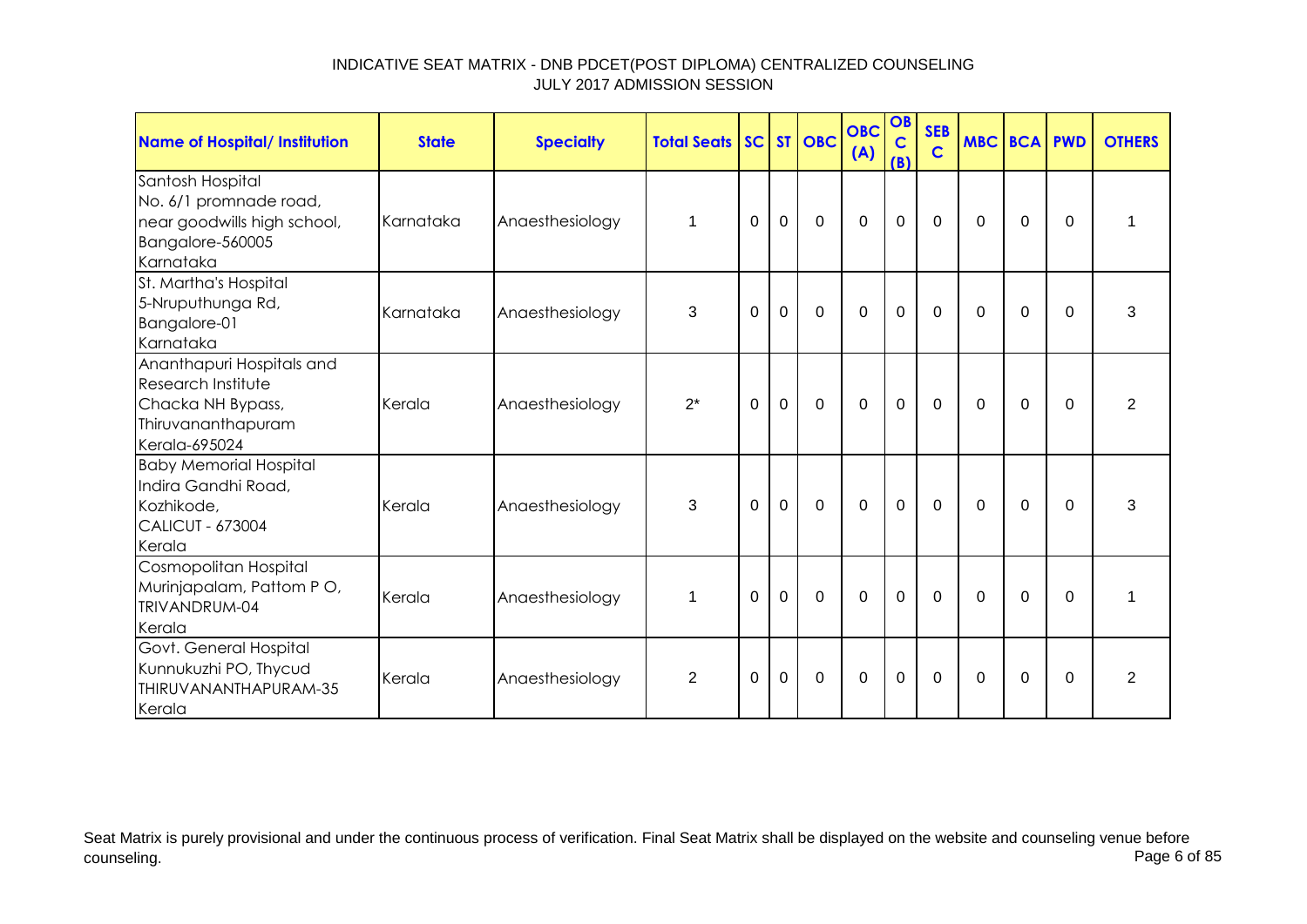INDICATIVE SEAT MATRIX - DNB PDCET(POST DIPLOMA) CENTRALIZED COUNSELING
JULY 2017 ADMISSION SESSION

| Name of Hospital/ Institution | State | Specialty | Total Seats | SC | ST | OBC | OBC (A) | OBC (B) | SEBC | MBC | BCA | PWD | OTHERS |
|---|---|---|---|---|---|---|---|---|---|---|---|---|---|
| Santosh Hospital No. 6/1 promnade road, near goodwills high school, Bangalore-560005 Karnataka | Karnataka | Anaesthesiology | 1 | 0 | 0 | 0 | 0 | 0 | 0 | 0 | 0 | 0 | 1 |
| St. Martha's Hospital 5-Nruputhunga Rd, Bangalore-01 Karnataka | Karnataka | Anaesthesiology | 3 | 0 | 0 | 0 | 0 | 0 | 0 | 0 | 0 | 0 | 3 |
| Ananthapuri Hospitals and Research Institute Chacka NH Bypass, Thiruvananthapuram Kerala-695024 | Kerala | Anaesthesiology | 2* | 0 | 0 | 0 | 0 | 0 | 0 | 0 | 0 | 0 | 2 |
| Baby Memorial Hospital Indira Gandhi Road, Kozhikode, CALICUT - 673004 Kerala | Kerala | Anaesthesiology | 3 | 0 | 0 | 0 | 0 | 0 | 0 | 0 | 0 | 0 | 3 |
| Cosmopolitan Hospital Murinjapalam, Pattom P O, TRIVANDRUM-04 Kerala | Kerala | Anaesthesiology | 1 | 0 | 0 | 0 | 0 | 0 | 0 | 0 | 0 | 0 | 1 |
| Govt. General Hospital Kunnukuzhi PO, Thycud THIRUVANANTHAPURAM-35 Kerala | Kerala | Anaesthesiology | 2 | 0 | 0 | 0 | 0 | 0 | 0 | 0 | 0 | 0 | 2 |

Seat Matrix is purely provisional and under the continuous process of verification. Final Seat Matrix shall be displayed on the website and counseling venue before counseling.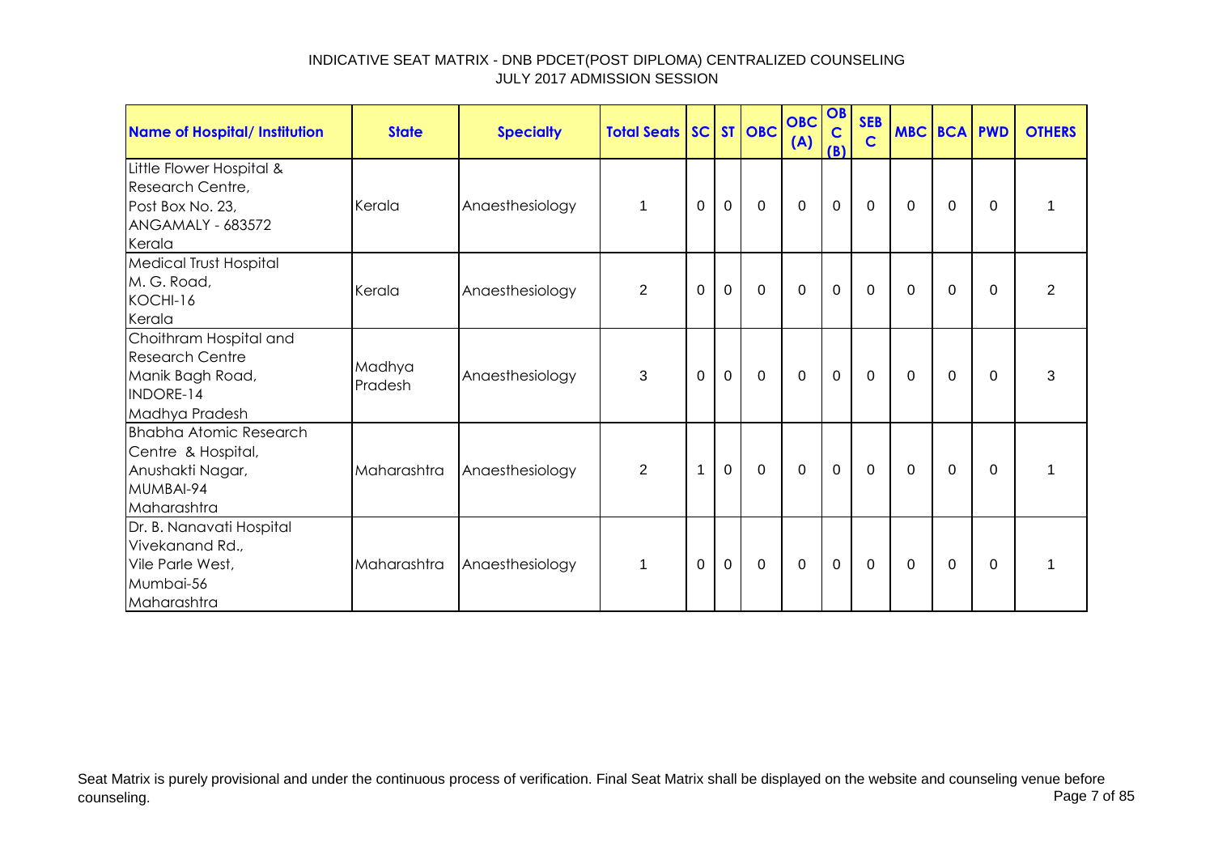INDICATIVE SEAT MATRIX - DNB PDCET(POST DIPLOMA) CENTRALIZED COUNSELING
JULY 2017 ADMISSION SESSION

| Name of Hospital/ Institution | State | Specialty | Total Seats | SC | ST | OBC | OBC (A) | OBC (B) | SEBC | MBC | BCA | PWD | OTHERS |
|---|---|---|---|---|---|---|---|---|---|---|---|---|---|
| Little Flower Hospital & Research Centre, Post Box No. 23, ANGAMALY - 683572 Kerala | Kerala | Anaesthesiology | 1 | 0 | 0 | 0 | 0 | 0 | 0 | 0 | 0 | 0 | 1 |
| Medical Trust Hospital M. G. Road, KOCHI-16 Kerala | Kerala | Anaesthesiology | 2 | 0 | 0 | 0 | 0 | 0 | 0 | 0 | 0 | 0 | 2 |
| Choithram Hospital and Research Centre Manik Bagh Road, INDORE-14 Madhya Pradesh | Madhya Pradesh | Anaesthesiology | 3 | 0 | 0 | 0 | 0 | 0 | 0 | 0 | 0 | 0 | 3 |
| Bhabha Atomic Research Centre & Hospital, Anushakti Nagar, MUMBAI-94 Maharashtra | Maharashtra | Anaesthesiology | 2 | 1 | 0 | 0 | 0 | 0 | 0 | 0 | 0 | 0 | 1 |
| Dr. B. Nanavati Hospital Vivekanand Rd., Vile Parle West, Mumbai-56 Maharashtra | Maharashtra | Anaesthesiology | 1 | 0 | 0 | 0 | 0 | 0 | 0 | 0 | 0 | 0 | 1 |

Seat Matrix is purely provisional and under the continuous process of verification. Final Seat Matrix shall be displayed on the website and counseling venue before counseling.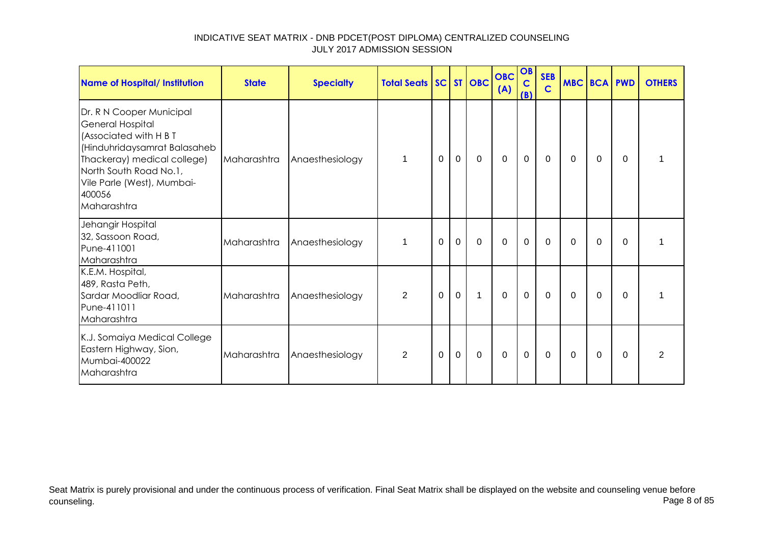INDICATIVE SEAT MATRIX - DNB PDCET(POST DIPLOMA) CENTRALIZED COUNSELING
JULY 2017 ADMISSION SESSION

| Name of Hospital/ Institution | State | Specialty | Total Seats | SC | ST | OBC | OBC (A) | OBC (B) | SEBC | MBC | BCA | PWD | OTHERS |
|---|---|---|---|---|---|---|---|---|---|---|---|---|---|
| Dr. R N Cooper Municipal General Hospital (Associated with H B T (Hinduhridaysamrat Balasaheb Thackeray) medical college) North South Road No.1, Vile Parle (West), Mumbai-400056 Maharashtra | Maharashtra | Anaesthesiology | 1 | 0 | 0 | 0 | 0 | 0 | 0 | 0 | 0 | 0 | 1 |
| Jehangir Hospital 32, Sassoon Road, Pune-411001 Maharashtra | Maharashtra | Anaesthesiology | 1 | 0 | 0 | 0 | 0 | 0 | 0 | 0 | 0 | 0 | 1 |
| K.E.M. Hospital, 489, Rasta Peth, Sardar Moodliar Road, Pune-411011 Maharashtra | Maharashtra | Anaesthesiology | 2 | 0 | 0 | 1 | 0 | 0 | 0 | 0 | 0 | 0 | 1 |
| K.J. Somaiya Medical College Eastern Highway, Sion, Mumbai-400022 Maharashtra | Maharashtra | Anaesthesiology | 2 | 0 | 0 | 0 | 0 | 0 | 0 | 0 | 0 | 0 | 2 |

Seat Matrix is purely provisional and under the continuous process of verification. Final Seat Matrix shall be displayed on the website and counseling venue before counseling.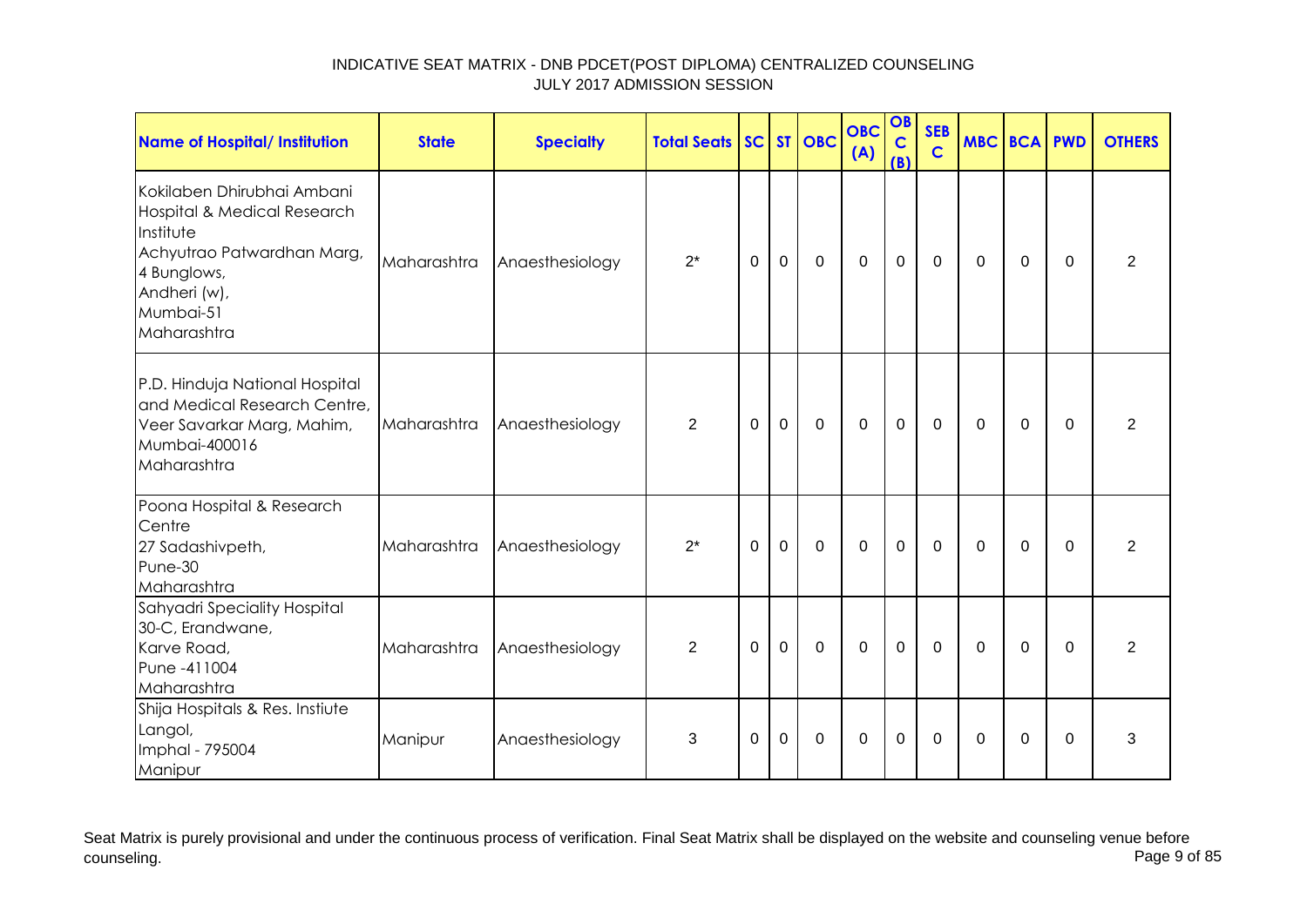INDICATIVE SEAT MATRIX - DNB PDCET(POST DIPLOMA) CENTRALIZED COUNSELING
JULY 2017 ADMISSION SESSION

| Name of Hospital/ Institution | State | Specialty | Total Seats | SC | ST | OBC | OBC (A) | OBC (B) | SEBC | MBC | BCA | PWD | OTHERS |
|---|---|---|---|---|---|---|---|---|---|---|---|---|---|
| Kokilaben Dhirubhai Ambani Hospital & Medical Research Institute Achyutrao Patwardhan Marg, 4 Bunglows, Andheri (w), Mumbai-51 Maharashtra | Maharashtra | Anaesthesiology | 2* | 0 | 0 | 0 | 0 | 0 | 0 | 0 | 0 | 0 | 2 |
| P.D. Hinduja National Hospital and Medical Research Centre, Veer Savarkar Marg, Mahim, Mumbai-400016 Maharashtra | Maharashtra | Anaesthesiology | 2 | 0 | 0 | 0 | 0 | 0 | 0 | 0 | 0 | 0 | 2 |
| Poona Hospital & Research Centre 27 Sadashivpeth, Pune-30 Maharashtra | Maharashtra | Anaesthesiology | 2* | 0 | 0 | 0 | 0 | 0 | 0 | 0 | 0 | 0 | 2 |
| Sahyadri Speciality Hospital 30-C, Erandwane, Karve Road, Pune -411004 Maharashtra | Maharashtra | Anaesthesiology | 2 | 0 | 0 | 0 | 0 | 0 | 0 | 0 | 0 | 0 | 2 |
| Shija Hospitals & Res. Instiute Langol, Imphal - 795004 Manipur | Manipur | Anaesthesiology | 3 | 0 | 0 | 0 | 0 | 0 | 0 | 0 | 0 | 0 | 3 |

Seat Matrix is purely provisional and under the continuous process of verification. Final Seat Matrix shall be displayed on the website and counseling venue before counseling.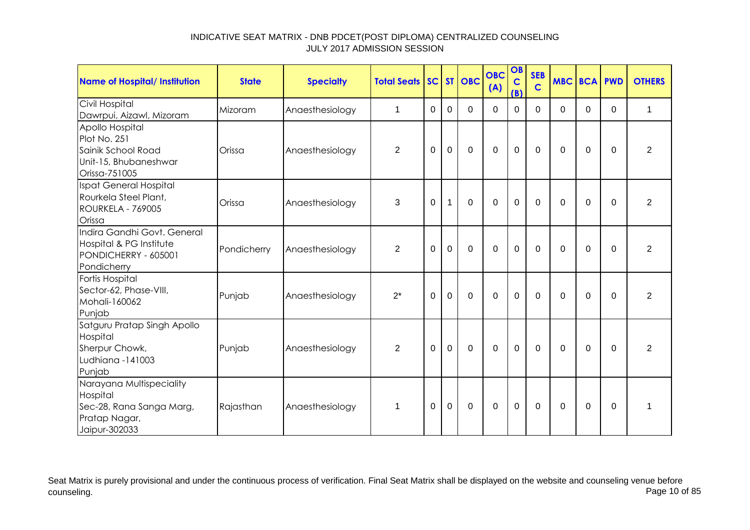# INDICATIVE SEAT MATRIX - DNB PDCET(POST DIPLOMA) CENTRALIZED COUNSELING
## JULY 2017 ADMISSION SESSION

| Name of Hospital/ Institution | State | Specialty | Total Seats | SC | ST | OBC | OBC (A) | OBC (B) | SEB C | MBC | BCA | PWD | OTHERS |
|---|---|---|---|---|---|---|---|---|---|---|---|---|---|
| Civil Hospital<br>Dawrpui, Aizawl, Mizoram | Mizoram | Anaesthesiology | 1 | 0 | 0 | 0 | 0 | 0 | 0 | 0 | 0 | 0 | 1 |
| Apollo Hospital<br>Plot No. 251<br>Sainik School Road<br>Unit-15, Bhubaneshwar<br>Orissa-751005 | Orissa | Anaesthesiology | 2 | 0 | 0 | 0 | 0 | 0 | 0 | 0 | 0 | 0 | 2 |
| Ispat General Hospital<br>Rourkela Steel Plant,<br>ROURKELA - 769005<br>Orissa | Orissa | Anaesthesiology | 3 | 0 | 1 | 0 | 0 | 0 | 0 | 0 | 0 | 0 | 2 |
| Indira Gandhi Govt. General Hospital & PG Institute<br>PONDICHERRY - 605001<br>Pondicherry | Pondicherry | Anaesthesiology | 2 | 0 | 0 | 0 | 0 | 0 | 0 | 0 | 0 | 0 | 2 |
| Fortis Hospital<br>Sector-62, Phase-VIII,<br>Mohali-160062<br>Punjab | Punjab | Anaesthesiology | 2* | 0 | 0 | 0 | 0 | 0 | 0 | 0 | 0 | 0 | 2 |
| Satguru Pratap Singh Apollo Hospital<br>Sherpur Chowk,<br>Ludhiana -141003<br>Punjab | Punjab | Anaesthesiology | 2 | 0 | 0 | 0 | 0 | 0 | 0 | 0 | 0 | 0 | 2 |
| Narayana Multispeciality Hospital<br>Sec-28, Rana Sanga Marg,<br>Pratap Nagar,<br>Jaipur-302033 | Rajasthan | Anaesthesiology | 1 | 0 | 0 | 0 | 0 | 0 | 0 | 0 | 0 | 0 | 1 |

Seat Matrix is purely provisional and under the continuous process of verification. Final Seat Matrix shall be displayed on the website and counseling venue before counseling.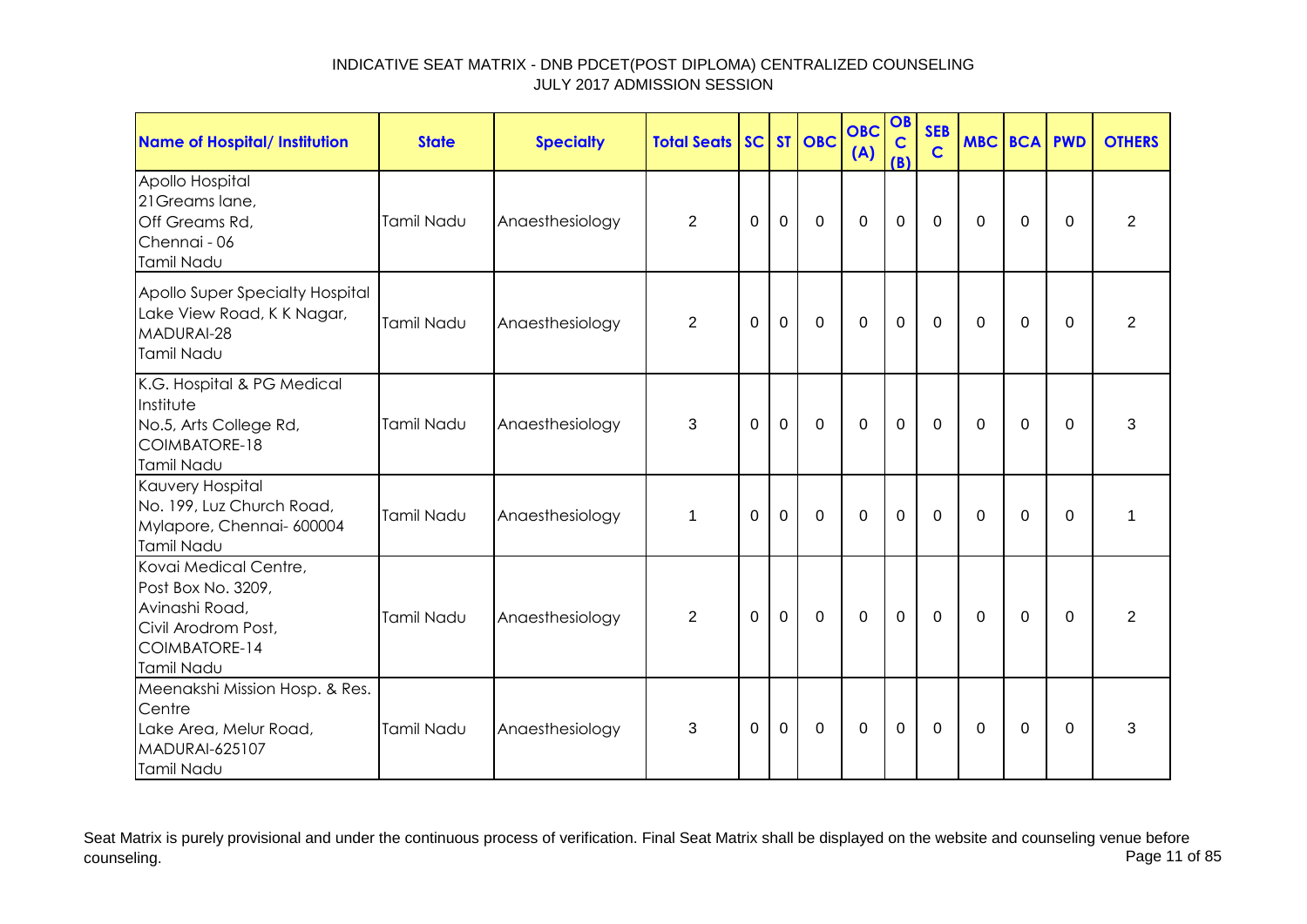INDICATIVE SEAT MATRIX - DNB PDCET(POST DIPLOMA) CENTRALIZED COUNSELING
JULY 2017 ADMISSION SESSION

| Name of Hospital/ Institution | State | Specialty | Total Seats | SC | ST | OBC | OBC (A) | OBC (B) | SEB C | MBC | BCA | PWD | OTHERS |
|---|---|---|---|---|---|---|---|---|---|---|---|---|---|
| Apollo Hospital<br>21Greams lane,<br>Off Greams Rd,<br>Chennai - 06<br>Tamil Nadu | Tamil Nadu | Anaesthesiology | 2 | 0 | 0 | 0 | 0 | 0 | 0 | 0 | 0 | 0 | 2 |
| Apollo Super Specialty Hospital<br>Lake View Road, K K Nagar,<br>MADURAI-28<br>Tamil Nadu | Tamil Nadu | Anaesthesiology | 2 | 0 | 0 | 0 | 0 | 0 | 0 | 0 | 0 | 0 | 2 |
| K.G. Hospital & PG Medical Institute<br>No.5, Arts College Rd,<br>COIMBATORE-18<br>Tamil Nadu | Tamil Nadu | Anaesthesiology | 3 | 0 | 0 | 0 | 0 | 0 | 0 | 0 | 0 | 0 | 3 |
| Kauvery Hospital<br>No. 199, Luz Church Road,<br>Mylapore, Chennai- 600004<br>Tamil Nadu | Tamil Nadu | Anaesthesiology | 1 | 0 | 0 | 0 | 0 | 0 | 0 | 0 | 0 | 0 | 1 |
| Kovai Medical Centre,<br>Post Box No. 3209,<br>Avinashi Road,<br>Civil Arodrom Post,<br>COIMBATORE-14<br>Tamil Nadu | Tamil Nadu | Anaesthesiology | 2 | 0 | 0 | 0 | 0 | 0 | 0 | 0 | 0 | 0 | 2 |
| Meenakshi Mission Hosp. & Res. Centre<br>Lake Area, Melur Road,<br>MADURAI-625107<br>Tamil Nadu | Tamil Nadu | Anaesthesiology | 3 | 0 | 0 | 0 | 0 | 0 | 0 | 0 | 0 | 0 | 3 |

Seat Matrix is purely provisional and under the continuous process of verification. Final Seat Matrix shall be displayed on the website and counseling venue before counseling.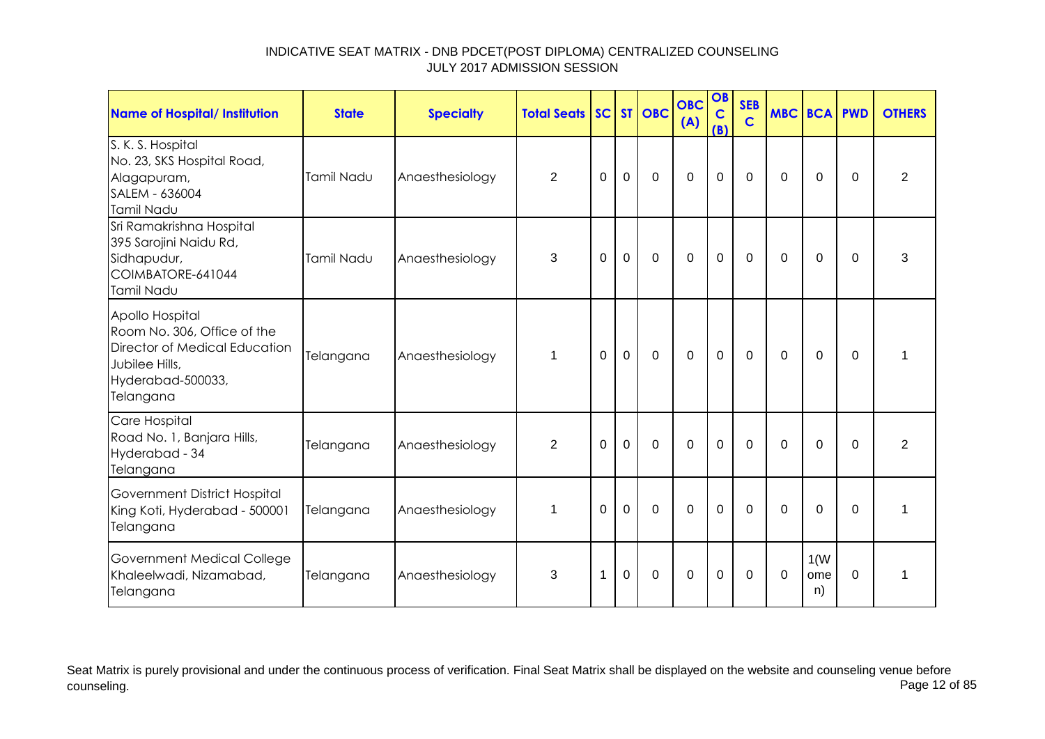INDICATIVE SEAT MATRIX - DNB PDCET(POST DIPLOMA) CENTRALIZED COUNSELING
JULY 2017 ADMISSION SESSION

| Name of Hospital/ Institution | State | Specialty | Total Seats | SC | ST | OBC | OBC (A) | OBC (B) | SEBC | MBC | BCA | PWD | OTHERS |
|---|---|---|---|---|---|---|---|---|---|---|---|---|---|
| S. K. S. Hospital<br>No. 23, SKS Hospital Road,<br>Alagapuram,<br>SALEM - 636004<br>Tamil Nadu | Tamil Nadu | Anaesthesiology | 2 | 0 | 0 | 0 | 0 | 0 | 0 | 0 | 0 | 0 | 2 |
| Sri Ramakrishna Hospital<br>395 Sarojini Naidu Rd,<br>Sidhapudur,<br>COIMBATORE-641044<br>Tamil Nadu | Tamil Nadu | Anaesthesiology | 3 | 0 | 0 | 0 | 0 | 0 | 0 | 0 | 0 | 0 | 3 |
| Apollo Hospital<br>Room No. 306, Office of the Director of Medical Education<br>Jubilee Hills,<br>Hyderabad-500033,<br>Telangana | Telangana | Anaesthesiology | 1 | 0 | 0 | 0 | 0 | 0 | 0 | 0 | 0 | 0 | 1 |
| Care Hospital<br>Road No. 1, Banjara Hills,<br>Hyderabad - 34<br>Telangana | Telangana | Anaesthesiology | 2 | 0 | 0 | 0 | 0 | 0 | 0 | 0 | 0 | 0 | 2 |
| Government District Hospital<br>King Koti, Hyderabad - 500001<br>Telangana | Telangana | Anaesthesiology | 1 | 0 | 0 | 0 | 0 | 0 | 0 | 0 | 0 | 0 | 1 |
| Government Medical College<br>Khaleelwadi, Nizamabad,<br>Telangana | Telangana | Anaesthesiology | 3 | 1 | 0 | 0 | 0 | 0 | 0 | 0 | 1(Women) | 0 | 1 |

Seat Matrix is purely provisional and under the continuous process of verification. Final Seat Matrix shall be displayed on the website and counseling venue before counseling.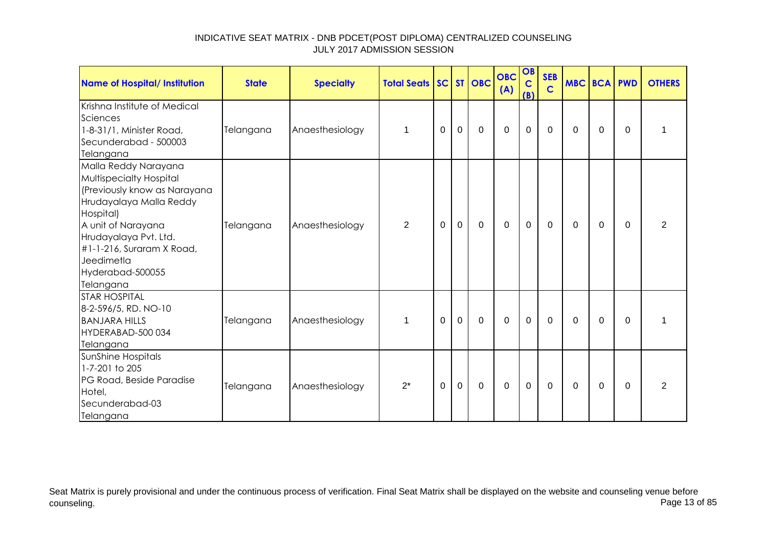INDICATIVE SEAT MATRIX - DNB PDCET(POST DIPLOMA) CENTRALIZED COUNSELING
JULY 2017 ADMISSION SESSION

| Name of Hospital/ Institution | State | Specialty | Total Seats | SC | ST | OBC | OBC (A) | OBC (B) | SEBC | MBC | BCA | PWD | OTHERS |
|---|---|---|---|---|---|---|---|---|---|---|---|---|---|
| Krishna Institute of Medical Sciences<br>1-8-31/1, Minister Road,<br>Secunderabad - 500003<br>Telangana | Telangana | Anaesthesiology | 1 | 0 | 0 | 0 | 0 | 0 | 0 | 0 | 0 | 0 | 1 |
| Malla Reddy Narayana Multispecialty Hospital<br>(Previously know as Narayana Hrudayalaya Malla Reddy Hospital)<br>A unit of Narayana Hrudayalaya Pvt. Ltd.<br>#1-1-216, Suraram X Road, Jeedimetla<br>Hyderabad-500055<br>Telangana | Telangana | Anaesthesiology | 2 | 0 | 0 | 0 | 0 | 0 | 0 | 0 | 0 | 0 | 2 |
| STAR HOSPITAL<br>8-2-596/5, RD. NO-10<br>BANJARA HILLS<br>HYDERABAD-500 034<br>Telangana | Telangana | Anaesthesiology | 1 | 0 | 0 | 0 | 0 | 0 | 0 | 0 | 0 | 0 | 1 |
| SunShine Hospitals<br>1-7-201 to 205<br>PG Road, Beside Paradise Hotel,<br>Secunderabad-03<br>Telangana | Telangana | Anaesthesiology | 2* | 0 | 0 | 0 | 0 | 0 | 0 | 0 | 0 | 0 | 2 |

Seat Matrix is purely provisional and under the continuous process of verification. Final Seat Matrix shall be displayed on the website and counseling venue before counseling.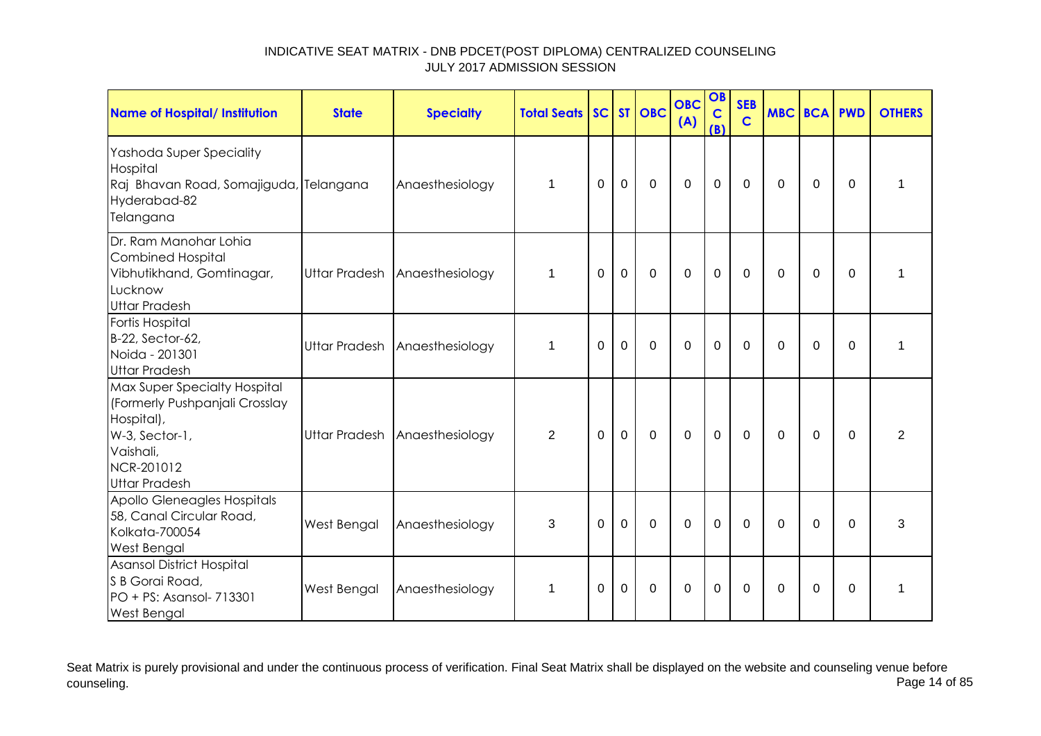INDICATIVE SEAT MATRIX - DNB PDCET(POST DIPLOMA) CENTRALIZED COUNSELING
JULY 2017 ADMISSION SESSION

| Name of Hospital/ Institution | State | Specialty | Total Seats | SC | ST | OBC | OBC (A) | OBC (B) | SEBC | MBC | BCA | PWD | OTHERS |
|---|---|---|---|---|---|---|---|---|---|---|---|---|---|
| Yashoda Super Speciality Hospital Raj Bhavan Road, Somajiguda, Hyderabad-82 Telangana | Telangana | Anaesthesiology | 1 | 0 | 0 | 0 | 0 | 0 | 0 | 0 | 0 | 0 | 1 |
| Dr. Ram Manohar Lohia Combined Hospital Vibhutikhand, Gomtinagar, Lucknow Uttar Pradesh | Uttar Pradesh | Anaesthesiology | 1 | 0 | 0 | 0 | 0 | 0 | 0 | 0 | 0 | 0 | 1 |
| Fortis Hospital B-22, Sector-62, Noida - 201301 Uttar Pradesh | Uttar Pradesh | Anaesthesiology | 1 | 0 | 0 | 0 | 0 | 0 | 0 | 0 | 0 | 0 | 1 |
| Max Super Specialty Hospital (Formerly Pushpanjali Crosslay Hospital), W-3, Sector-1, Vaishali, NCR-201012 Uttar Pradesh | Uttar Pradesh | Anaesthesiology | 2 | 0 | 0 | 0 | 0 | 0 | 0 | 0 | 0 | 0 | 2 |
| Apollo Gleneagles Hospitals 58, Canal Circular Road, Kolkata-700054 West Bengal | West Bengal | Anaesthesiology | 3 | 0 | 0 | 0 | 0 | 0 | 0 | 0 | 0 | 0 | 3 |
| Asansol District Hospital S B Gorai Road, PO + PS: Asansol- 713301 West Bengal | West Bengal | Anaesthesiology | 1 | 0 | 0 | 0 | 0 | 0 | 0 | 0 | 0 | 0 | 1 |

Seat Matrix is purely provisional and under the continuous process of verification. Final Seat Matrix shall be displayed on the website and counseling venue before counseling.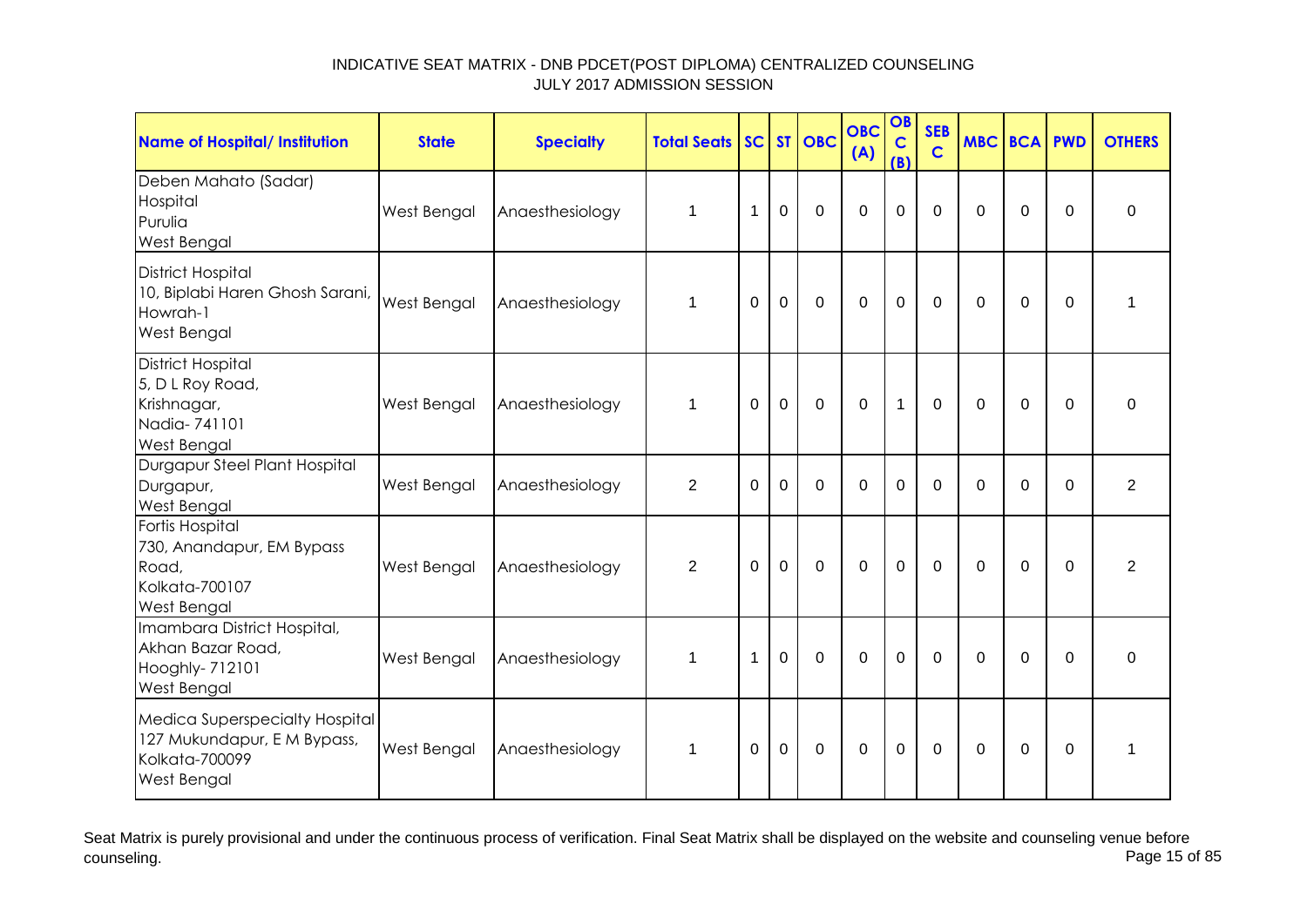INDICATIVE SEAT MATRIX - DNB PDCET(POST DIPLOMA) CENTRALIZED COUNSELING
JULY 2017 ADMISSION SESSION

| Name of Hospital/ Institution | State | Specialty | Total Seats | SC | ST | OBC | OBC (A) | OBC (B) | SEBC | MBC | BCA | PWD | OTHERS |
|---|---|---|---|---|---|---|---|---|---|---|---|---|---|
| Deben Mahato (Sadar) Hospital Purulia West Bengal | West Bengal | Anaesthesiology | 1 | 1 | 0 | 0 | 0 | 0 | 0 | 0 | 0 | 0 | 0 |
| District Hospital 10, Biplabi Haren Ghosh Sarani, Howrah-1 West Bengal | West Bengal | Anaesthesiology | 1 | 0 | 0 | 0 | 0 | 0 | 0 | 0 | 0 | 0 | 1 |
| District Hospital 5, D L Roy Road, Krishnagar, Nadia- 741101 West Bengal | West Bengal | Anaesthesiology | 1 | 0 | 0 | 0 | 0 | 1 | 0 | 0 | 0 | 0 | 0 |
| Durgapur Steel Plant Hospital Durgapur, West Bengal | West Bengal | Anaesthesiology | 2 | 0 | 0 | 0 | 0 | 0 | 0 | 0 | 0 | 0 | 2 |
| Fortis Hospital 730, Anandapur, EM Bypass Road, Kolkata-700107 West Bengal | West Bengal | Anaesthesiology | 2 | 0 | 0 | 0 | 0 | 0 | 0 | 0 | 0 | 0 | 2 |
| Imambara District Hospital, Akhan Bazar Road, Hooghly- 712101 West Bengal | West Bengal | Anaesthesiology | 1 | 1 | 0 | 0 | 0 | 0 | 0 | 0 | 0 | 0 | 0 |
| Medica Superspecialty Hospital 127 Mukundapur, E M Bypass, Kolkata-700099 West Bengal | West Bengal | Anaesthesiology | 1 | 0 | 0 | 0 | 0 | 0 | 0 | 0 | 0 | 0 | 1 |

Seat Matrix is purely provisional and under the continuous process of verification. Final Seat Matrix shall be displayed on the website and counseling venue before counseling.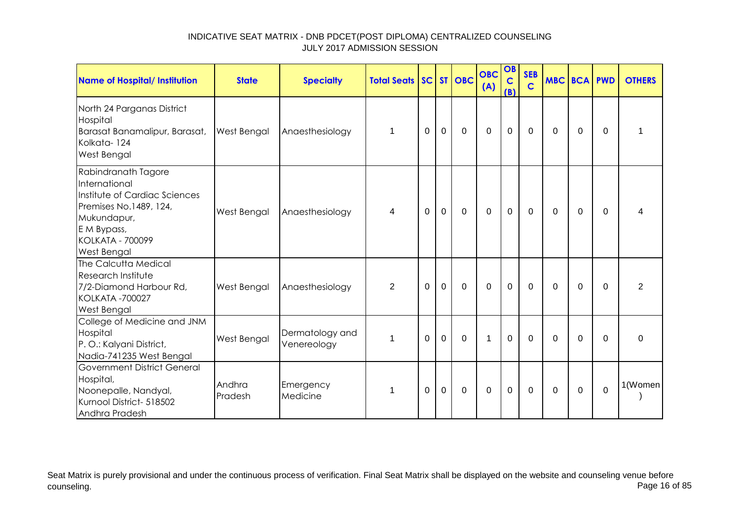# INDICATIVE SEAT MATRIX - DNB PDCET(POST DIPLOMA) CENTRALIZED COUNSELING
## JULY 2017 ADMISSION SESSION

| Name of Hospital/ Institution | State | Specialty | Total Seats | SC | ST | OBC | OBC (A) | OBC (B) | SEBC | MBC | BCA | PWD | OTHERS |
|---|---|---|---|---|---|---|---|---|---|---|---|---|---|
| North 24 Parganas District Hospital Barasat Banamalipur, Barasat, Kolkata- 124 West Bengal | West Bengal | Anaesthesiology | 1 | 0 | 0 | 0 | 0 | 0 | 0 | 0 | 0 | 0 | 1 |
| Rabindranath Tagore International Institute of Cardiac Sciences Premises No.1489, 124, Mukundapur, E M Bypass, KOLKATA - 700099 West Bengal | West Bengal | Anaesthesiology | 4 | 0 | 0 | 0 | 0 | 0 | 0 | 0 | 0 | 0 | 4 |
| The Calcutta Medical Research Institute 7/2-Diamond Harbour Rd, KOLKATA -700027 West Bengal | West Bengal | Anaesthesiology | 2 | 0 | 0 | 0 | 0 | 0 | 0 | 0 | 0 | 0 | 2 |
| College of Medicine and JNM Hospital P. O.: Kalyani District, Nadia-741235 West Bengal | West Bengal | Dermatology and Venereology | 1 | 0 | 0 | 0 | 1 | 0 | 0 | 0 | 0 | 0 | 0 |
| Government District General Hospital, Noonepalle, Nandyal, Kurnool District- 518502 Andhra Pradesh | Andhra Pradesh | Emergency Medicine | 1 | 0 | 0 | 0 | 0 | 0 | 0 | 0 | 0 | 0 | 1(Women) |

Seat Matrix is purely provisional and under the continuous process of verification. Final Seat Matrix shall be displayed on the website and counseling venue before counseling.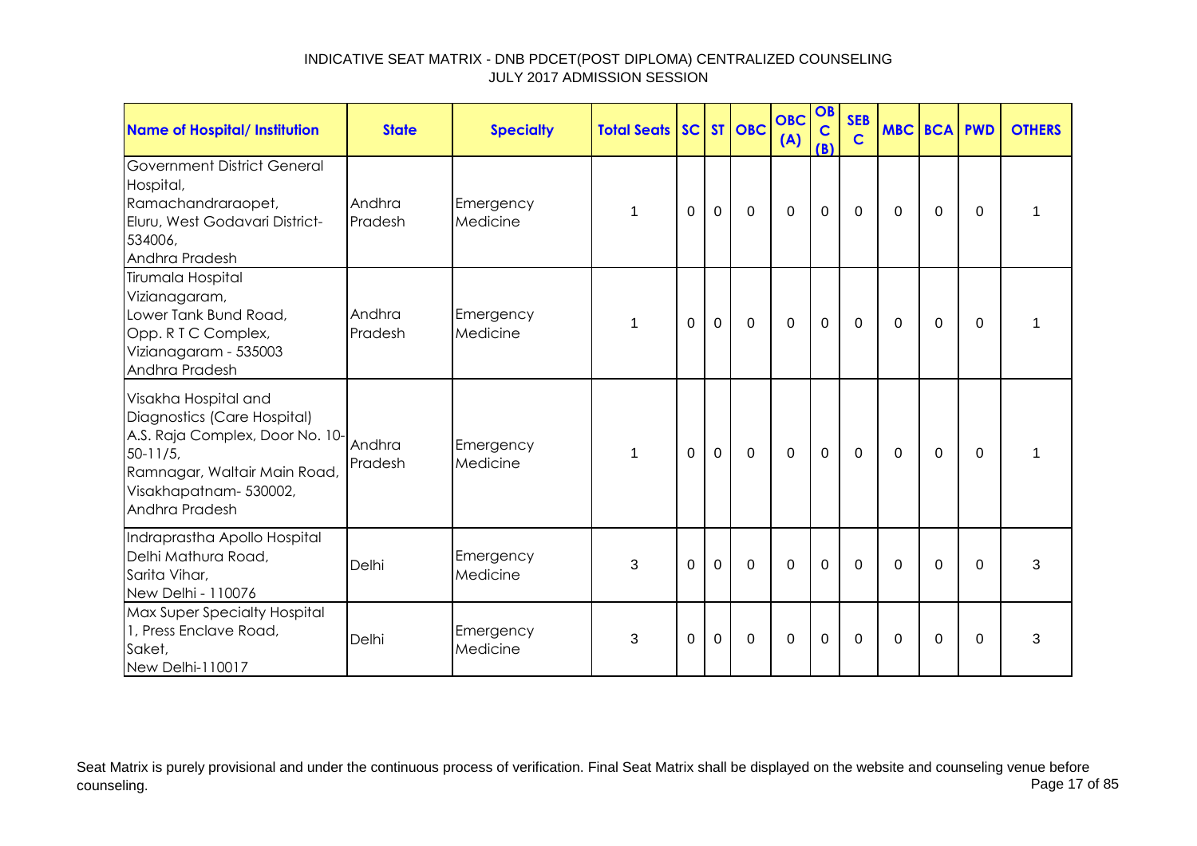INDICATIVE SEAT MATRIX - DNB PDCET(POST DIPLOMA) CENTRALIZED COUNSELING
JULY 2017 ADMISSION SESSION

| Name of Hospital/ Institution | State | Specialty | Total Seats | SC | ST | OBC | OBC (A) | OBC (B) | SEBC | MBC | BCA | PWD | OTHERS |
|---|---|---|---|---|---|---|---|---|---|---|---|---|---|
| Government District General Hospital, Ramachandraraopet, Eluru, West Godavari District-534006, Andhra Pradesh | Andhra Pradesh | Emergency Medicine | 1 | 0 | 0 | 0 | 0 | 0 | 0 | 0 | 0 | 0 | 1 |
| Tirumala Hospital Vizianagaram, Lower Tank Bund Road, Opp. R T C Complex, Vizianagaram - 535003 Andhra Pradesh | Andhra Pradesh | Emergency Medicine | 1 | 0 | 0 | 0 | 0 | 0 | 0 | 0 | 0 | 0 | 1 |
| Visakha Hospital and Diagnostics (Care Hospital) A.S. Raja Complex, Door No. 10-50-11/5, Ramnagar, Waltair Main Road, Visakhapatnam- 530002, Andhra Pradesh | Andhra Pradesh | Emergency Medicine | 1 | 0 | 0 | 0 | 0 | 0 | 0 | 0 | 0 | 0 | 1 |
| Indraprastha Apollo Hospital Delhi Mathura Road, Sarita Vihar, New Delhi - 110076 | Delhi | Emergency Medicine | 3 | 0 | 0 | 0 | 0 | 0 | 0 | 0 | 0 | 0 | 3 |
| Max Super Specialty Hospital 1, Press Enclave Road, Saket, New Delhi-110017 | Delhi | Emergency Medicine | 3 | 0 | 0 | 0 | 0 | 0 | 0 | 0 | 0 | 0 | 3 |

Seat Matrix is purely provisional and under the continuous process of verification. Final Seat Matrix shall be displayed on the website and counseling venue before counseling.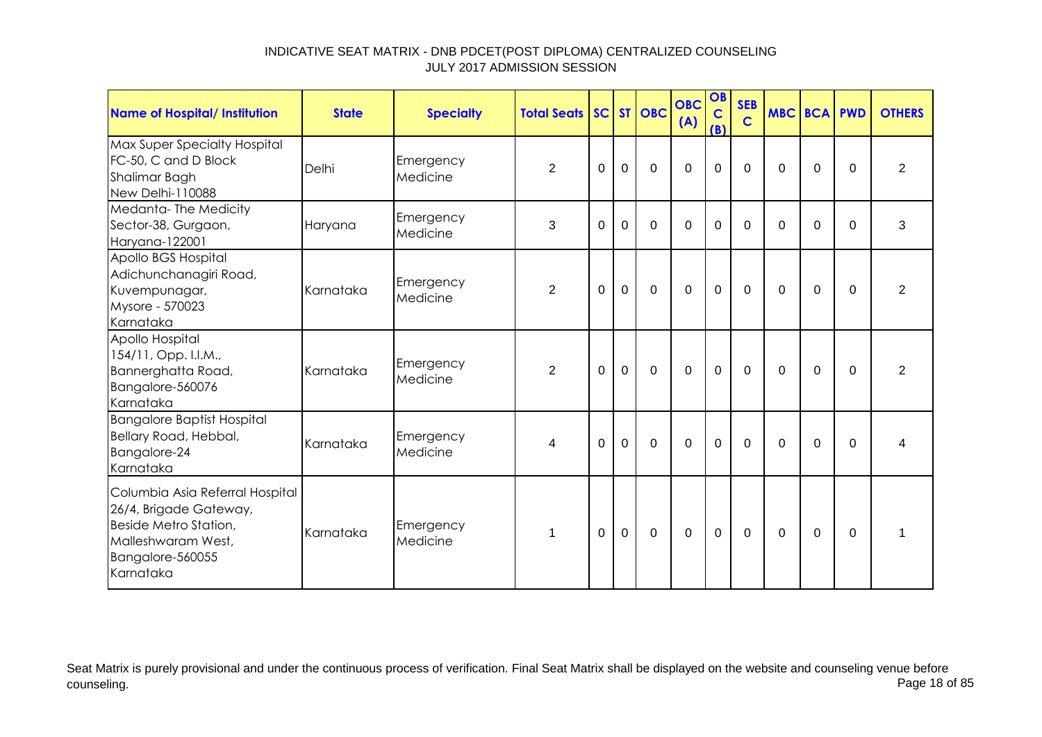# INDICATIVE SEAT MATRIX - DNB PDCET(POST DIPLOMA) CENTRALIZED COUNSELING
## JULY 2017 ADMISSION SESSION

| Name of Hospital/ Institution | State | Specialty | Total Seats | SC | ST | OBC | OBC (A) | OBC (B) | SEBC | MBC | BCA | PWD | OTHERS |
|---|---|---|---|---|---|---|---|---|---|---|---|---|---|
| Max Super Specialty Hospital FC-50, C and D Block Shalimar Bagh New Delhi-110088 | Delhi | Emergency Medicine | 2 | 0 | 0 | 0 | 0 | 0 | 0 | 0 | 0 | 0 | 2 |
| Medanta- The Medicity Sector-38, Gurgaon, Haryana-122001 | Haryana | Emergency Medicine | 3 | 0 | 0 | 0 | 0 | 0 | 0 | 0 | 0 | 0 | 3 |
| Apollo BGS Hospital Adichunchanagiri Road, Kuvempunagar, Mysore - 570023 Karnataka | Karnataka | Emergency Medicine | 2 | 0 | 0 | 0 | 0 | 0 | 0 | 0 | 0 | 0 | 2 |
| Apollo Hospital 154/11, Opp. I.I.M., Bannerghatta Road, Bangalore-560076 Karnataka | Karnataka | Emergency Medicine | 2 | 0 | 0 | 0 | 0 | 0 | 0 | 0 | 0 | 0 | 2 |
| Bangalore Baptist Hospital Bellary Road, Hebbal, Bangalore-24 Karnataka | Karnataka | Emergency Medicine | 4 | 0 | 0 | 0 | 0 | 0 | 0 | 0 | 0 | 0 | 4 |
| Columbia Asia Referral Hospital 26/4, Brigade Gateway, Beside Metro Station, Malleshwaram West, Bangalore-560055 Karnataka | Karnataka | Emergency Medicine | 1 | 0 | 0 | 0 | 0 | 0 | 0 | 0 | 0 | 0 | 1 |

Seat Matrix is purely provisional and under the continuous process of verification. Final Seat Matrix shall be displayed on the website and counseling venue before counseling.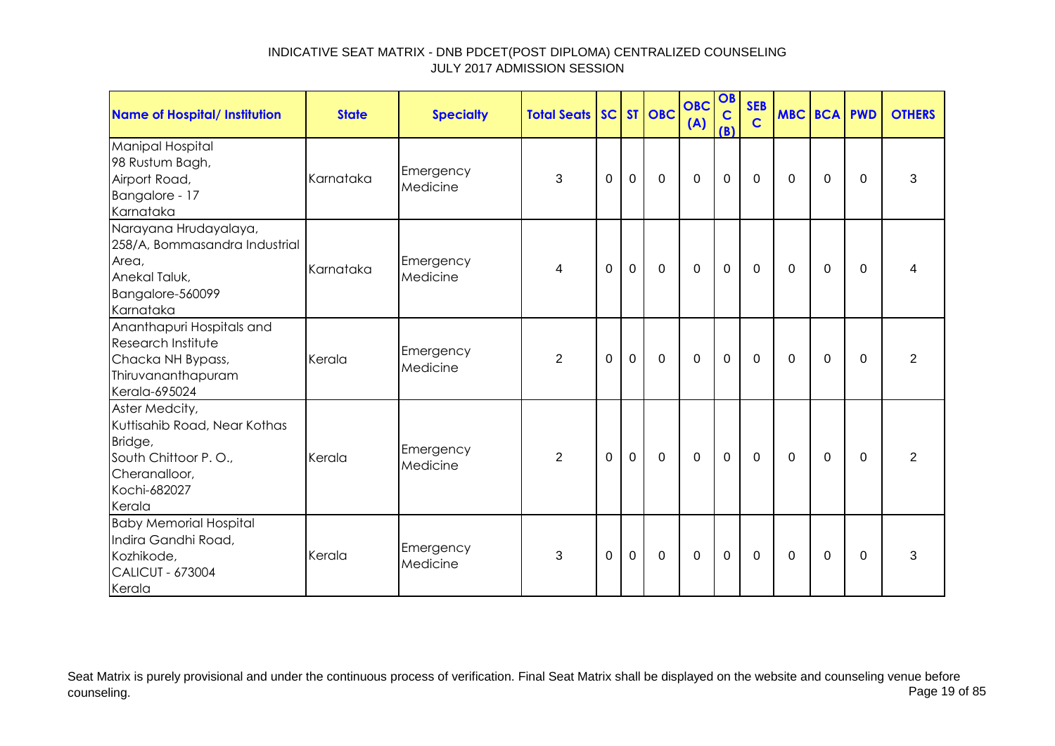# INDICATIVE SEAT MATRIX - DNB PDCET(POST DIPLOMA) CENTRALIZED COUNSELING
## JULY 2017 ADMISSION SESSION

| Name of Hospital/ Institution | State | Specialty | Total Seats | SC | ST | OBC | OBC (A) | OBC (B) | SEBC | MBC | BCA | PWD | OTHERS |
|---|---|---|---|---|---|---|---|---|---|---|---|---|---|
| Manipal Hospital 98 Rustum Bagh, Airport Road, Bangalore - 17 Karnataka | Karnataka | Emergency Medicine | 3 | 0 | 0 | 0 | 0 | 0 | 0 | 0 | 0 | 0 | 3 |
| Narayana Hrudayalaya, 258/A, Bommasandra Industrial Area, Anekal Taluk, Bangalore-560099 Karnataka | Karnataka | Emergency Medicine | 4 | 0 | 0 | 0 | 0 | 0 | 0 | 0 | 0 | 0 | 4 |
| Ananthapuri Hospitals and Research Institute Chacka NH Bypass, Thiruvananthapuram Kerala-695024 | Kerala | Emergency Medicine | 2 | 0 | 0 | 0 | 0 | 0 | 0 | 0 | 0 | 0 | 2 |
| Aster Medcity, Kuttisahib Road, Near Kothas Bridge, South Chittoor P. O., Cheranalloor, Kochi-682027 Kerala | Kerala | Emergency Medicine | 2 | 0 | 0 | 0 | 0 | 0 | 0 | 0 | 0 | 0 | 2 |
| Baby Memorial Hospital Indira Gandhi Road, Kozhikode, CALICUT - 673004 Kerala | Kerala | Emergency Medicine | 3 | 0 | 0 | 0 | 0 | 0 | 0 | 0 | 0 | 0 | 3 |

Seat Matrix is purely provisional and under the continuous process of verification. Final Seat Matrix shall be displayed on the website and counseling venue before counseling.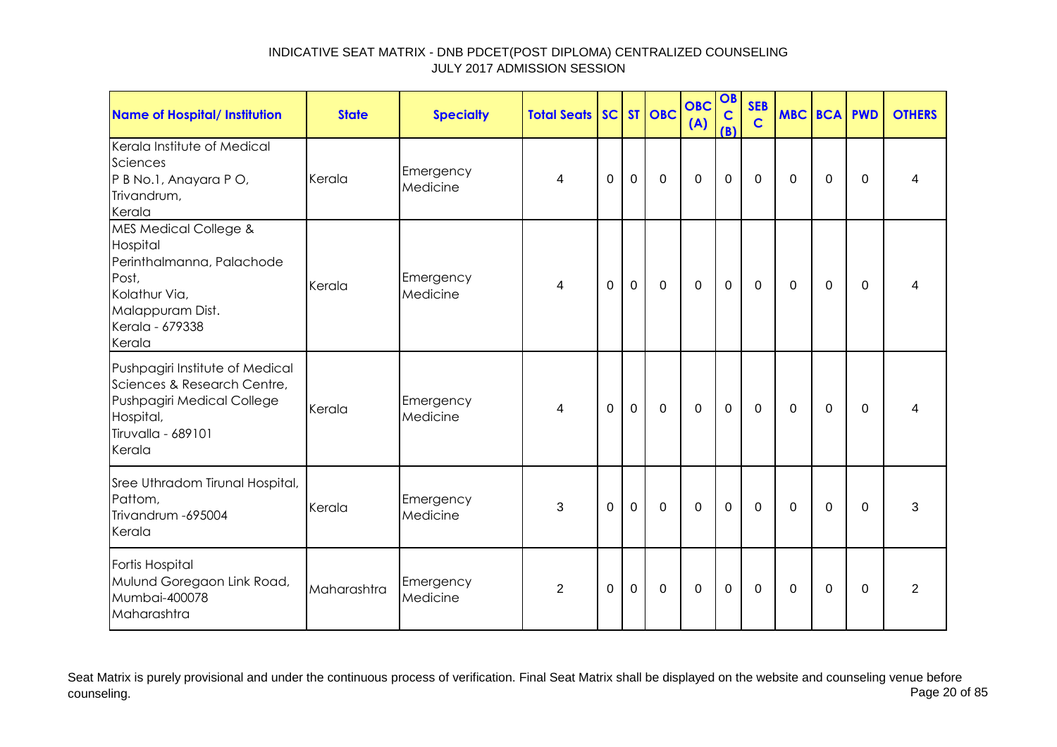INDICATIVE SEAT MATRIX - DNB PDCET(POST DIPLOMA) CENTRALIZED COUNSELING
JULY 2017 ADMISSION SESSION

| Name of Hospital/ Institution | State | Specialty | Total Seats | SC | ST | OBC | OBC (A) | OBC (B) | SEB C | MBC | BCA | PWD | OTHERS |
|---|---|---|---|---|---|---|---|---|---|---|---|---|---|
| Kerala Institute of Medical Sciences<br>P B No.1, Anayara P O,<br>Trivandrum,<br>Kerala | Kerala | Emergency Medicine | 4 | 0 | 0 | 0 | 0 | 0 | 0 | 0 | 0 | 0 | 4 |
| MES Medical College & Hospital<br>Perinthalmanna, Palachode Post,<br>Kolathur Via,<br>Malappuram Dist.<br>Kerala - 679338<br>Kerala | Kerala | Emergency Medicine | 4 | 0 | 0 | 0 | 0 | 0 | 0 | 0 | 0 | 0 | 4 |
| Pushpagiri Institute of Medical Sciences & Research Centre,<br>Pushpagiri Medical College Hospital,<br>Tiruvalla - 689101<br>Kerala | Kerala | Emergency Medicine | 4 | 0 | 0 | 0 | 0 | 0 | 0 | 0 | 0 | 0 | 4 |
| Sree Uthradom Tirunal Hospital,<br>Pattom,<br>Trivandrum -695004<br>Kerala | Kerala | Emergency Medicine | 3 | 0 | 0 | 0 | 0 | 0 | 0 | 0 | 0 | 0 | 3 |
| Fortis Hospital<br>Mulund Goregaon Link Road,<br>Mumbai-400078<br>Maharashtra | Maharashtra | Emergency Medicine | 2 | 0 | 0 | 0 | 0 | 0 | 0 | 0 | 0 | 0 | 2 |

Seat Matrix is purely provisional and under the continuous process of verification. Final Seat Matrix shall be displayed on the website and counseling venue before counseling.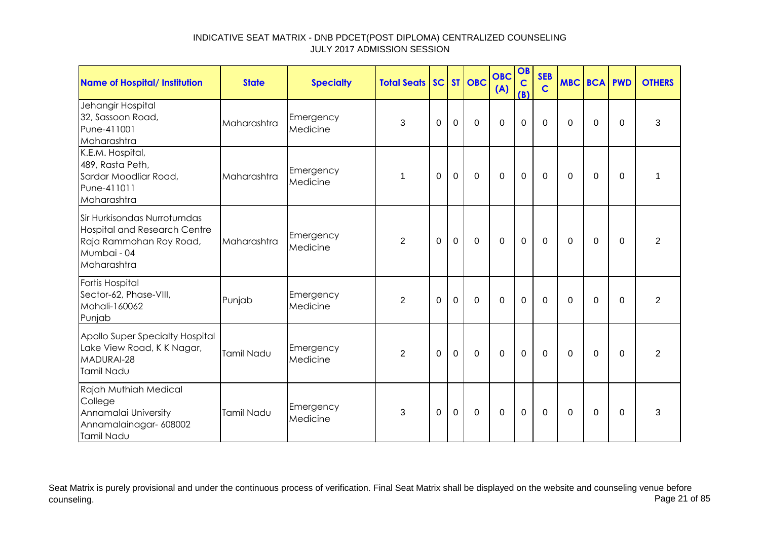INDICATIVE SEAT MATRIX - DNB PDCET(POST DIPLOMA) CENTRALIZED COUNSELING
JULY 2017 ADMISSION SESSION

| Name of Hospital/ Institution | State | Specialty | Total Seats | SC | ST | OBC | OBC (A) | OBC (B) | SEBC | MBC | BCA | PWD | OTHERS |
|---|---|---|---|---|---|---|---|---|---|---|---|---|---|
| Jehangir Hospital 32, Sassoon Road, Pune-411001 Maharashtra | Maharashtra | Emergency Medicine | 3 | 0 | 0 | 0 | 0 | 0 | 0 | 0 | 0 | 0 | 3 |
| K.E.M. Hospital, 489, Rasta Peth, Sardar Moodliar Road, Pune-411011 Maharashtra | Maharashtra | Emergency Medicine | 1 | 0 | 0 | 0 | 0 | 0 | 0 | 0 | 0 | 0 | 1 |
| Sir Hurkisondas Nurrotumdas Hospital and Research Centre Raja Rammohan Roy Road, Mumbai - 04 Maharashtra | Maharashtra | Emergency Medicine | 2 | 0 | 0 | 0 | 0 | 0 | 0 | 0 | 0 | 0 | 2 |
| Fortis Hospital Sector-62, Phase-VIII, Mohali-160062 Punjab | Punjab | Emergency Medicine | 2 | 0 | 0 | 0 | 0 | 0 | 0 | 0 | 0 | 0 | 2 |
| Apollo Super Specialty Hospital Lake View Road, K K Nagar, MADURAI-28 Tamil Nadu | Tamil Nadu | Emergency Medicine | 2 | 0 | 0 | 0 | 0 | 0 | 0 | 0 | 0 | 0 | 2 |
| Rajah Muthiah Medical College Annamalai University Annamalainagar- 608002 Tamil Nadu | Tamil Nadu | Emergency Medicine | 3 | 0 | 0 | 0 | 0 | 0 | 0 | 0 | 0 | 0 | 3 |

Seat Matrix is purely provisional and under the continuous process of verification. Final Seat Matrix shall be displayed on the website and counseling venue before counseling.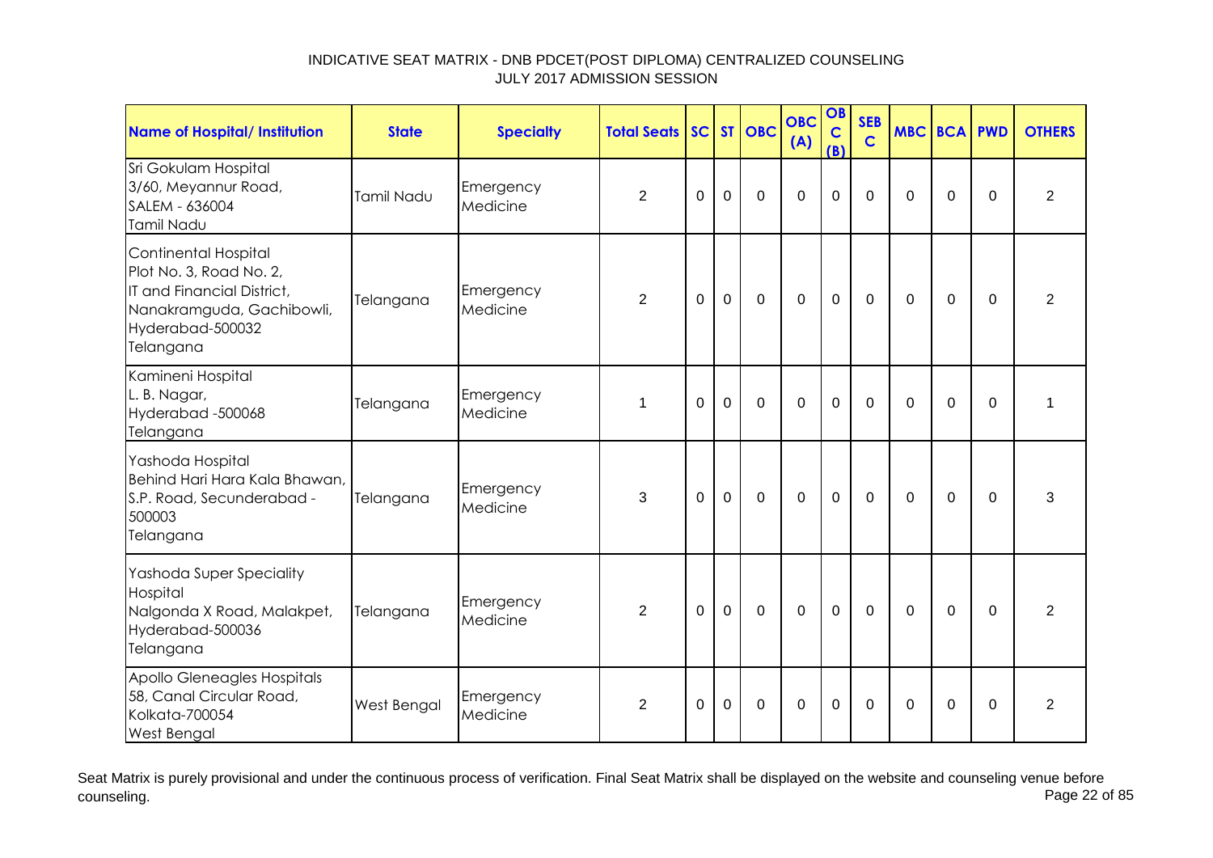INDICATIVE SEAT MATRIX - DNB PDCET(POST DIPLOMA) CENTRALIZED COUNSELING
JULY 2017 ADMISSION SESSION

| Name of Hospital/ Institution | State | Specialty | Total Seats | SC | ST | OBC | OBC (A) | OBC (B) | SEBC | MBC | BCA | PWD | OTHERS |
|---|---|---|---|---|---|---|---|---|---|---|---|---|---|
| Sri Gokulam Hospital<br>3/60, Meyannur Road,<br>SALEM - 636004<br>Tamil Nadu | Tamil Nadu | Emergency Medicine | 2 | 0 | 0 | 0 | 0 | 0 | 0 | 0 | 0 | 0 | 2 |
| Continental Hospital<br>Plot No. 3, Road No. 2,<br>IT and Financial District,<br>Nanakramguda, Gachibowli,<br>Hyderabad-500032<br>Telangana | Telangana | Emergency Medicine | 2 | 0 | 0 | 0 | 0 | 0 | 0 | 0 | 0 | 0 | 2 |
| Kamineni Hospital<br>L. B. Nagar,<br>Hyderabad -500068<br>Telangana | Telangana | Emergency Medicine | 1 | 0 | 0 | 0 | 0 | 0 | 0 | 0 | 0 | 0 | 1 |
| Yashoda Hospital<br>Behind Hari Hara Kala Bhawan,<br>S.P. Road, Secunderabad - 500003<br>Telangana | Telangana | Emergency Medicine | 3 | 0 | 0 | 0 | 0 | 0 | 0 | 0 | 0 | 0 | 3 |
| Yashoda Super Speciality Hospital<br>Nalgonda X Road, Malakpet,<br>Hyderabad-500036<br>Telangana | Telangana | Emergency Medicine | 2 | 0 | 0 | 0 | 0 | 0 | 0 | 0 | 0 | 0 | 2 |
| Apollo Gleneagles Hospitals<br>58, Canal Circular Road,<br>Kolkata-700054<br>West Bengal | West Bengal | Emergency Medicine | 2 | 0 | 0 | 0 | 0 | 0 | 0 | 0 | 0 | 0 | 2 |

Seat Matrix is purely provisional and under the continuous process of verification. Final Seat Matrix shall be displayed on the website and counseling venue before counseling.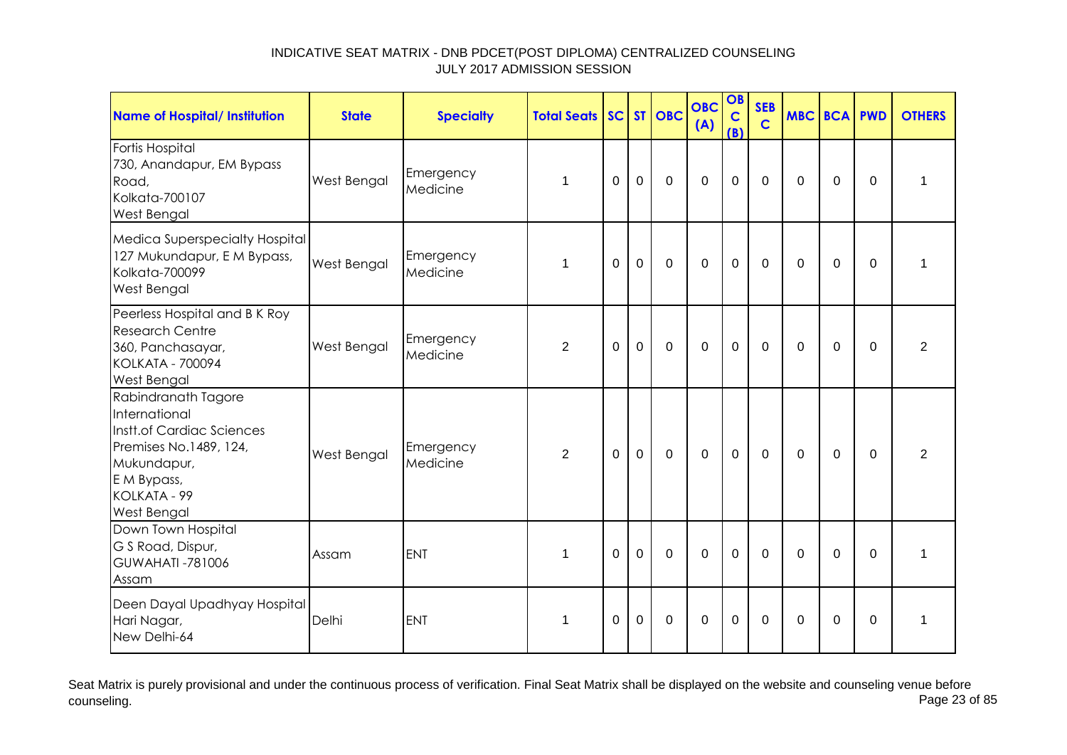INDICATIVE SEAT MATRIX - DNB PDCET(POST DIPLOMA) CENTRALIZED COUNSELING
JULY 2017 ADMISSION SESSION

| Name of Hospital/ Institution | State | Specialty | Total Seats | SC | ST | OBC | OBC (A) | OBC (B) | SEBC | MBC | BCA | PWD | OTHERS |
|---|---|---|---|---|---|---|---|---|---|---|---|---|---|
| Fortis Hospital 730, Anandapur, EM Bypass Road, Kolkata-700107 West Bengal | West Bengal | Emergency Medicine | 1 | 0 | 0 | 0 | 0 | 0 | 0 | 0 | 0 | 0 | 1 |
| Medica Superspecialty Hospital 127 Mukundapur, E M Bypass, Kolkata-700099 West Bengal | West Bengal | Emergency Medicine | 1 | 0 | 0 | 0 | 0 | 0 | 0 | 0 | 0 | 0 | 1 |
| Peerless Hospital and B K Roy Research Centre 360, Panchasayar, KOLKATA - 700094 West Bengal | West Bengal | Emergency Medicine | 2 | 0 | 0 | 0 | 0 | 0 | 0 | 0 | 0 | 0 | 2 |
| Rabindranath Tagore International Instt.of Cardiac Sciences Premises No.1489, 124, Mukundapur, E M Bypass, KOLKATA - 99 West Bengal | West Bengal | Emergency Medicine | 2 | 0 | 0 | 0 | 0 | 0 | 0 | 0 | 0 | 0 | 2 |
| Down Town Hospital G S Road, Dispur, GUWAHATI -781006 Assam | Assam | ENT | 1 | 0 | 0 | 0 | 0 | 0 | 0 | 0 | 0 | 0 | 1 |
| Deen Dayal Upadhyay Hospital Hari Nagar, New Delhi-64 | Delhi | ENT | 1 | 0 | 0 | 0 | 0 | 0 | 0 | 0 | 0 | 0 | 1 |

Seat Matrix is purely provisional and under the continuous process of verification. Final Seat Matrix shall be displayed on the website and counseling venue before counseling.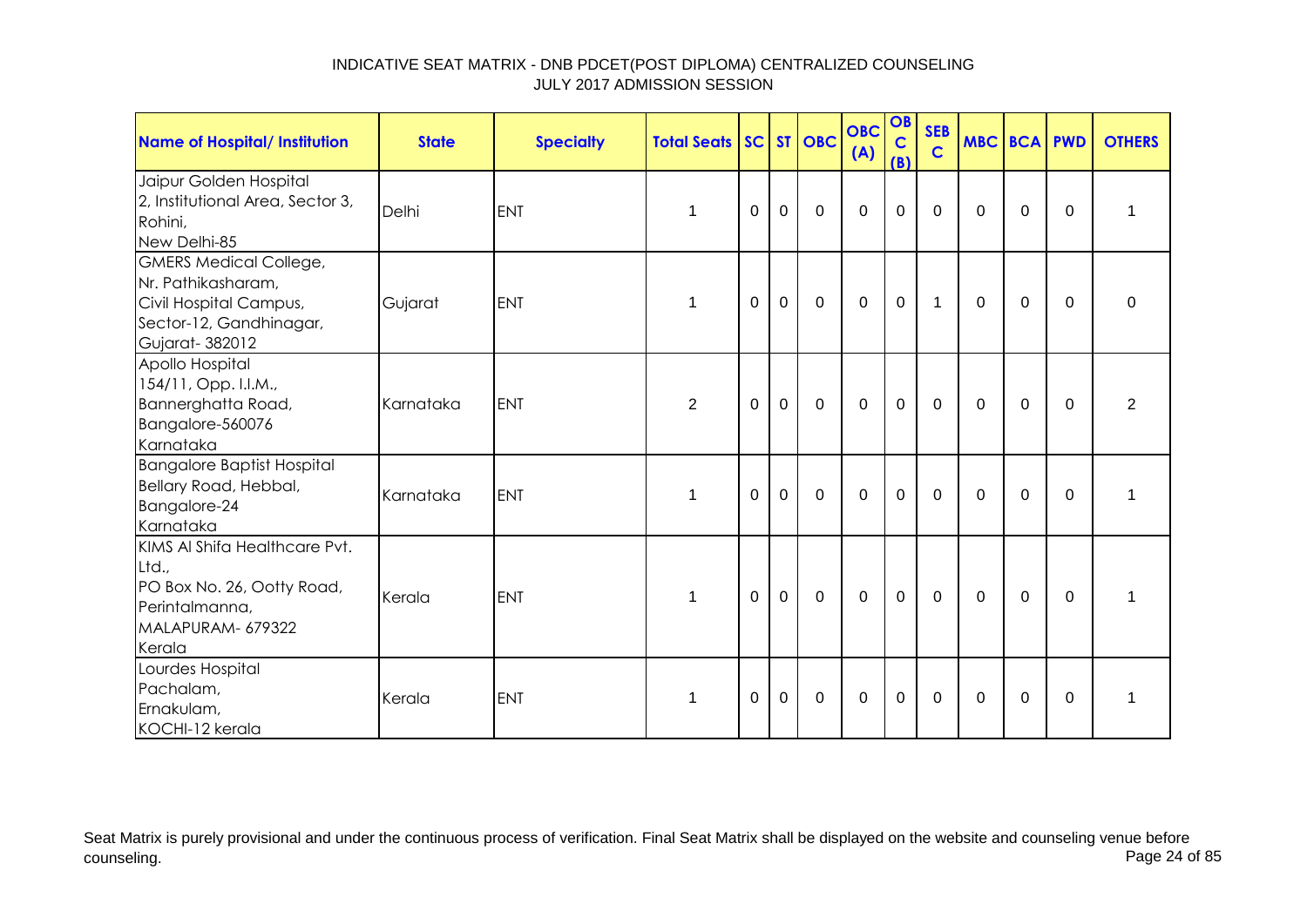# INDICATIVE SEAT MATRIX - DNB PDCET(POST DIPLOMA) CENTRALIZED COUNSELING
## JULY 2017 ADMISSION SESSION

| Name of Hospital/ Institution | State | Specialty | Total Seats | SC | ST | OBC | OBC (A) | OBC (B) | SEBC | MBC | BCA | PWD | OTHERS |
|---|---|---|---|---|---|---|---|---|---|---|---|---|---|
| Jaipur Golden Hospital 2, Institutional Area, Sector 3, Rohini, New Delhi-85 | Delhi | ENT | 1 | 0 | 0 | 0 | 0 | 0 | 0 | 0 | 0 | 0 | 1 |
| GMERS Medical College, Nr. Pathikasharam, Civil Hospital Campus, Sector-12, Gandhinagar, Gujarat- 382012 | Gujarat | ENT | 1 | 0 | 0 | 0 | 0 | 0 | 1 | 0 | 0 | 0 | 0 |
| Apollo Hospital 154/11, Opp. I.I.M., Bannerghatta Road, Bangalore-560076 Karnataka | Karnataka | ENT | 2 | 0 | 0 | 0 | 0 | 0 | 0 | 0 | 0 | 0 | 2 |
| Bangalore Baptist Hospital Bellary Road, Hebbal, Bangalore-24 Karnataka | Karnataka | ENT | 1 | 0 | 0 | 0 | 0 | 0 | 0 | 0 | 0 | 0 | 1 |
| KIMS Al Shifa Healthcare Pvt. Ltd., PO Box No. 26, Ootty Road, Perintalmanna, MALAPURAM- 679322 Kerala | Kerala | ENT | 1 | 0 | 0 | 0 | 0 | 0 | 0 | 0 | 0 | 0 | 1 |
| Lourdes Hospital Pachalam, Ernakulam, KOCHI-12 kerala | Kerala | ENT | 1 | 0 | 0 | 0 | 0 | 0 | 0 | 0 | 0 | 0 | 1 |

Seat Matrix is purely provisional and under the continuous process of verification. Final Seat Matrix shall be displayed on the website and counseling venue before counseling.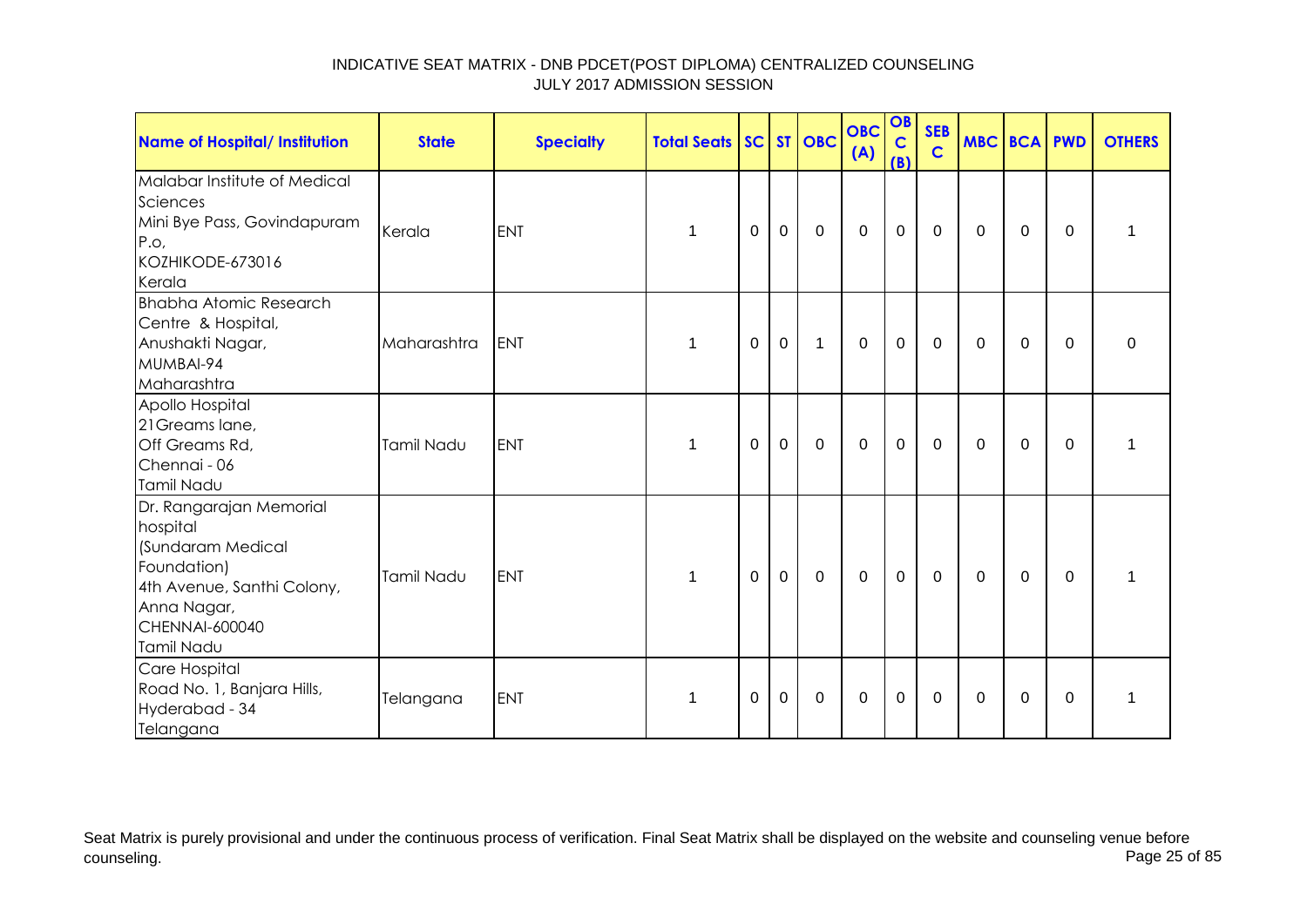INDICATIVE SEAT MATRIX - DNB PDCET(POST DIPLOMA) CENTRALIZED COUNSELING
JULY 2017 ADMISSION SESSION

| Name of Hospital/ Institution | State | Specialty | Total Seats | SC | ST | OBC | OBC (A) | OBC (B) | SEBC | MBC | BCA | PWD | OTHERS |
|---|---|---|---|---|---|---|---|---|---|---|---|---|---|
| Malabar Institute of Medical Sciences<br>Mini Bye Pass, Govindapuram P.o,<br>KOZHIKODE-673016<br>Kerala | Kerala | ENT | 1 | 0 | 0 | 0 | 0 | 0 | 0 | 0 | 0 | 0 | 1 |
| Bhabha Atomic Research Centre & Hospital,<br>Anushakti Nagar,<br>MUMBAI-94<br>Maharashtra | Maharashtra | ENT | 1 | 0 | 0 | 1 | 0 | 0 | 0 | 0 | 0 | 0 | 0 |
| Apollo Hospital<br>21Greams lane,<br>Off Greams Rd,<br>Chennai - 06<br>Tamil Nadu | Tamil Nadu | ENT | 1 | 0 | 0 | 0 | 0 | 0 | 0 | 0 | 0 | 0 | 1 |
| Dr. Rangarajan Memorial hospital<br>(Sundaram Medical Foundation)<br>4th Avenue, Santhi Colony,<br>Anna Nagar,<br>CHENNAI-600040<br>Tamil Nadu | Tamil Nadu | ENT | 1 | 0 | 0 | 0 | 0 | 0 | 0 | 0 | 0 | 0 | 1 |
| Care Hospital<br>Road No. 1, Banjara Hills,<br>Hyderabad - 34<br>Telangana | Telangana | ENT | 1 | 0 | 0 | 0 | 0 | 0 | 0 | 0 | 0 | 0 | 1 |

Seat Matrix is purely provisional and under the continuous process of verification. Final Seat Matrix shall be displayed on the website and counseling venue before counseling.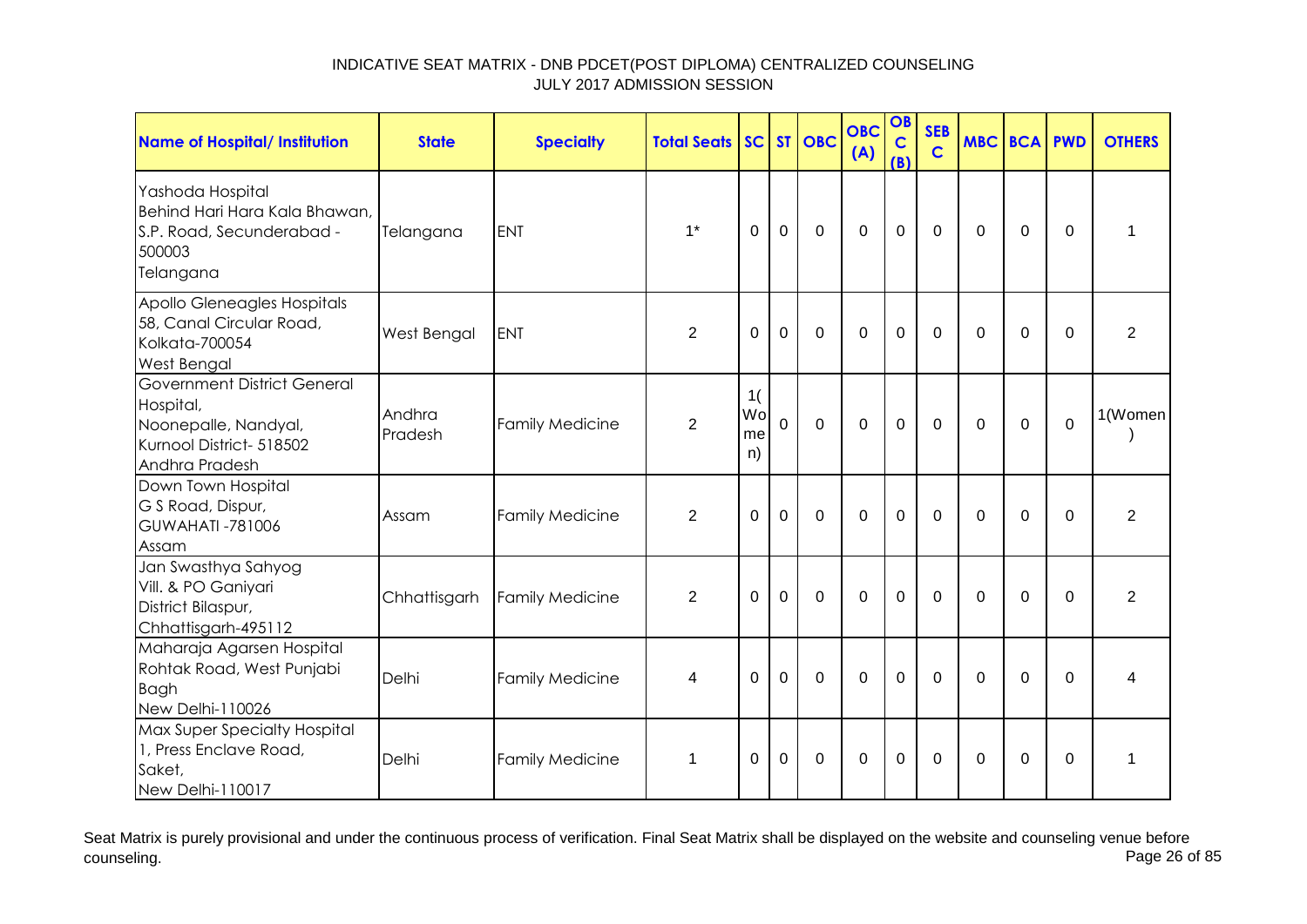# INDICATIVE SEAT MATRIX - DNB PDCET(POST DIPLOMA) CENTRALIZED COUNSELING
## JULY 2017 ADMISSION SESSION

| Name of Hospital/ Institution | State | Specialty | Total Seats | SC | ST | OBC | OBC (A) | OBC (B) | SEBC | MBC | BCA | PWD | OTHERS |
|---|---|---|---|---|---|---|---|---|---|---|---|---|---|
| Yashoda Hospital Behind Hari Hara Kala Bhawan, S.P. Road, Secunderabad - 500003 Telangana | Telangana | ENT | 1* | 0 | 0 | 0 | 0 | 0 | 0 | 0 | 0 | 0 | 1 |
| Apollo Gleneagles Hospitals 58, Canal Circular Road, Kolkata-700054 West Bengal | West Bengal | ENT | 2 | 0 | 0 | 0 | 0 | 0 | 0 | 0 | 0 | 0 | 2 |
| Government District General Hospital, Noonepalle, Nandyal, Kurnool District- 518502 Andhra Pradesh | Andhra Pradesh | Family Medicine | 2 | 1(Women) | 0 | 0 | 0 | 0 | 0 | 0 | 0 | 0 | 1(Women) |
| Down Town Hospital G S Road, Dispur, GUWAHATI -781006 Assam | Assam | Family Medicine | 2 | 0 | 0 | 0 | 0 | 0 | 0 | 0 | 0 | 0 | 2 |
| Jan Swasthya Sahyog Vill. & PO Ganiyari District Bilaspur, Chhattisgarh-495112 | Chhattisgarh | Family Medicine | 2 | 0 | 0 | 0 | 0 | 0 | 0 | 0 | 0 | 0 | 2 |
| Maharaja Agarsen Hospital Rohtak Road, West Punjabi Bagh New Delhi-110026 | Delhi | Family Medicine | 4 | 0 | 0 | 0 | 0 | 0 | 0 | 0 | 0 | 0 | 4 |
| Max Super Specialty Hospital 1, Press Enclave Road, Saket, New Delhi-110017 | Delhi | Family Medicine | 1 | 0 | 0 | 0 | 0 | 0 | 0 | 0 | 0 | 0 | 1 |

Seat Matrix is purely provisional and under the continuous process of verification. Final Seat Matrix shall be displayed on the website and counseling venue before counseling.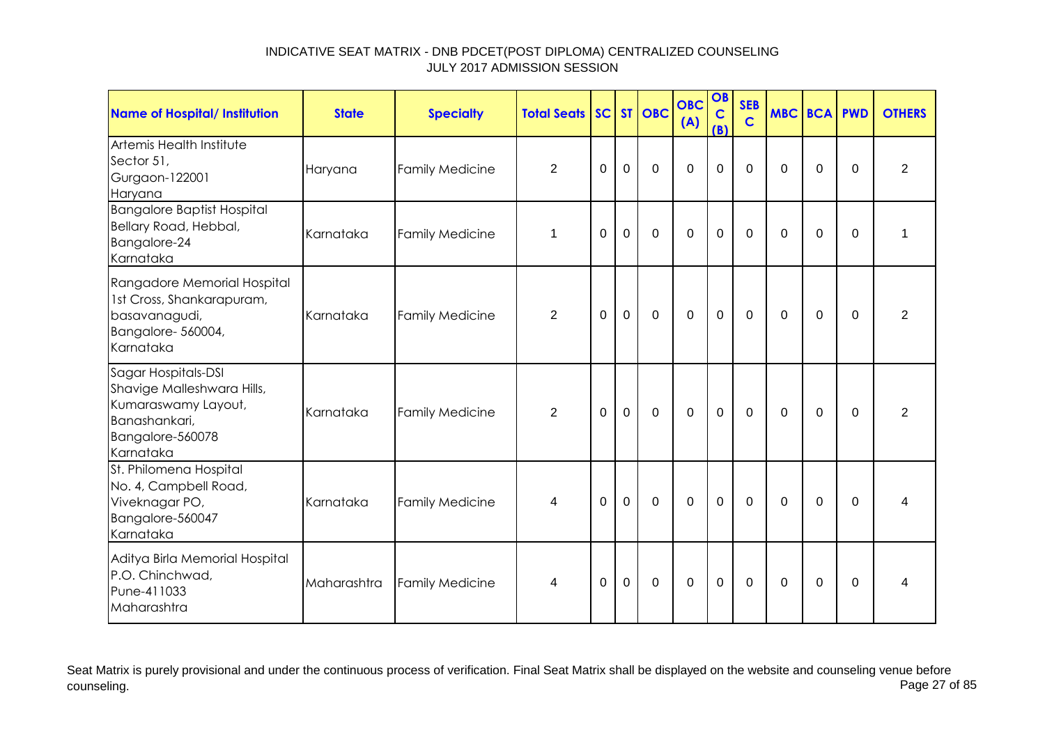INDICATIVE SEAT MATRIX - DNB PDCET(POST DIPLOMA) CENTRALIZED COUNSELING
JULY 2017 ADMISSION SESSION

| Name of Hospital/ Institution | State | Specialty | Total Seats | SC | ST | OBC | OBC (A) | OBC (B) | SEBC | MBC | BCA | PWD | OTHERS |
|---|---|---|---|---|---|---|---|---|---|---|---|---|---|
| Artemis Health Institute Sector 51, Gurgaon-122001 Haryana | Haryana | Family Medicine | 2 | 0 | 0 | 0 | 0 | 0 | 0 | 0 | 0 | 0 | 2 |
| Bangalore Baptist Hospital Bellary Road, Hebbal, Bangalore-24 Karnataka | Karnataka | Family Medicine | 1 | 0 | 0 | 0 | 0 | 0 | 0 | 0 | 0 | 0 | 1 |
| Rangadore Memorial Hospital 1st Cross, Shankarapuram, basavanagudi, Bangalore- 560004, Karnataka | Karnataka | Family Medicine | 2 | 0 | 0 | 0 | 0 | 0 | 0 | 0 | 0 | 0 | 2 |
| Sagar Hospitals-DSI Shavige Malleshwara Hills, Kumaraswamy Layout, Banashankari, Bangalore-560078 Karnataka | Karnataka | Family Medicine | 2 | 0 | 0 | 0 | 0 | 0 | 0 | 0 | 0 | 0 | 2 |
| St. Philomena Hospital No. 4, Campbell Road, Viveknagar PO, Bangalore-560047 Karnataka | Karnataka | Family Medicine | 4 | 0 | 0 | 0 | 0 | 0 | 0 | 0 | 0 | 0 | 4 |
| Aditya Birla Memorial Hospital P.O. Chinchwad, Pune-411033 Maharashtra | Maharashtra | Family Medicine | 4 | 0 | 0 | 0 | 0 | 0 | 0 | 0 | 0 | 0 | 4 |

Seat Matrix is purely provisional and under the continuous process of verification. Final Seat Matrix shall be displayed on the website and counseling venue before counseling.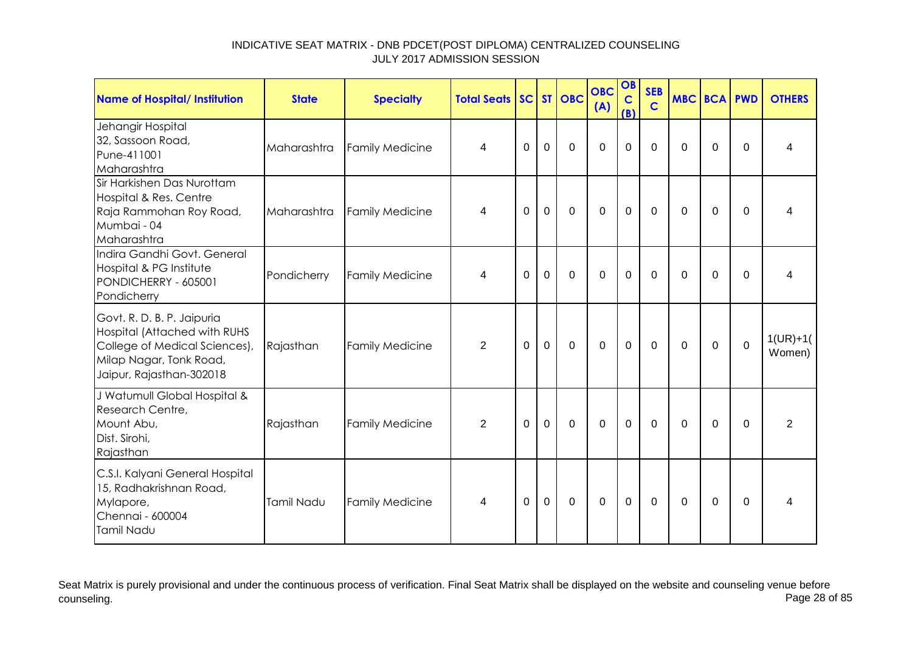# INDICATIVE SEAT MATRIX - DNB PDCET(POST DIPLOMA) CENTRALIZED COUNSELING
## JULY 2017 ADMISSION SESSION

| Name of Hospital/ Institution | State | Specialty | Total Seats | SC | ST | OBC | OBC (A) | OBC (B) | SEBC | MBC | BCA | PWD | OTHERS |
|---|---|---|---|---|---|---|---|---|---|---|---|---|---|
| Jehangir Hospital 32, Sassoon Road, Pune-411001 Maharashtra | Maharashtra | Family Medicine | 4 | 0 | 0 | 0 | 0 | 0 | 0 | 0 | 0 | 0 | 4 |
| Sir Harkishen Das Nurottam Hospital & Res. Centre Raja Rammohan Roy Road, Mumbai - 04 Maharashtra | Maharashtra | Family Medicine | 4 | 0 | 0 | 0 | 0 | 0 | 0 | 0 | 0 | 0 | 4 |
| Indira Gandhi Govt. General Hospital & PG Institute PONDICHERRY - 605001 Pondicherry | Pondicherry | Family Medicine | 4 | 0 | 0 | 0 | 0 | 0 | 0 | 0 | 0 | 0 | 4 |
| Govt. R. D. B. P. Jaipuria Hospital (Attached with RUHS College of Medical Sciences), Milap Nagar, Tonk Road, Jaipur, Rajasthan-302018 | Rajasthan | Family Medicine | 2 | 0 | 0 | 0 | 0 | 0 | 0 | 0 | 0 | 0 | 1(UR)+1(Women) |
| J Watumull Global Hospital & Research Centre, Mount Abu, Dist. Sirohi, Rajasthan | Rajasthan | Family Medicine | 2 | 0 | 0 | 0 | 0 | 0 | 0 | 0 | 0 | 0 | 2 |
| C.S.I. Kalyani General Hospital 15, Radhakrishnan Road, Mylapore, Chennai - 600004 Tamil Nadu | Tamil Nadu | Family Medicine | 4 | 0 | 0 | 0 | 0 | 0 | 0 | 0 | 0 | 0 | 4 |

Seat Matrix is purely provisional and under the continuous process of verification. Final Seat Matrix shall be displayed on the website and counseling venue before counseling.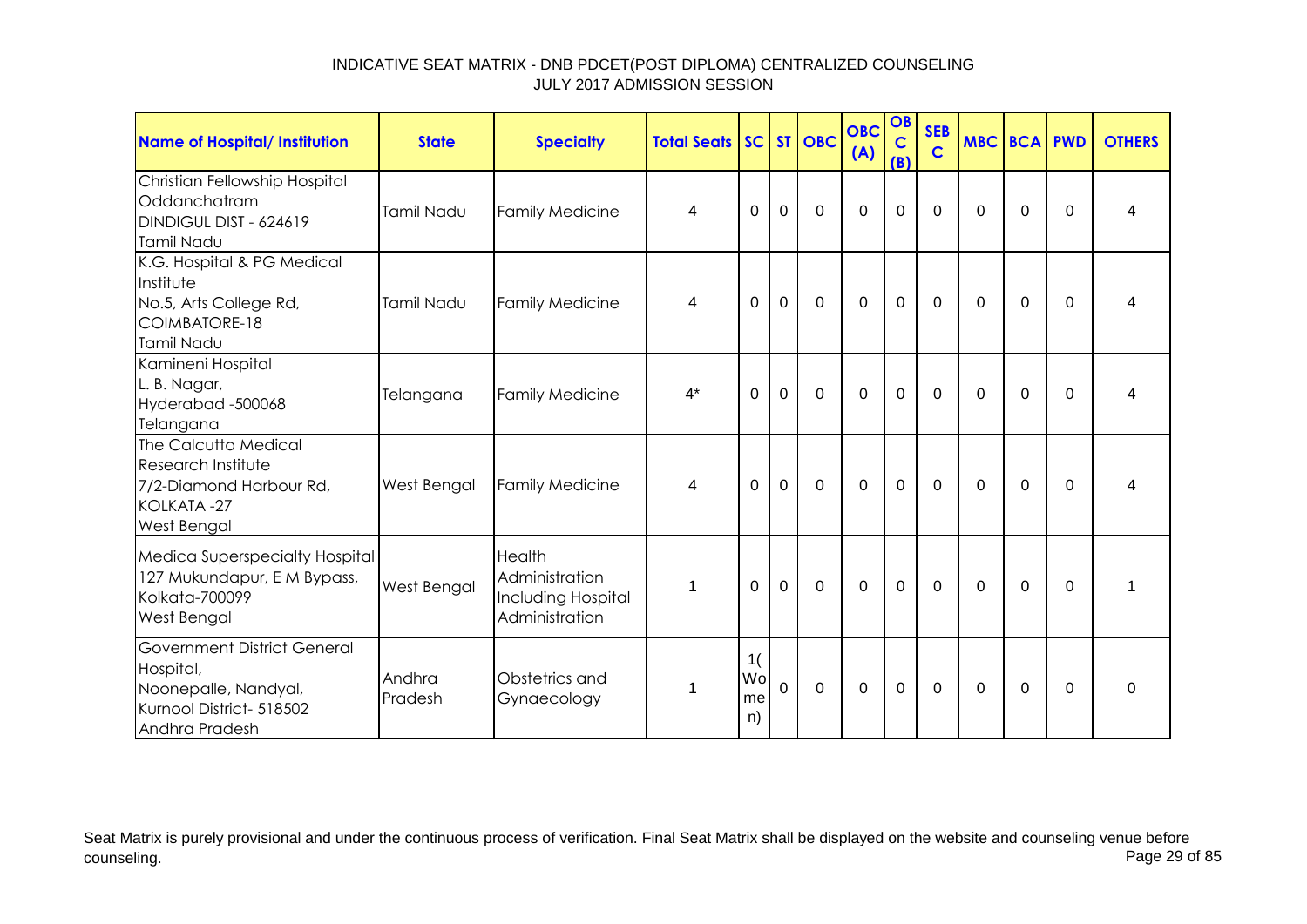INDICATIVE SEAT MATRIX - DNB PDCET(POST DIPLOMA) CENTRALIZED COUNSELING
JULY 2017 ADMISSION SESSION

| Name of Hospital/ Institution | State | Specialty | Total Seats | SC | ST | OBC | OBC (A) | OBC (B) | SEB C | MBC | BCA | PWD | OTHERS |
|---|---|---|---|---|---|---|---|---|---|---|---|---|---|
| Christian Fellowship Hospital Oddanchatram DINDIGUL DIST - 624619 Tamil Nadu | Tamil Nadu | Family Medicine | 4 | 0 | 0 | 0 | 0 | 0 | 0 | 0 | 0 | 0 | 4 |
| K.G. Hospital & PG Medical Institute No.5, Arts College Rd, COIMBATORE-18 Tamil Nadu | Tamil Nadu | Family Medicine | 4 | 0 | 0 | 0 | 0 | 0 | 0 | 0 | 0 | 0 | 4 |
| Kamineni Hospital L. B. Nagar, Hyderabad -500068 Telangana | Telangana | Family Medicine | 4* | 0 | 0 | 0 | 0 | 0 | 0 | 0 | 0 | 0 | 4 |
| The Calcutta Medical Research Institute 7/2-Diamond Harbour Rd, KOLKATA -27 West Bengal | West Bengal | Family Medicine | 4 | 0 | 0 | 0 | 0 | 0 | 0 | 0 | 0 | 0 | 4 |
| Medica Superspecialty Hospital 127 Mukundapur, E M Bypass, Kolkata-700099 West Bengal | West Bengal | Health Administration Including Hospital Administration | 1 | 0 | 0 | 0 | 0 | 0 | 0 | 0 | 0 | 0 | 1 |
| Government District General Hospital, Noonepalle, Nandyal, Kurnool District- 518502 Andhra Pradesh | Andhra Pradesh | Obstetrics and Gynaecology | 1 | 1(Women) | 0 | 0 | 0 | 0 | 0 | 0 | 0 | 0 | 0 |

Seat Matrix is purely provisional and under the continuous process of verification. Final Seat Matrix shall be displayed on the website and counseling venue before counseling.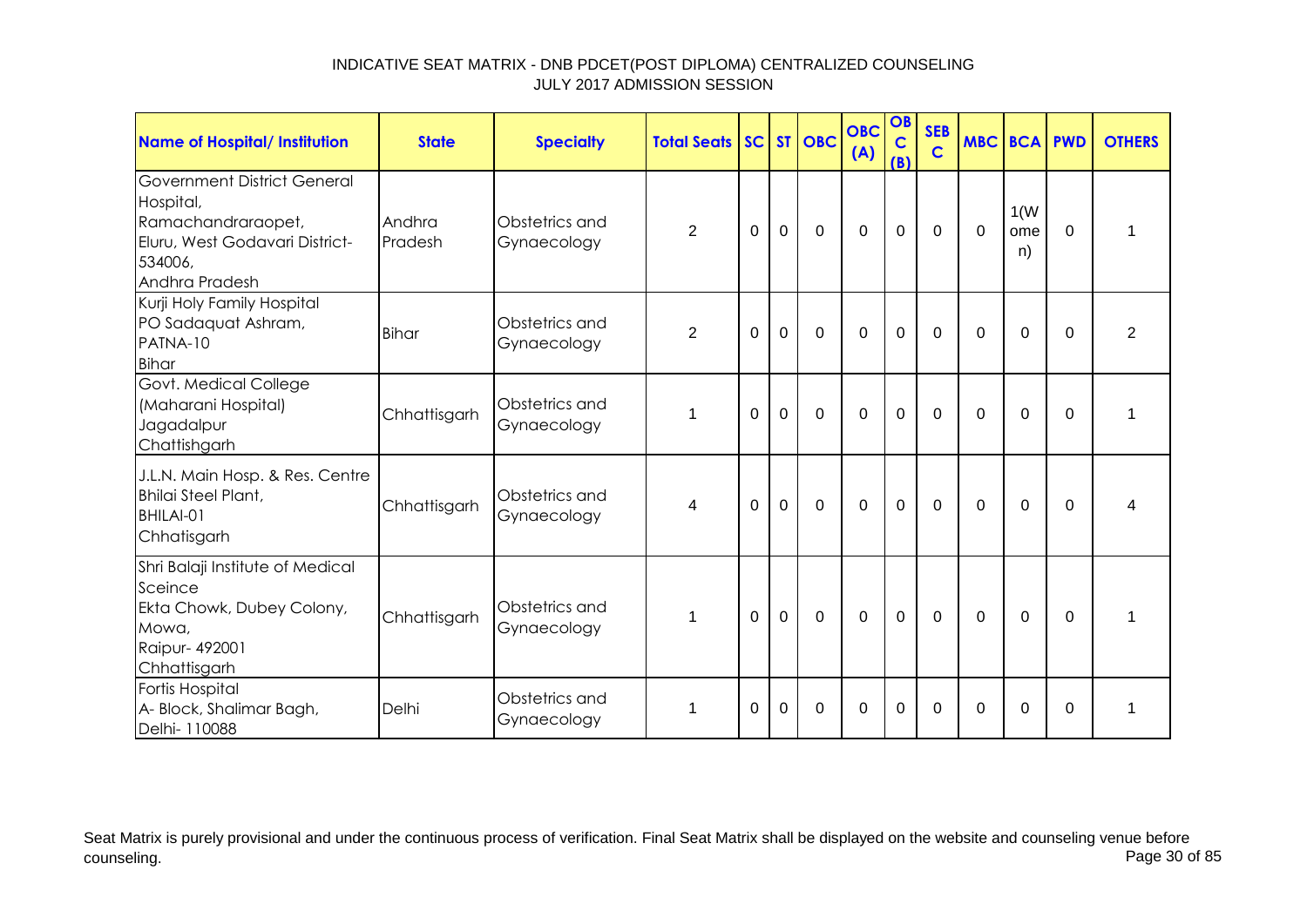INDICATIVE SEAT MATRIX - DNB PDCET(POST DIPLOMA) CENTRALIZED COUNSELING
JULY 2017 ADMISSION SESSION

| Name of Hospital/ Institution | State | Specialty | Total Seats | SC | ST | OBC | OBC (A) | OBC (B) | SEB C | MBC | BCA | PWD | OTHERS |
|---|---|---|---|---|---|---|---|---|---|---|---|---|---|
| Government District General Hospital, Ramachandraraopet, Eluru, West Godavari District- 534006, Andhra Pradesh | Andhra Pradesh | Obstetrics and Gynaecology | 2 | 0 | 0 | 0 | 0 | 0 | 0 | 0 | 1(Women) | 0 | 1 |
| Kurji Holy Family Hospital PO Sadaquat Ashram, PATNA-10 Bihar | Bihar | Obstetrics and Gynaecology | 2 | 0 | 0 | 0 | 0 | 0 | 0 | 0 | 0 | 0 | 2 |
| Govt. Medical College (Maharani Hospital) Jagadalpur Chattishgarh | Chhattisgarh | Obstetrics and Gynaecology | 1 | 0 | 0 | 0 | 0 | 0 | 0 | 0 | 0 | 0 | 1 |
| J.L.N. Main Hosp. & Res. Centre Bhilai Steel Plant, BHILAI-01 Chhatisgarh | Chhattisgarh | Obstetrics and Gynaecology | 4 | 0 | 0 | 0 | 0 | 0 | 0 | 0 | 0 | 0 | 4 |
| Shri Balaji Institute of Medical Sceince Ekta Chowk, Dubey Colony, Mowa, Raipur- 492001 Chhattisgarh | Chhattisgarh | Obstetrics and Gynaecology | 1 | 0 | 0 | 0 | 0 | 0 | 0 | 0 | 0 | 0 | 1 |
| Fortis Hospital A- Block, Shalimar Bagh, Delhi- 110088 | Delhi | Obstetrics and Gynaecology | 1 | 0 | 0 | 0 | 0 | 0 | 0 | 0 | 0 | 0 | 1 |

Seat Matrix is purely provisional and under the continuous process of verification. Final Seat Matrix shall be displayed on the website and counseling venue before counseling.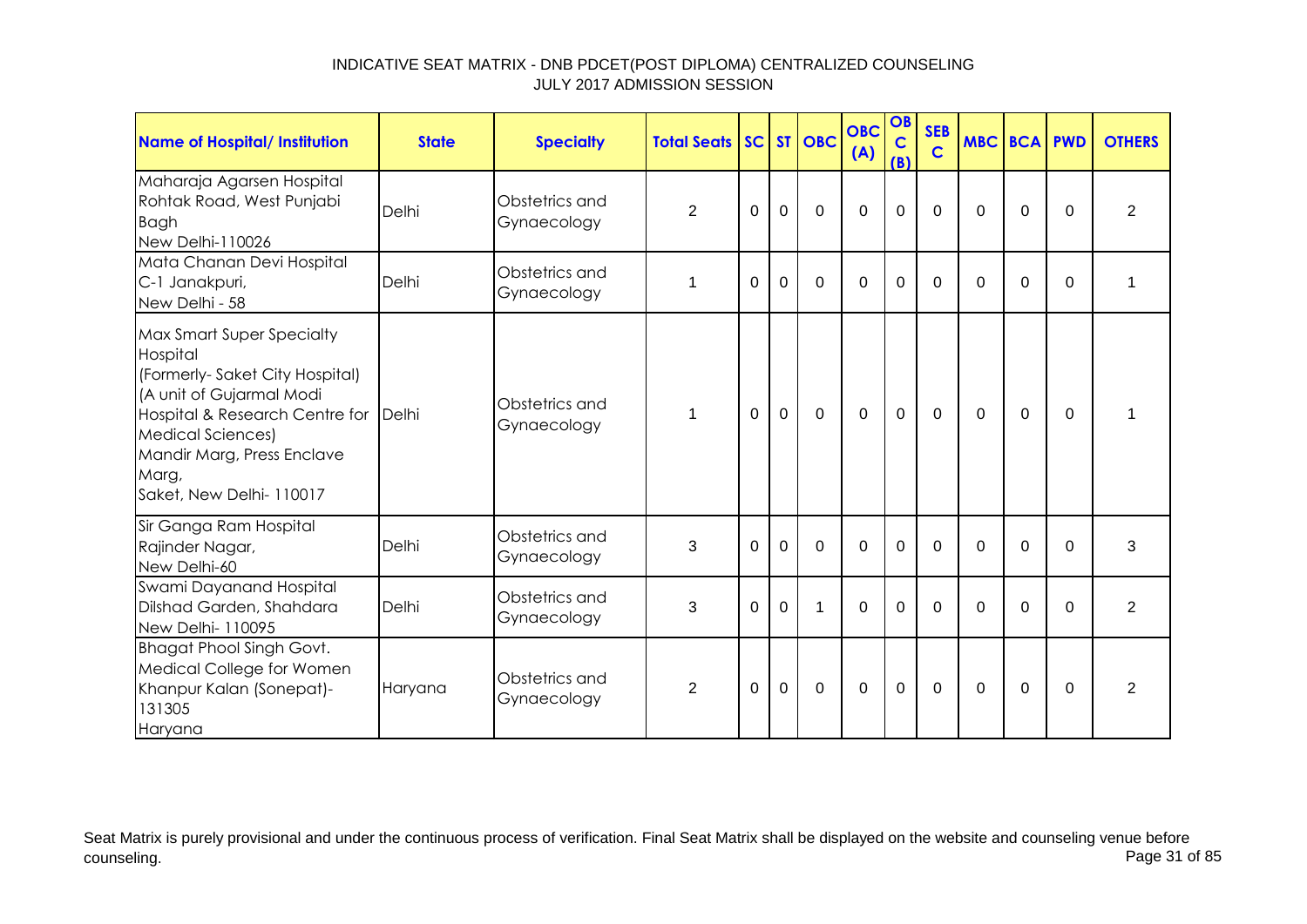INDICATIVE SEAT MATRIX - DNB PDCET(POST DIPLOMA) CENTRALIZED COUNSELING
JULY 2017 ADMISSION SESSION

| Name of Hospital/ Institution | State | Specialty | Total Seats | SC | ST | OBC | OBC (A) | OBC (B) | SEBC | MBC | BCA | PWD | OTHERS |
|---|---|---|---|---|---|---|---|---|---|---|---|---|---|
| Maharaja Agarsen Hospital Rohtak Road, West Punjabi Bagh New Delhi-110026 | Delhi | Obstetrics and Gynaecology | 2 | 0 | 0 | 0 | 0 | 0 | 0 | 0 | 0 | 0 | 2 |
| Mata Chanan Devi Hospital C-1 Janakpuri, New Delhi - 58 | Delhi | Obstetrics and Gynaecology | 1 | 0 | 0 | 0 | 0 | 0 | 0 | 0 | 0 | 0 | 1 |
| Max Smart Super Specialty Hospital (Formerly- Saket City Hospital) (A unit of Gujarmal Modi Hospital & Research Centre for Medical Sciences) Mandir Marg, Press Enclave Marg, Saket, New Delhi- 110017 | Delhi | Obstetrics and Gynaecology | 1 | 0 | 0 | 0 | 0 | 0 | 0 | 0 | 0 | 0 | 1 |
| Sir Ganga Ram Hospital Rajinder Nagar, New Delhi-60 | Delhi | Obstetrics and Gynaecology | 3 | 0 | 0 | 0 | 0 | 0 | 0 | 0 | 0 | 0 | 3 |
| Swami Dayanand Hospital Dilshad Garden, Shahdara New Delhi- 110095 | Delhi | Obstetrics and Gynaecology | 3 | 0 | 0 | 1 | 0 | 0 | 0 | 0 | 0 | 0 | 2 |
| Bhagat Phool Singh Govt. Medical College for Women Khanpur Kalan (Sonepat)-131305 Haryana | Haryana | Obstetrics and Gynaecology | 2 | 0 | 0 | 0 | 0 | 0 | 0 | 0 | 0 | 0 | 2 |

Seat Matrix is purely provisional and under the continuous process of verification. Final Seat Matrix shall be displayed on the website and counseling venue before counseling.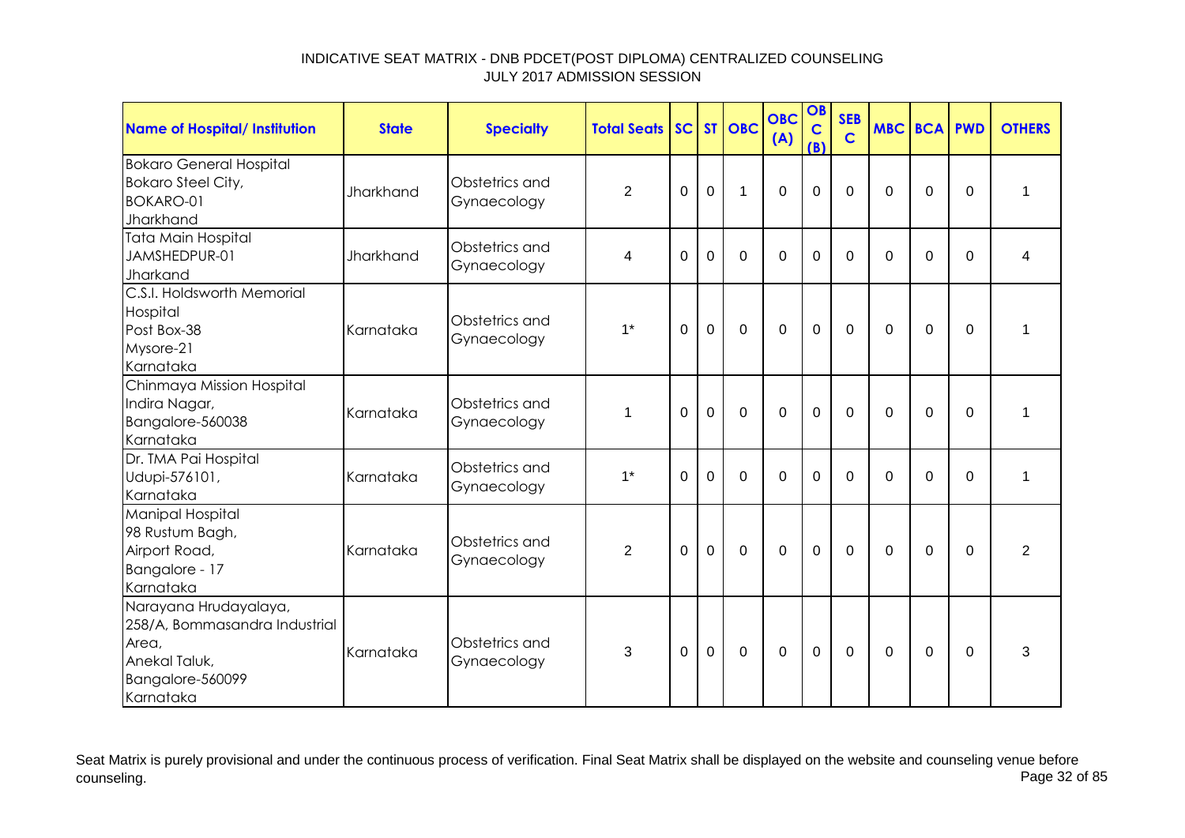# INDICATIVE SEAT MATRIX - DNB PDCET(POST DIPLOMA) CENTRALIZED COUNSELING
## JULY 2017 ADMISSION SESSION

| Name of Hospital/ Institution | State | Specialty | Total Seats | SC | ST | OBC | OBC (A) | OBC (B) | SEB C | MBC | BCA | PWD | OTHERS |
|---|---|---|---|---|---|---|---|---|---|---|---|---|---|
| Bokaro General Hospital Bokaro Steel City, BOKARO-01 Jharkhand | Jharkhand | Obstetrics and Gynaecology | 2 | 0 | 0 | 1 | 0 | 0 | 0 | 0 | 0 | 0 | 1 |
| Tata Main Hospital JAMSHEDPUR-01 Jharkand | Jharkhand | Obstetrics and Gynaecology | 4 | 0 | 0 | 0 | 0 | 0 | 0 | 0 | 0 | 0 | 4 |
| C.S.I. Holdsworth Memorial Hospital Post Box-38 Mysore-21 Karnataka | Karnataka | Obstetrics and Gynaecology | 1* | 0 | 0 | 0 | 0 | 0 | 0 | 0 | 0 | 0 | 1 |
| Chinmaya Mission Hospital Indira Nagar, Bangalore-560038 Karnataka | Karnataka | Obstetrics and Gynaecology | 1 | 0 | 0 | 0 | 0 | 0 | 0 | 0 | 0 | 0 | 1 |
| Dr. TMA Pai Hospital Udupi-576101, Karnataka | Karnataka | Obstetrics and Gynaecology | 1* | 0 | 0 | 0 | 0 | 0 | 0 | 0 | 0 | 0 | 1 |
| Manipal Hospital 98 Rustum Bagh, Airport Road, Bangalore - 17 Karnataka | Karnataka | Obstetrics and Gynaecology | 2 | 0 | 0 | 0 | 0 | 0 | 0 | 0 | 0 | 0 | 2 |
| Narayana Hrudayalaya, 258/A, Bommasandra Industrial Area, Anekal Taluk, Bangalore-560099 Karnataka | Karnataka | Obstetrics and Gynaecology | 3 | 0 | 0 | 0 | 0 | 0 | 0 | 0 | 0 | 0 | 3 |

Seat Matrix is purely provisional and under the continuous process of verification. Final Seat Matrix shall be displayed on the website and counseling venue before counseling.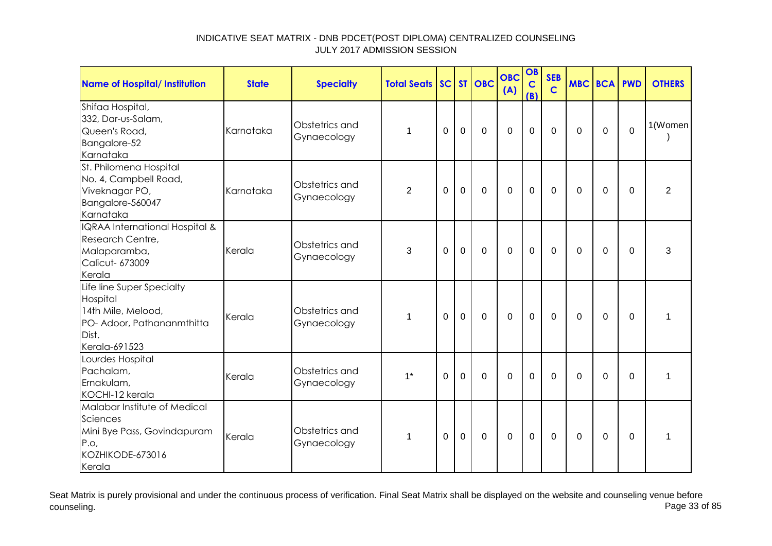INDICATIVE SEAT MATRIX - DNB PDCET(POST DIPLOMA) CENTRALIZED COUNSELING
JULY 2017 ADMISSION SESSION

| Name of Hospital/ Institution | State | Specialty | Total Seats | SC | ST | OBC | OBC (A) | OBC (B) | SEBC | MBC | BCA | PWD | OTHERS |
|---|---|---|---|---|---|---|---|---|---|---|---|---|---|
| Shifaa Hospital, 332, Dar-us-Salam, Queen's Road, Bangalore-52 Karnataka | Karnataka | Obstetrics and Gynaecology | 1 | 0 | 0 | 0 | 0 | 0 | 0 | 0 | 0 | 0 | 1(Women ) |
| St. Philomena Hospital No. 4, Campbell Road, Viveknagar PO, Bangalore-560047 Karnataka | Karnataka | Obstetrics and Gynaecology | 2 | 0 | 0 | 0 | 0 | 0 | 0 | 0 | 0 | 0 | 2 |
| IQRAA International Hospital & Research Centre, Malaparamba, Calicut- 673009 Kerala | Kerala | Obstetrics and Gynaecology | 3 | 0 | 0 | 0 | 0 | 0 | 0 | 0 | 0 | 0 | 3 |
| Life line Super Specialty Hospital 14th Mile, Melood, PO- Adoor, Pathananmthitta Dist. Kerala-691523 | Kerala | Obstetrics and Gynaecology | 1 | 0 | 0 | 0 | 0 | 0 | 0 | 0 | 0 | 0 | 1 |
| Lourdes Hospital Pachalam, Ernakulam, KOCHI-12 kerala | Kerala | Obstetrics and Gynaecology | 1* | 0 | 0 | 0 | 0 | 0 | 0 | 0 | 0 | 0 | 1 |
| Malabar Institute of Medical Sciences Mini Bye Pass, Govindapuram P.o, KOZHIKODE-673016 Kerala | Kerala | Obstetrics and Gynaecology | 1 | 0 | 0 | 0 | 0 | 0 | 0 | 0 | 0 | 0 | 1 |

Seat Matrix is purely provisional and under the continuous process of verification. Final Seat Matrix shall be displayed on the website and counseling venue before counseling.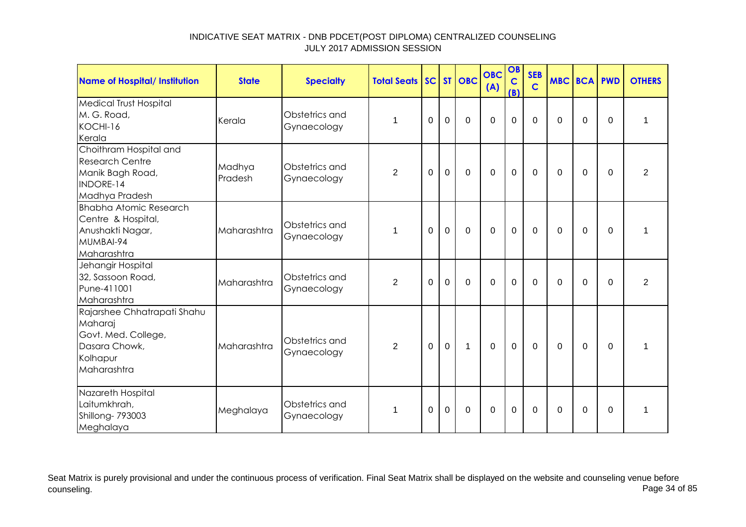# INDICATIVE SEAT MATRIX - DNB PDCET(POST DIPLOMA) CENTRALIZED COUNSELING
## JULY 2017 ADMISSION SESSION

| Name of Hospital/ Institution | State | Specialty | Total Seats | SC | ST | OBC | OBC (A) | OBC (B) | SEB C | MBC | BCA | PWD | OTHERS |
|---|---|---|---|---|---|---|---|---|---|---|---|---|---|
| Medical Trust Hospital M. G. Road, KOCHI-16 Kerala | Kerala | Obstetrics and Gynaecology | 1 | 0 | 0 | 0 | 0 | 0 | 0 | 0 | 0 | 0 | 1 |
| Choithram Hospital and Research Centre Manik Bagh Road, INDORE-14 Madhya Pradesh | Madhya Pradesh | Obstetrics and Gynaecology | 2 | 0 | 0 | 0 | 0 | 0 | 0 | 0 | 0 | 0 | 2 |
| Bhabha Atomic Research Centre & Hospital, Anushakti Nagar, MUMBAI-94 Maharashtra | Maharashtra | Obstetrics and Gynaecology | 1 | 0 | 0 | 0 | 0 | 0 | 0 | 0 | 0 | 0 | 1 |
| Jehangir Hospital 32, Sassoon Road, Pune-411001 Maharashtra | Maharashtra | Obstetrics and Gynaecology | 2 | 0 | 0 | 0 | 0 | 0 | 0 | 0 | 0 | 0 | 2 |
| Rajarshee Chhatrapati Shahu Maharaj Govt. Med. College, Dasara Chowk, Kolhapur Maharashtra | Maharashtra | Obstetrics and Gynaecology | 2 | 0 | 0 | 1 | 0 | 0 | 0 | 0 | 0 | 0 | 1 |
| Nazareth Hospital Laitumkhrah, Shillong- 793003 Meghalaya | Meghalaya | Obstetrics and Gynaecology | 1 | 0 | 0 | 0 | 0 | 0 | 0 | 0 | 0 | 0 | 1 |

Seat Matrix is purely provisional and under the continuous process of verification. Final Seat Matrix shall be displayed on the website and counseling venue before counseling.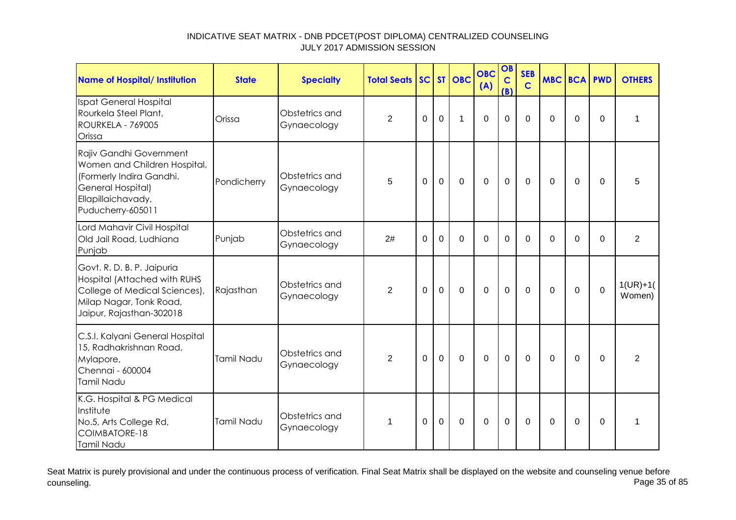# INDICATIVE SEAT MATRIX - DNB PDCET(POST DIPLOMA) CENTRALIZED COUNSELING
## JULY 2017 ADMISSION SESSION

| Name of Hospital/ Institution | State | Specialty | Total Seats | SC | ST | OBC | OBC (A) | OBC (B) | SEB C | MBC | BCA | PWD | OTHERS |
|---|---|---|---|---|---|---|---|---|---|---|---|---|---|
| Ispat General Hospital Rourkela Steel Plant, ROURKELA - 769005 Orissa | Orissa | Obstetrics and Gynaecology | 2 | 0 | 0 | 1 | 0 | 0 | 0 | 0 | 0 | 0 | 1 |
| Rajiv Gandhi Government Women and Children Hospital, (Formerly Indira Gandhi. General Hospital) Ellapillaichavady, Puducherry-605011 | Pondicherry | Obstetrics and Gynaecology | 5 | 0 | 0 | 0 | 0 | 0 | 0 | 0 | 0 | 0 | 5 |
| Lord Mahavir Civil Hospital Old Jail Road, Ludhiana Punjab | Punjab | Obstetrics and Gynaecology | 2# | 0 | 0 | 0 | 0 | 0 | 0 | 0 | 0 | 0 | 2 |
| Govt. R. D. B. P. Jaipuria Hospital (Attached with RUHS College of Medical Sciences), Milap Nagar, Tonk Road, Jaipur, Rajasthan-302018 | Rajasthan | Obstetrics and Gynaecology | 2 | 0 | 0 | 0 | 0 | 0 | 0 | 0 | 0 | 0 | 1(UR)+1(Women) |
| C.S.I. Kalyani General Hospital 15, Radhakrishnan Road, Mylapore, Chennai - 600004 Tamil Nadu | Tamil Nadu | Obstetrics and Gynaecology | 2 | 0 | 0 | 0 | 0 | 0 | 0 | 0 | 0 | 0 | 2 |
| K.G. Hospital & PG Medical Institute No.5, Arts College Rd, COIMBATORE-18 Tamil Nadu | Tamil Nadu | Obstetrics and Gynaecology | 1 | 0 | 0 | 0 | 0 | 0 | 0 | 0 | 0 | 0 | 1 |

Seat Matrix is purely provisional and under the continuous process of verification. Final Seat Matrix shall be displayed on the website and counseling venue before counseling.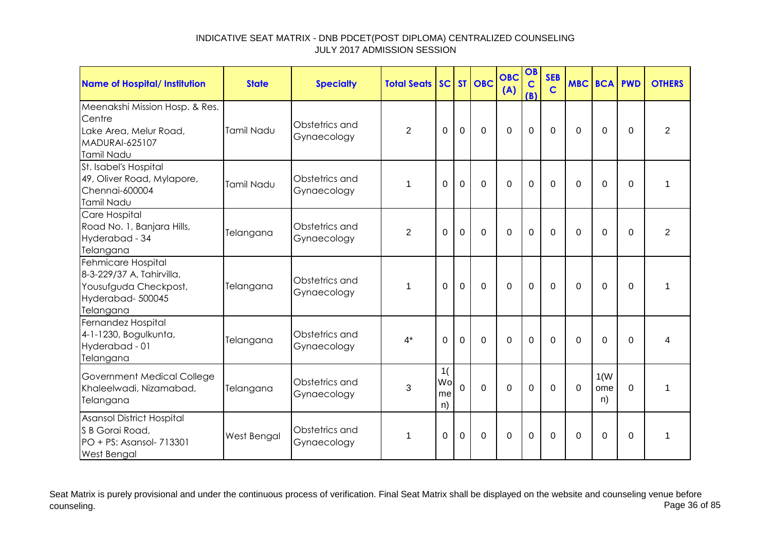# INDICATIVE SEAT MATRIX - DNB PDCET(POST DIPLOMA) CENTRALIZED COUNSELING
## JULY 2017 ADMISSION SESSION

| Name of Hospital/ Institution | State | Specialty | Total Seats | SC | ST | OBC | OBC (A) | OBC (B) | SEBC | MBC | BCA | PWD | OTHERS |
|---|---|---|---|---|---|---|---|---|---|---|---|---|---|
| Meenakshi Mission Hosp. & Res. Centre<br>Lake Area, Melur Road,<br>MADURAI-625107<br>Tamil Nadu | Tamil Nadu | Obstetrics and Gynaecology | 2 | 0 | 0 | 0 | 0 | 0 | 0 | 0 | 0 | 0 | 2 |
| St. Isabel's Hospital<br>49, Oliver Road, Mylapore,<br>Chennai-600004<br>Tamil Nadu | Tamil Nadu | Obstetrics and Gynaecology | 1 | 0 | 0 | 0 | 0 | 0 | 0 | 0 | 0 | 0 | 1 |
| Care Hospital<br>Road No. 1, Banjara Hills,<br>Hyderabad - 34<br>Telangana | Telangana | Obstetrics and Gynaecology | 2 | 0 | 0 | 0 | 0 | 0 | 0 | 0 | 0 | 0 | 2 |
| Fehmicare Hospital<br>8-3-229/37 A, Tahirvilla,<br>Yousufguda Checkpost,<br>Hyderabad- 500045<br>Telangana | Telangana | Obstetrics and Gynaecology | 1 | 0 | 0 | 0 | 0 | 0 | 0 | 0 | 0 | 0 | 1 |
| Fernandez Hospital<br>4-1-1230, Bogulkunta,<br>Hyderabad - 01<br>Telangana | Telangana | Obstetrics and Gynaecology | 4* | 0 | 0 | 0 | 0 | 0 | 0 | 0 | 0 | 0 | 4 |
| Government Medical College<br>Khaleelwadi, Nizamabad,<br>Telangana | Telangana | Obstetrics and Gynaecology | 3 | 1(Women) | 0 | 0 | 0 | 0 | 0 | 0 | 1(Women) | 0 | 1 |
| Asansol District Hospital<br>S B Gorai Road,<br>PO + PS: Asansol- 713301<br>West Bengal | West Bengal | Obstetrics and Gynaecology | 1 | 0 | 0 | 0 | 0 | 0 | 0 | 0 | 0 | 0 | 1 |

Seat Matrix is purely provisional and under the continuous process of verification. Final Seat Matrix shall be displayed on the website and counseling venue before counseling.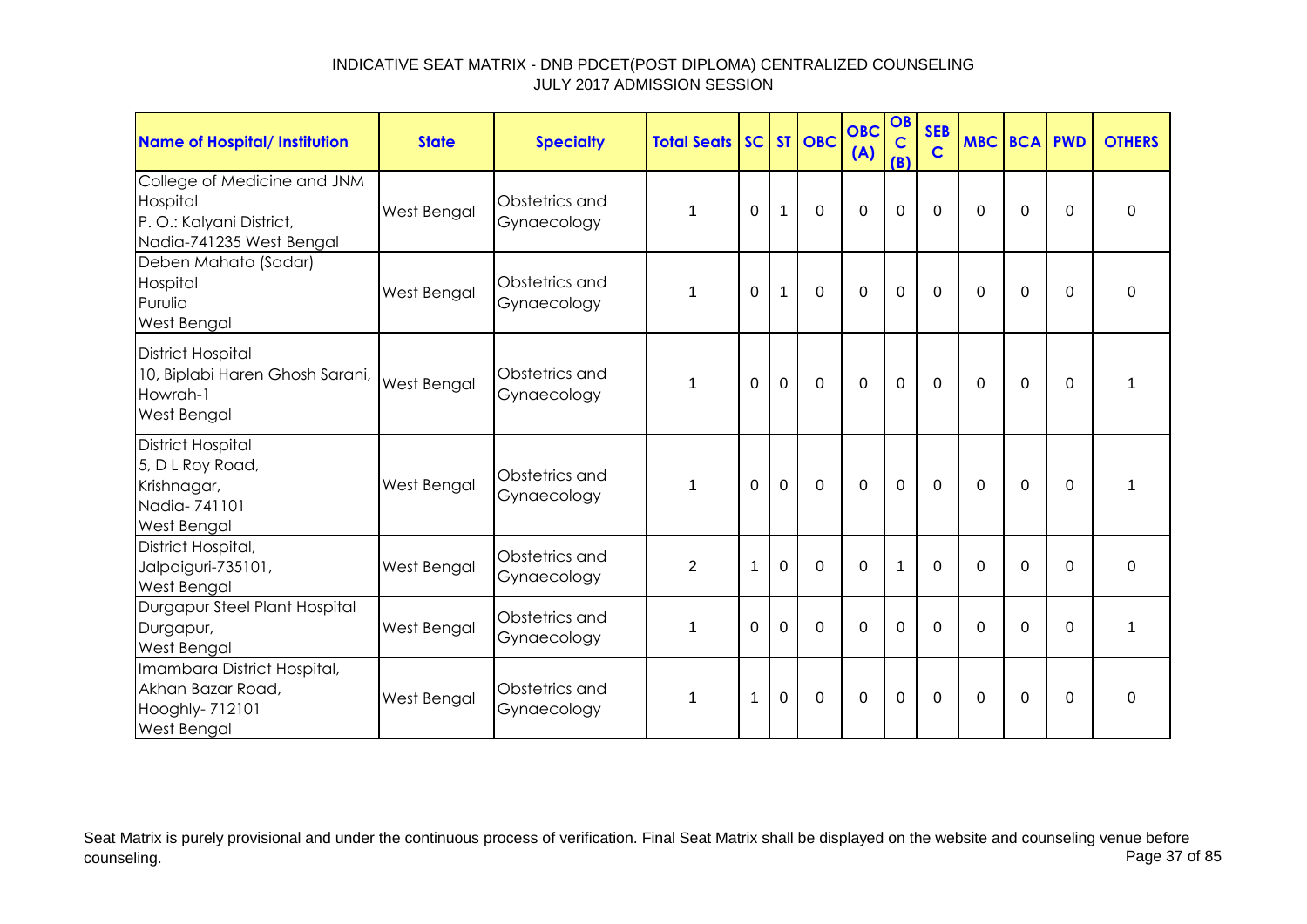INDICATIVE SEAT MATRIX - DNB PDCET(POST DIPLOMA) CENTRALIZED COUNSELING
JULY 2017 ADMISSION SESSION

| Name of Hospital/ Institution | State | Specialty | Total Seats | SC | ST | OBC | OBC (A) | OBC (B) | SEBC | MBC | BCA | PWD | OTHERS |
|---|---|---|---|---|---|---|---|---|---|---|---|---|---|
| College of Medicine and JNM Hospital P. O.: Kalyani District, Nadia-741235 West Bengal | West Bengal | Obstetrics and Gynaecology | 1 | 0 | 1 | 0 | 0 | 0 | 0 | 0 | 0 | 0 | 0 |
| Deben Mahato (Sadar) Hospital Purulia West Bengal | West Bengal | Obstetrics and Gynaecology | 1 | 0 | 1 | 0 | 0 | 0 | 0 | 0 | 0 | 0 | 0 |
| District Hospital 10, Biplabi Haren Ghosh Sarani, Howrah-1 West Bengal | West Bengal | Obstetrics and Gynaecology | 1 | 0 | 0 | 0 | 0 | 0 | 0 | 0 | 0 | 0 | 1 |
| District Hospital 5, D L Roy Road, Krishnagar, Nadia- 741101 West Bengal | West Bengal | Obstetrics and Gynaecology | 1 | 0 | 0 | 0 | 0 | 0 | 0 | 0 | 0 | 0 | 1 |
| District Hospital, Jalpaiguri-735101, West Bengal | West Bengal | Obstetrics and Gynaecology | 2 | 1 | 0 | 0 | 0 | 1 | 0 | 0 | 0 | 0 | 0 |
| Durgapur Steel Plant Hospital Durgapur, West Bengal | West Bengal | Obstetrics and Gynaecology | 1 | 0 | 0 | 0 | 0 | 0 | 0 | 0 | 0 | 0 | 1 |
| Imambara District Hospital, Akhan Bazar Road, Hooghly- 712101 West Bengal | West Bengal | Obstetrics and Gynaecology | 1 | 1 | 0 | 0 | 0 | 0 | 0 | 0 | 0 | 0 | 0 |

Seat Matrix is purely provisional and under the continuous process of verification. Final Seat Matrix shall be displayed on the website and counseling venue before counseling.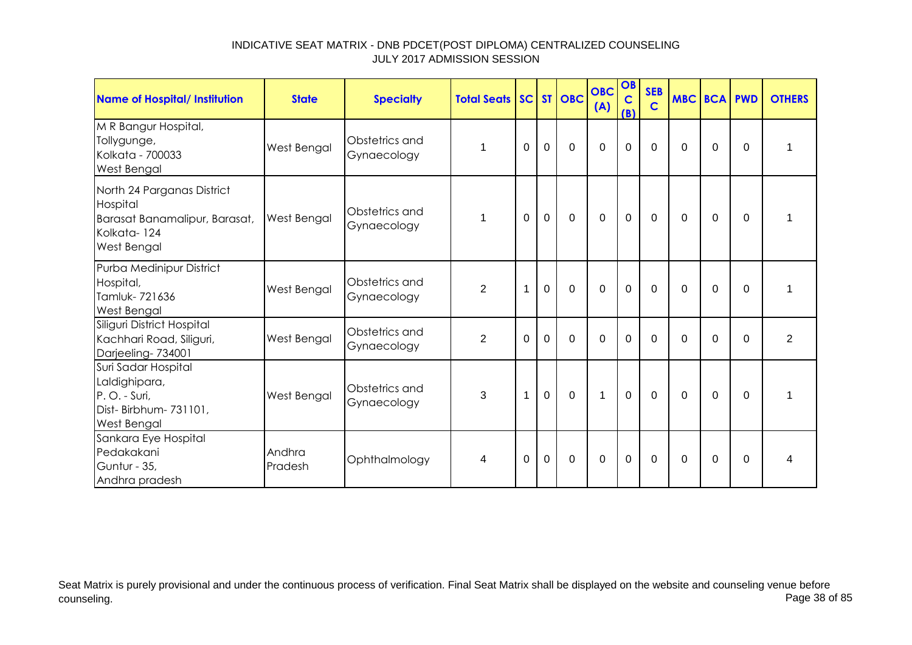INDICATIVE SEAT MATRIX - DNB PDCET(POST DIPLOMA) CENTRALIZED COUNSELING
JULY 2017 ADMISSION SESSION

| Name of Hospital/ Institution | State | Specialty | Total Seats | SC | ST | OBC | OBC (A) | OBC (B) | SEBC | MBC | BCA | PWD | OTHERS |
|---|---|---|---|---|---|---|---|---|---|---|---|---|---|
| M R Bangur Hospital, Tollygunge, Kolkata - 700033 West Bengal | West Bengal | Obstetrics and Gynaecology | 1 | 0 | 0 | 0 | 0 | 0 | 0 | 0 | 0 | 0 | 1 |
| North 24 Parganas District Hospital Barasat Banamalipur, Barasat, Kolkata- 124 West Bengal | West Bengal | Obstetrics and Gynaecology | 1 | 0 | 0 | 0 | 0 | 0 | 0 | 0 | 0 | 0 | 1 |
| Purba Medinipur District Hospital, Tamluk- 721636 West Bengal | West Bengal | Obstetrics and Gynaecology | 2 | 1 | 0 | 0 | 0 | 0 | 0 | 0 | 0 | 0 | 1 |
| Siliguri District Hospital Kachhari Road, Siliguri, Darjeeling- 734001 | West Bengal | Obstetrics and Gynaecology | 2 | 0 | 0 | 0 | 0 | 0 | 0 | 0 | 0 | 0 | 2 |
| Suri Sadar Hospital Laldighipara, P. O. - Suri, Dist- Birbhum- 731101, West Bengal | West Bengal | Obstetrics and Gynaecology | 3 | 1 | 0 | 0 | 1 | 0 | 0 | 0 | 0 | 0 | 1 |
| Sankara Eye Hospital Pedakakani Guntur - 35, Andhra pradesh | Andhra Pradesh | Ophthalmology | 4 | 0 | 0 | 0 | 0 | 0 | 0 | 0 | 0 | 0 | 4 |

Seat Matrix is purely provisional and under the continuous process of verification. Final Seat Matrix shall be displayed on the website and counseling venue before counseling.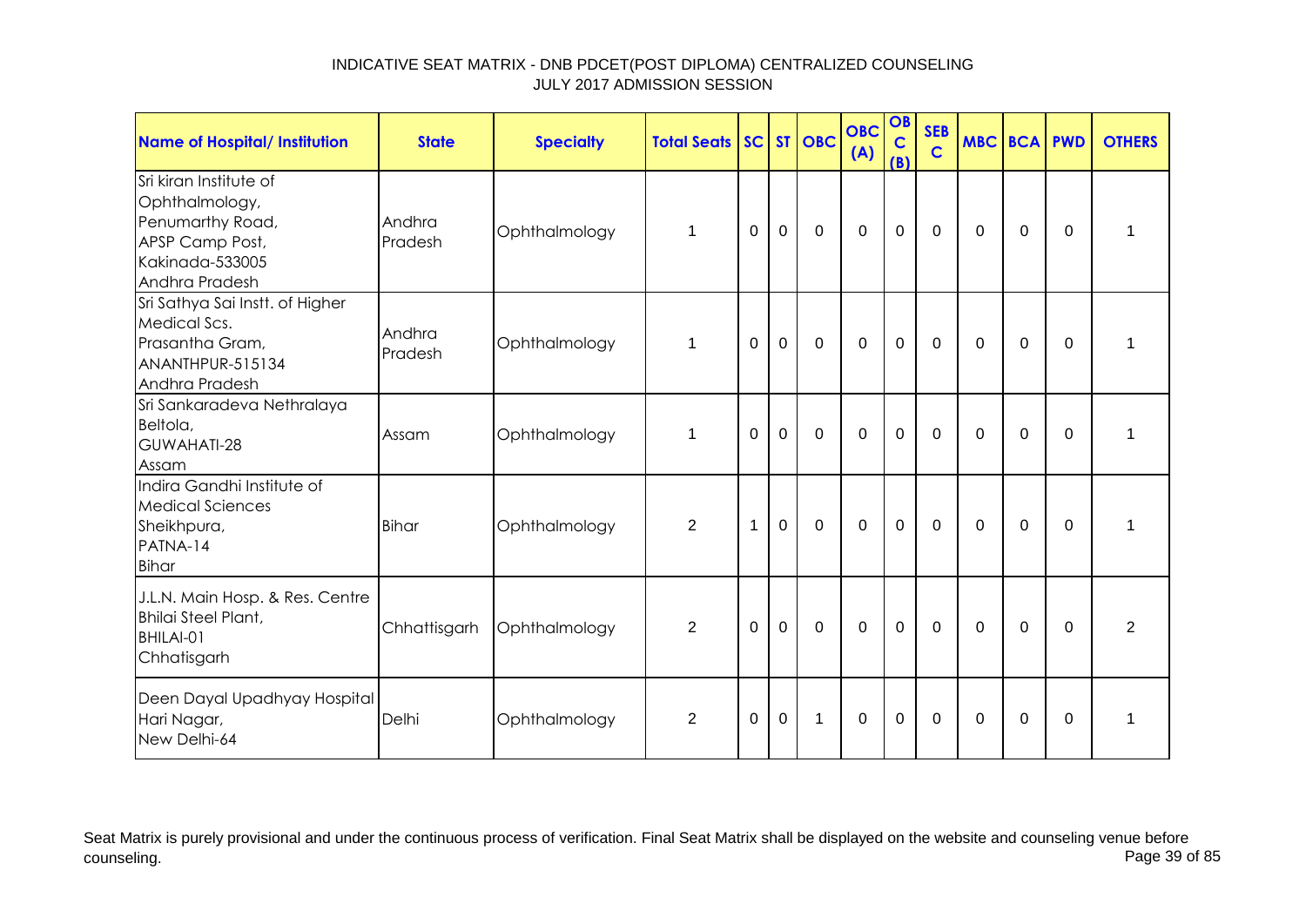# INDICATIVE SEAT MATRIX - DNB PDCET(POST DIPLOMA) CENTRALIZED COUNSELING
## JULY 2017 ADMISSION SESSION

| Name of Hospital/ Institution | State | Specialty | Total Seats | SC | ST | OBC | OBC (A) | OBC (B) | SEBC | MBC | BCA | PWD | OTHERS |
|---|---|---|---|---|---|---|---|---|---|---|---|---|---|
| Sri kiran Institute of Ophthalmology, Penumarthy Road, APSP Camp Post, Kakinada-533005 Andhra Pradesh | Andhra Pradesh | Ophthalmology | 1 | 0 | 0 | 0 | 0 | 0 | 0 | 0 | 0 | 0 | 1 |
| Sri Sathya Sai Instt. of Higher Medical Scs. Prasantha Gram, ANANTHPUR-515134 Andhra Pradesh | Andhra Pradesh | Ophthalmology | 1 | 0 | 0 | 0 | 0 | 0 | 0 | 0 | 0 | 0 | 1 |
| Sri Sankaradeva Nethralaya Beltola, GUWAHATI-28 Assam | Assam | Ophthalmology | 1 | 0 | 0 | 0 | 0 | 0 | 0 | 0 | 0 | 0 | 1 |
| Indira Gandhi Institute of Medical Sciences Sheikhpura, PATNA-14 Bihar | Bihar | Ophthalmology | 2 | 1 | 0 | 0 | 0 | 0 | 0 | 0 | 0 | 0 | 1 |
| J.L.N. Main Hosp. & Res. Centre Bhilai Steel Plant, BHILAI-01 Chhatisgarh | Chhattisgarh | Ophthalmology | 2 | 0 | 0 | 0 | 0 | 0 | 0 | 0 | 0 | 0 | 2 |
| Deen Dayal Upadhyay Hospital Hari Nagar, New Delhi-64 | Delhi | Ophthalmology | 2 | 0 | 0 | 1 | 0 | 0 | 0 | 0 | 0 | 0 | 1 |

Seat Matrix is purely provisional and under the continuous process of verification. Final Seat Matrix shall be displayed on the website and counseling venue before counseling.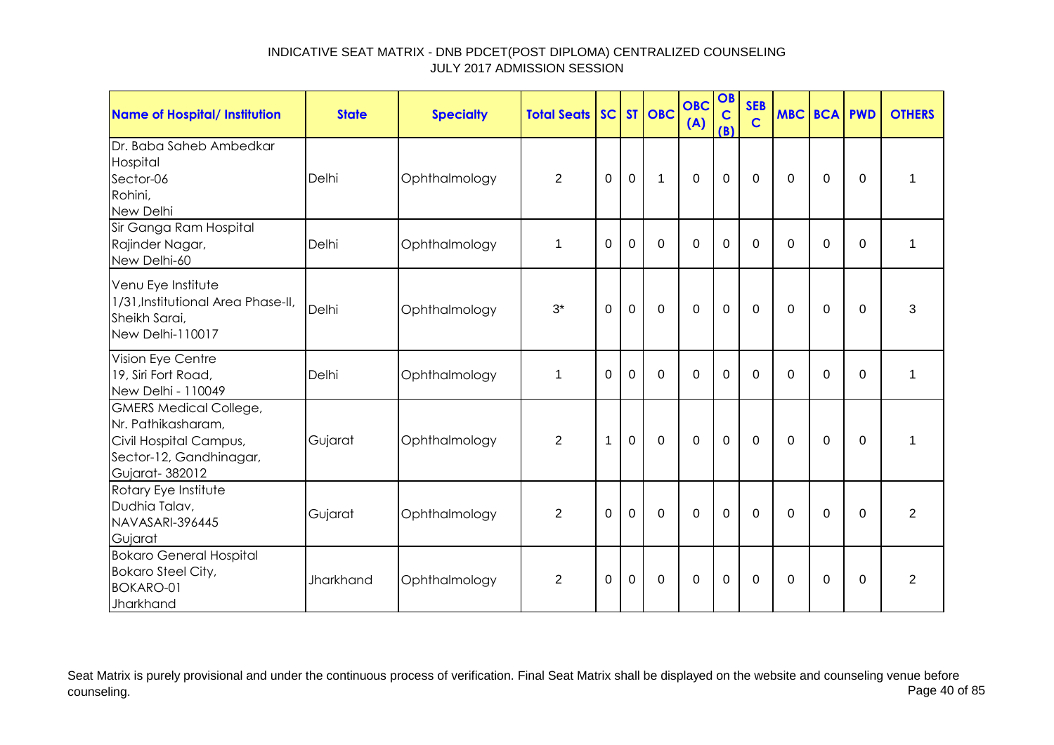# INDICATIVE SEAT MATRIX - DNB PDCET(POST DIPLOMA) CENTRALIZED COUNSELING
## JULY 2017 ADMISSION SESSION

| Name of Hospital/ Institution | State | Specialty | Total Seats | SC | ST | OBC | OBC (A) | OBC (B) | SEBC | MBC | BCA | PWD | OTHERS |
|---|---|---|---|---|---|---|---|---|---|---|---|---|---|
| Dr. Baba Saheb Ambedkar Hospital Sector-06 Rohini, New Delhi | Delhi | Ophthalmology | 2 | 0 | 0 | 1 | 0 | 0 | 0 | 0 | 0 | 0 | 1 |
| Sir Ganga Ram Hospital Rajinder Nagar, New Delhi-60 | Delhi | Ophthalmology | 1 | 0 | 0 | 0 | 0 | 0 | 0 | 0 | 0 | 0 | 1 |
| Venu Eye Institute 1/31,Institutional Area Phase-II, Sheikh Sarai, New Delhi-110017 | Delhi | Ophthalmology | 3* | 0 | 0 | 0 | 0 | 0 | 0 | 0 | 0 | 0 | 3 |
| Vision Eye Centre 19, Siri Fort Road, New Delhi - 110049 | Delhi | Ophthalmology | 1 | 0 | 0 | 0 | 0 | 0 | 0 | 0 | 0 | 0 | 1 |
| GMERS Medical College, Nr. Pathikasharam, Civil Hospital Campus, Sector-12, Gandhinagar, Gujarat- 382012 | Gujarat | Ophthalmology | 2 | 1 | 0 | 0 | 0 | 0 | 0 | 0 | 0 | 0 | 1 |
| Rotary Eye Institute Dudhia Talav, NAVASARI-396445 Gujarat | Gujarat | Ophthalmology | 2 | 0 | 0 | 0 | 0 | 0 | 0 | 0 | 0 | 0 | 2 |
| Bokaro General Hospital Bokaro Steel City, BOKARO-01 Jharkhand | Jharkhand | Ophthalmology | 2 | 0 | 0 | 0 | 0 | 0 | 0 | 0 | 0 | 0 | 2 |

Seat Matrix is purely provisional and under the continuous process of verification. Final Seat Matrix shall be displayed on the website and counseling venue before counseling.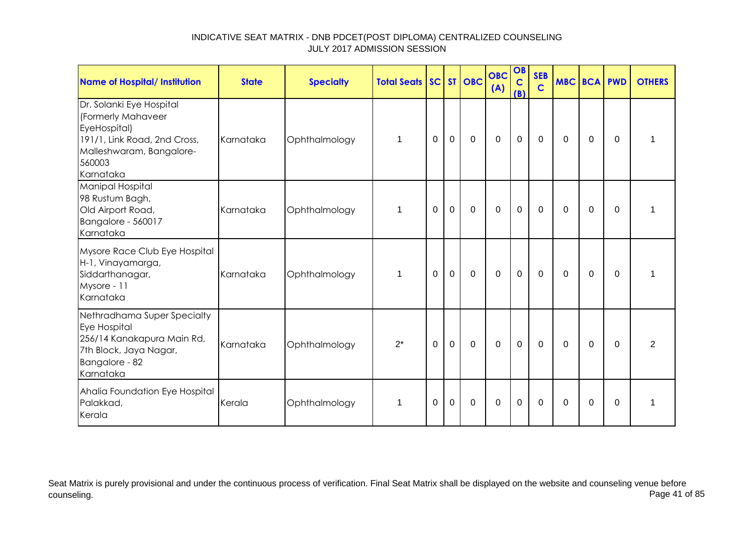INDICATIVE SEAT MATRIX - DNB PDCET(POST DIPLOMA) CENTRALIZED COUNSELING
JULY 2017 ADMISSION SESSION

| Name of Hospital/ Institution | State | Specialty | Total Seats | SC | ST | OBC | OBC (A) | OBC (B) | SEBC | MBC | BCA | PWD | OTHERS |
|---|---|---|---|---|---|---|---|---|---|---|---|---|---|
| Dr. Solanki Eye Hospital (Formerly Mahaveer EyeHospital) 191/1, Link Road, 2nd Cross, Malleshwaram, Bangalore-560003 Karnataka | Karnataka | Ophthalmology | 1 | 0 | 0 | 0 | 0 | 0 | 0 | 0 | 0 | 0 | 1 |
| Manipal Hospital 98 Rustum Bagh, Old Airport Road, Bangalore - 560017 Karnataka | Karnataka | Ophthalmology | 1 | 0 | 0 | 0 | 0 | 0 | 0 | 0 | 0 | 0 | 1 |
| Mysore Race Club Eye Hospital H-1, Vinayamarga, Siddarthanagar, Mysore - 11 Karnataka | Karnataka | Ophthalmology | 1 | 0 | 0 | 0 | 0 | 0 | 0 | 0 | 0 | 0 | 1 |
| Nethradhama Super Specialty Eye Hospital 256/14 Kanakapura Main Rd, 7th Block, Jaya Nagar, Bangalore - 82 Karnataka | Karnataka | Ophthalmology | 2* | 0 | 0 | 0 | 0 | 0 | 0 | 0 | 0 | 0 | 2 |
| Ahalia Foundation Eye Hospital Palakkad, Kerala | Kerala | Ophthalmology | 1 | 0 | 0 | 0 | 0 | 0 | 0 | 0 | 0 | 0 | 1 |

Seat Matrix is purely provisional and under the continuous process of verification. Final Seat Matrix shall be displayed on the website and counseling venue before counseling.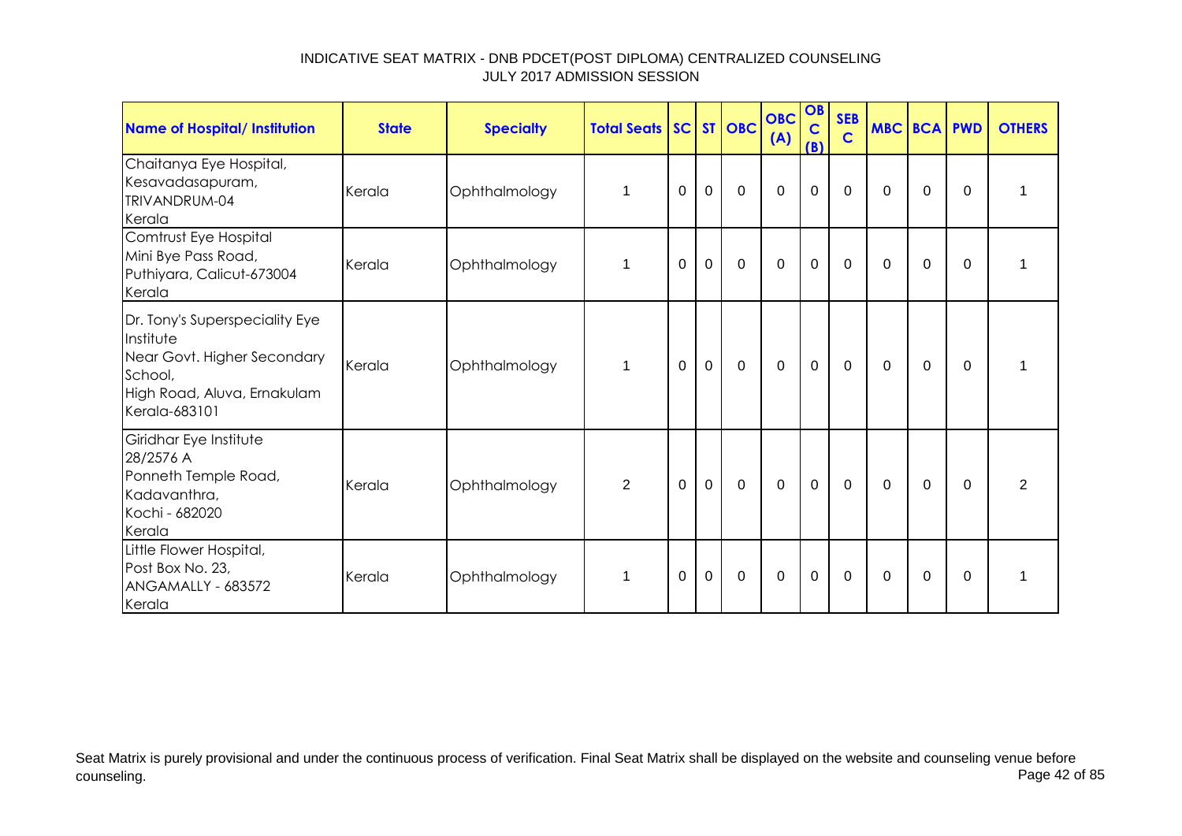# INDICATIVE SEAT MATRIX - DNB PDCET(POST DIPLOMA) CENTRALIZED COUNSELING
## JULY 2017 ADMISSION SESSION

| Name of Hospital/ Institution | State | Specialty | Total Seats | SC | ST | OBC | OBC (A) | OBC (B) | SEBC | MBC | BCA | PWD | OTHERS |
|---|---|---|---|---|---|---|---|---|---|---|---|---|---|
| Chaitanya Eye Hospital, Kesavadasapuram, TRIVANDRUM-04 Kerala | Kerala | Ophthalmology | 1 | 0 | 0 | 0 | 0 | 0 | 0 | 0 | 0 | 0 | 1 |
| Comtrust Eye Hospital Mini Bye Pass Road, Puthiyara, Calicut-673004 Kerala | Kerala | Ophthalmology | 1 | 0 | 0 | 0 | 0 | 0 | 0 | 0 | 0 | 0 | 1 |
| Dr. Tony's Superspeciality Eye Institute Near Govt. Higher Secondary School, High Road, Aluva, Ernakulam Kerala-683101 | Kerala | Ophthalmology | 1 | 0 | 0 | 0 | 0 | 0 | 0 | 0 | 0 | 0 | 1 |
| Giridhar Eye Institute 28/2576 A Ponneth Temple Road, Kadavanthra, Kochi - 682020 Kerala | Kerala | Ophthalmology | 2 | 0 | 0 | 0 | 0 | 0 | 0 | 0 | 0 | 0 | 2 |
| Little Flower Hospital, Post Box No. 23, ANGAMALLY - 683572 Kerala | Kerala | Ophthalmology | 1 | 0 | 0 | 0 | 0 | 0 | 0 | 0 | 0 | 0 | 1 |

Seat Matrix is purely provisional and under the continuous process of verification. Final Seat Matrix shall be displayed on the website and counseling venue before counseling.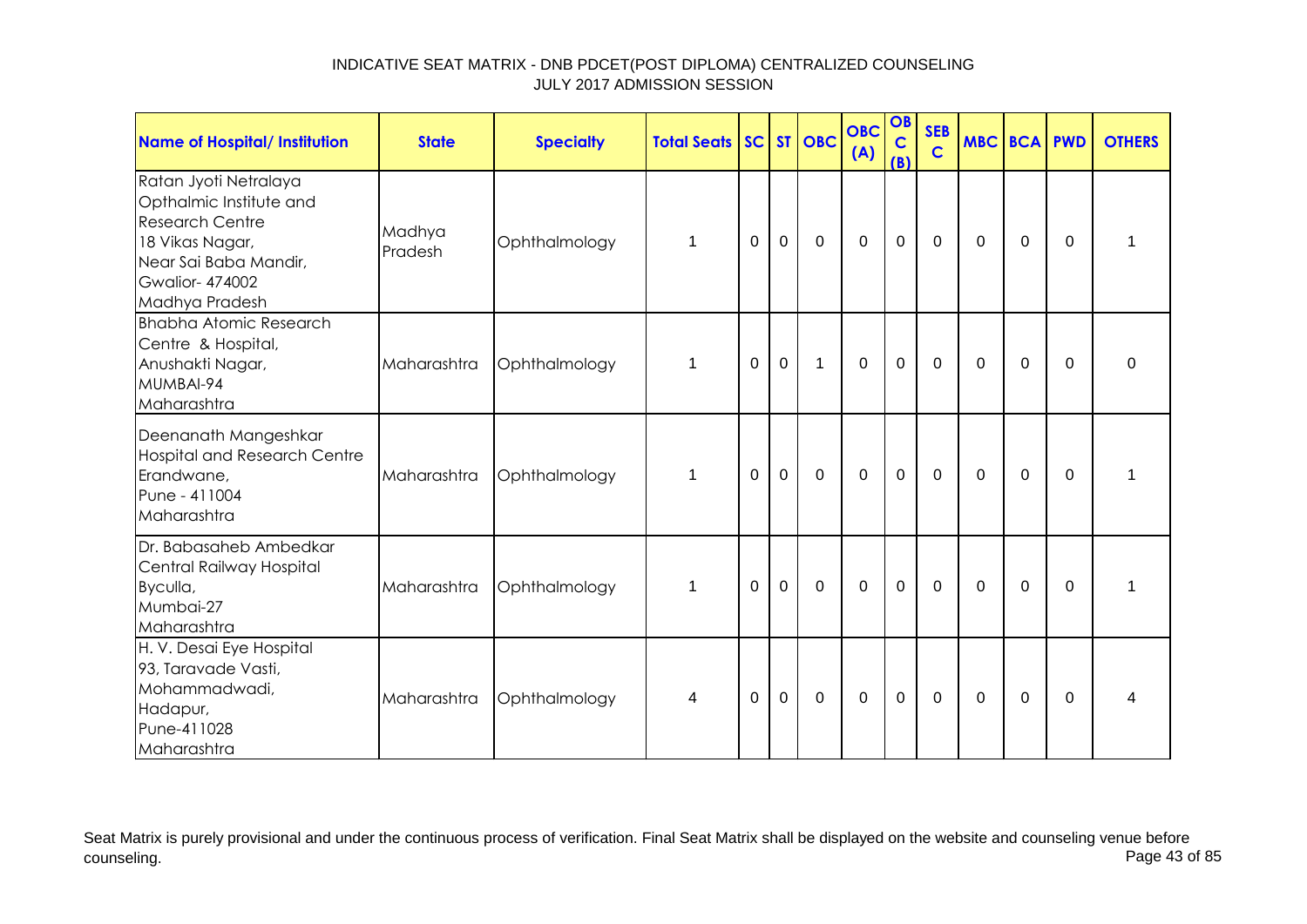INDICATIVE SEAT MATRIX - DNB PDCET(POST DIPLOMA) CENTRALIZED COUNSELING
JULY 2017 ADMISSION SESSION

| Name of Hospital/ Institution | State | Specialty | Total Seats | SC | ST | OBC | OBC (A) | OBC (B) | SEBC | MBC | BCA | PWD | OTHERS |
|---|---|---|---|---|---|---|---|---|---|---|---|---|---|
| Ratan Jyoti Netralaya Opthalmic Institute and Research Centre 18 Vikas Nagar, Near Sai Baba Mandir, Gwalior- 474002 Madhya Pradesh | Madhya Pradesh | Ophthalmology | 1 | 0 | 0 | 0 | 0 | 0 | 0 | 0 | 0 | 0 | 1 |
| Bhabha Atomic Research Centre & Hospital, Anushakti Nagar, MUMBAI-94 Maharashtra | Maharashtra | Ophthalmology | 1 | 0 | 0 | 1 | 0 | 0 | 0 | 0 | 0 | 0 | 0 |
| Deenanath Mangeshkar Hospital and Research Centre Erandwane, Pune - 411004 Maharashtra | Maharashtra | Ophthalmology | 1 | 0 | 0 | 0 | 0 | 0 | 0 | 0 | 0 | 0 | 1 |
| Dr. Babasaheb Ambedkar Central Railway Hospital Byculla, Mumbai-27 Maharashtra | Maharashtra | Ophthalmology | 1 | 0 | 0 | 0 | 0 | 0 | 0 | 0 | 0 | 0 | 1 |
| H. V. Desai Eye Hospital 93, Taravade Vasti, Mohammadwadi, Hadapur, Pune-411028 Maharashtra | Maharashtra | Ophthalmology | 4 | 0 | 0 | 0 | 0 | 0 | 0 | 0 | 0 | 0 | 4 |

Seat Matrix is purely provisional and under the continuous process of verification. Final Seat Matrix shall be displayed on the website and counseling venue before counseling.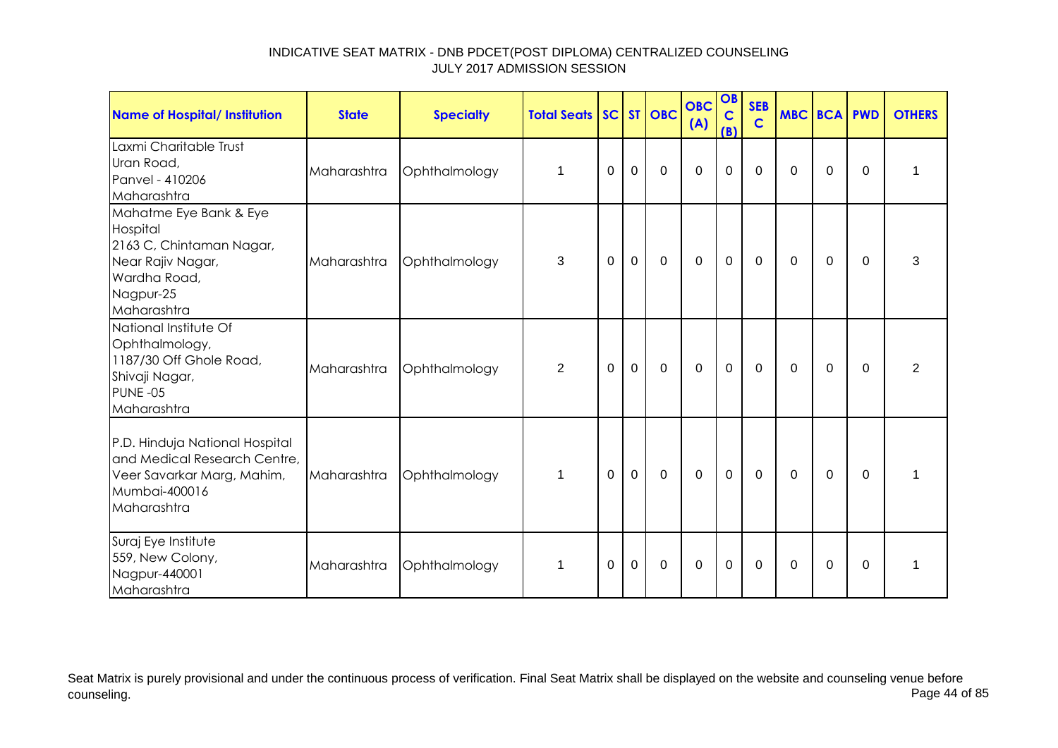INDICATIVE SEAT MATRIX - DNB PDCET(POST DIPLOMA) CENTRALIZED COUNSELING
JULY 2017 ADMISSION SESSION

| Name of Hospital/ Institution | State | Specialty | Total Seats | SC | ST | OBC | OBC (A) | OBC (B) | SEB C | MBC | BCA | PWD | OTHERS |
|---|---|---|---|---|---|---|---|---|---|---|---|---|---|
| Laxmi Charitable Trust Uran Road, Panvel - 410206 Maharashtra | Maharashtra | Ophthalmology | 1 | 0 | 0 | 0 | 0 | 0 | 0 | 0 | 0 | 0 | 1 |
| Mahatme Eye Bank & Eye Hospital 2163 C, Chintaman Nagar, Near Rajiv Nagar, Wardha Road, Nagpur-25 Maharashtra | Maharashtra | Ophthalmology | 3 | 0 | 0 | 0 | 0 | 0 | 0 | 0 | 0 | 0 | 3 |
| National Institute Of Ophthalmology, 1187/30 Off Ghole Road, Shivaji Nagar, PUNE -05 Maharashtra | Maharashtra | Ophthalmology | 2 | 0 | 0 | 0 | 0 | 0 | 0 | 0 | 0 | 0 | 2 |
| P.D. Hinduja National Hospital and Medical Research Centre, Veer Savarkar Marg, Mahim, Mumbai-400016 Maharashtra | Maharashtra | Ophthalmology | 1 | 0 | 0 | 0 | 0 | 0 | 0 | 0 | 0 | 0 | 1 |
| Suraj Eye Institute 559, New Colony, Nagpur-440001 Maharashtra | Maharashtra | Ophthalmology | 1 | 0 | 0 | 0 | 0 | 0 | 0 | 0 | 0 | 0 | 1 |

Seat Matrix is purely provisional and under the continuous process of verification. Final Seat Matrix shall be displayed on the website and counseling venue before counseling.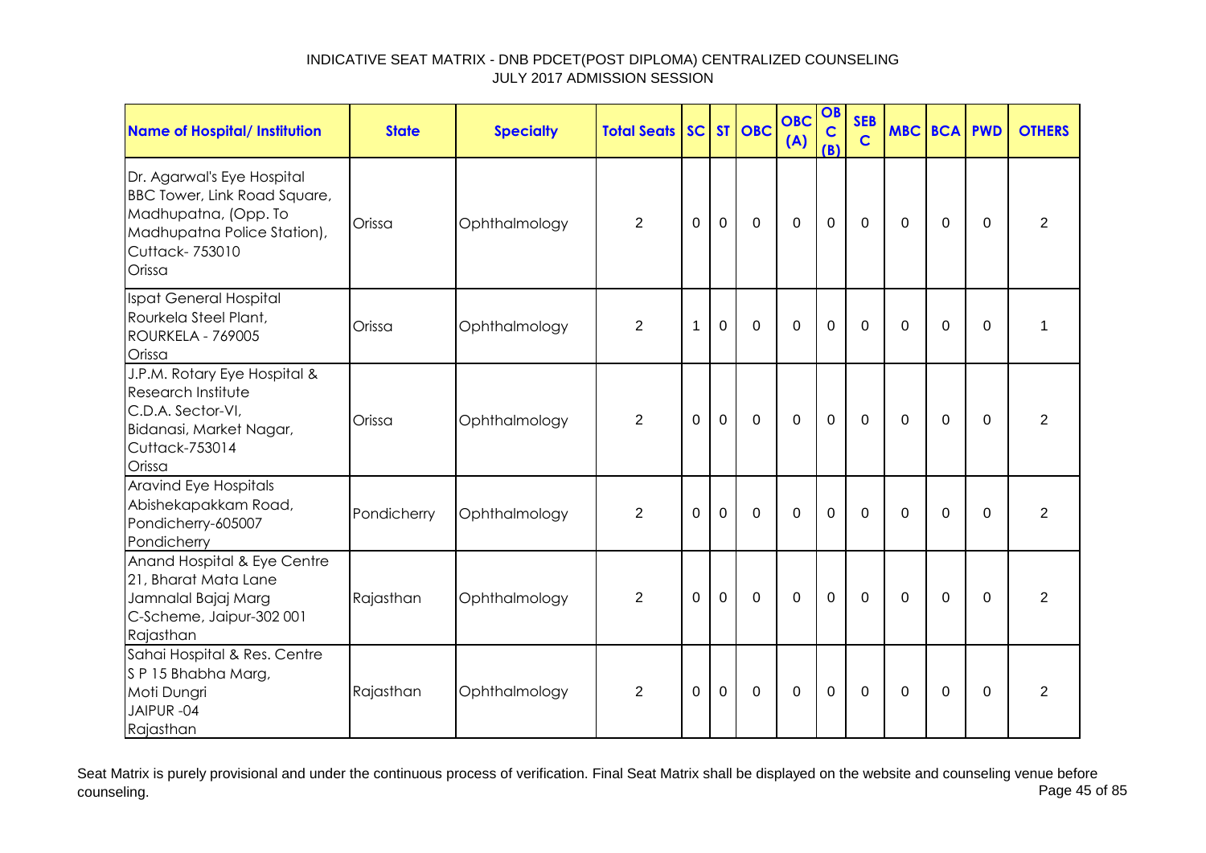# INDICATIVE SEAT MATRIX - DNB PDCET(POST DIPLOMA) CENTRALIZED COUNSELING
## JULY 2017 ADMISSION SESSION

| Name of Hospital/ Institution | State | Specialty | Total Seats | SC | ST | OBC | OBC (A) | OBC (B) | SEB C | MBC | BCA | PWD | OTHERS |
|---|---|---|---|---|---|---|---|---|---|---|---|---|---|
| Dr. Agarwal's Eye Hospital BBC Tower, Link Road Square, Madhupatna, (Opp. To Madhupatna Police Station), Cuttack- 753010 Orissa | Orissa | Ophthalmology | 2 | 0 | 0 | 0 | 0 | 0 | 0 | 0 | 0 | 0 | 2 |
| Ispat General Hospital Rourkela Steel Plant, ROURKELA - 769005 Orissa | Orissa | Ophthalmology | 2 | 1 | 0 | 0 | 0 | 0 | 0 | 0 | 0 | 0 | 1 |
| J.P.M. Rotary Eye Hospital & Research Institute C.D.A. Sector-VI, Bidanasi, Market Nagar, Cuttack-753014 Orissa | Orissa | Ophthalmology | 2 | 0 | 0 | 0 | 0 | 0 | 0 | 0 | 0 | 0 | 2 |
| Aravind Eye Hospitals Abishekapakkam Road, Pondicherry-605007 Pondicherry | Pondicherry | Ophthalmology | 2 | 0 | 0 | 0 | 0 | 0 | 0 | 0 | 0 | 0 | 2 |
| Anand Hospital & Eye Centre 21, Bharat Mata Lane Jamnalal Bajaj Marg C-Scheme, Jaipur-302 001 Rajasthan | Rajasthan | Ophthalmology | 2 | 0 | 0 | 0 | 0 | 0 | 0 | 0 | 0 | 0 | 2 |
| Sahai Hospital & Res. Centre S P 15 Bhabha Marg, Moti Dungri JAIPUR -04 Rajasthan | Rajasthan | Ophthalmology | 2 | 0 | 0 | 0 | 0 | 0 | 0 | 0 | 0 | 0 | 2 |

Seat Matrix is purely provisional and under the continuous process of verification. Final Seat Matrix shall be displayed on the website and counseling venue before counseling.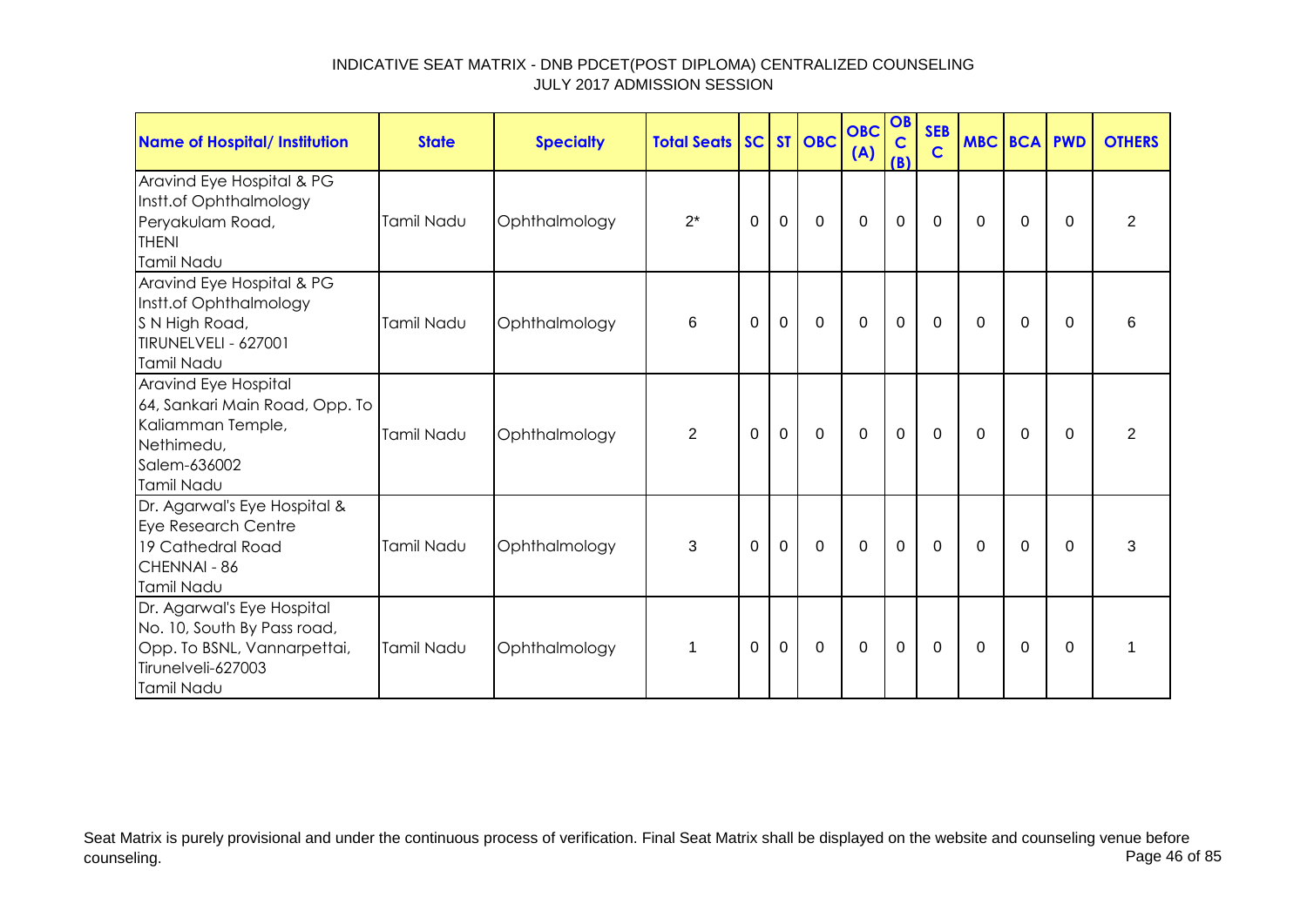INDICATIVE SEAT MATRIX - DNB PDCET(POST DIPLOMA) CENTRALIZED COUNSELING
JULY 2017 ADMISSION SESSION

| Name of Hospital/ Institution | State | Specialty | Total Seats | SC | ST | OBC | OBC (A) | OBC (B) | SEB C | MBC | BCA | PWD | OTHERS |
|---|---|---|---|---|---|---|---|---|---|---|---|---|---|
| Aravind Eye Hospital & PG Instt.of Ophthalmology Peryakulam Road, THENI Tamil Nadu | Tamil Nadu | Ophthalmology | 2* | 0 | 0 | 0 | 0 | 0 | 0 | 0 | 0 | 0 | 2 |
| Aravind Eye Hospital & PG Instt.of Ophthalmology S N High Road, TIRUNELVELI - 627001 Tamil Nadu | Tamil Nadu | Ophthalmology | 6 | 0 | 0 | 0 | 0 | 0 | 0 | 0 | 0 | 0 | 6 |
| Aravind Eye Hospital 64, Sankari Main Road, Opp. To Kaliamman Temple, Nethimedu, Salem-636002 Tamil Nadu | Tamil Nadu | Ophthalmology | 2 | 0 | 0 | 0 | 0 | 0 | 0 | 0 | 0 | 0 | 2 |
| Dr. Agarwal's Eye Hospital & Eye Research Centre 19 Cathedral Road CHENNAI - 86 Tamil Nadu | Tamil Nadu | Ophthalmology | 3 | 0 | 0 | 0 | 0 | 0 | 0 | 0 | 0 | 0 | 3 |
| Dr. Agarwal's Eye Hospital No. 10, South By Pass road, Opp. To BSNL, Vannarpettai, Tirunelveli-627003 Tamil Nadu | Tamil Nadu | Ophthalmology | 1 | 0 | 0 | 0 | 0 | 0 | 0 | 0 | 0 | 0 | 1 |

Seat Matrix is purely provisional and under the continuous process of verification. Final Seat Matrix shall be displayed on the website and counseling venue before counseling.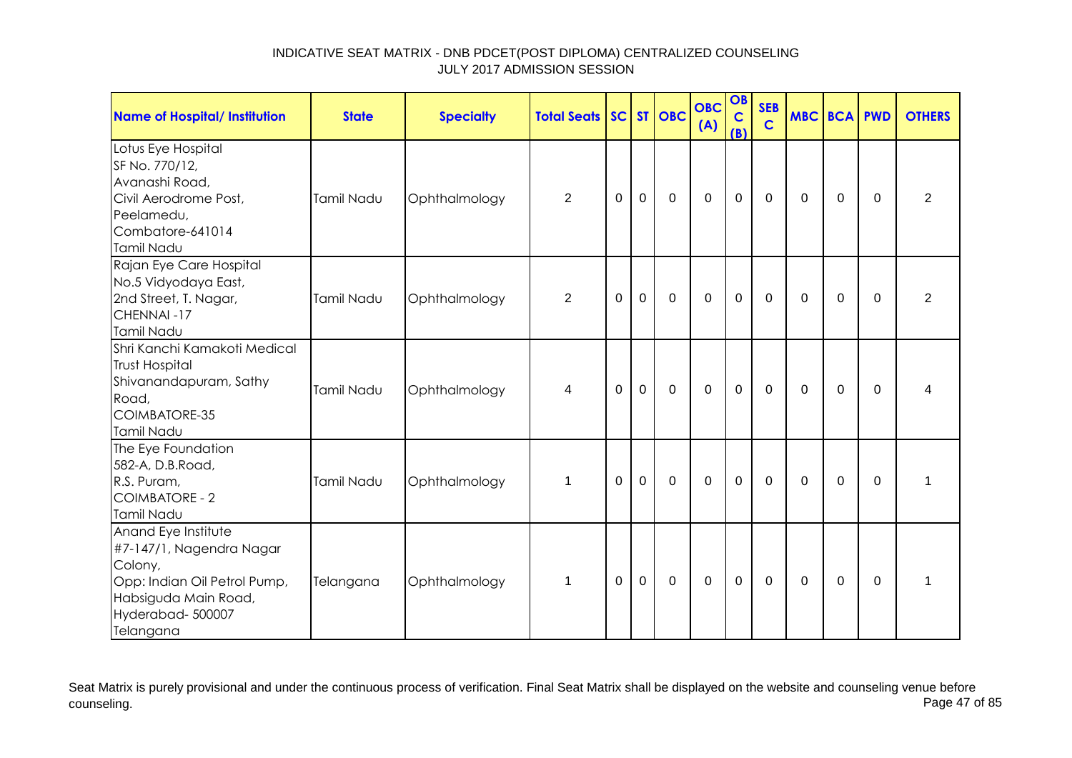INDICATIVE SEAT MATRIX - DNB PDCET(POST DIPLOMA) CENTRALIZED COUNSELING
JULY 2017 ADMISSION SESSION

| Name of Hospital/ Institution | State | Specialty | Total Seats | SC | ST | OBC | OBC (A) | OBC (B) | SEBC | MBC | BCA | PWD | OTHERS |
|---|---|---|---|---|---|---|---|---|---|---|---|---|---|
| Lotus Eye Hospital SF No. 770/12, Avanashi Road, Civil Aerodrome Post, Peelamedu, Combatore-641014 Tamil Nadu | Tamil Nadu | Ophthalmology | 2 | 0 | 0 | 0 | 0 | 0 | 0 | 0 | 0 | 0 | 2 |
| Rajan Eye Care Hospital No.5 Vidyodaya East, 2nd Street, T. Nagar, CHENNAI -17 Tamil Nadu | Tamil Nadu | Ophthalmology | 2 | 0 | 0 | 0 | 0 | 0 | 0 | 0 | 0 | 0 | 2 |
| Shri Kanchi Kamakoti Medical Trust Hospital Shivanandapuram, Sathy Road, COIMBATORE-35 Tamil Nadu | Tamil Nadu | Ophthalmology | 4 | 0 | 0 | 0 | 0 | 0 | 0 | 0 | 0 | 0 | 4 |
| The Eye Foundation 582-A, D.B.Road, R.S. Puram, COIMBATORE - 2 Tamil Nadu | Tamil Nadu | Ophthalmology | 1 | 0 | 0 | 0 | 0 | 0 | 0 | 0 | 0 | 0 | 1 |
| Anand Eye Institute #7-147/1, Nagendra Nagar Colony, Opp: Indian Oil Petrol Pump, Habsiguda Main Road, Hyderabad- 500007 Telangana | Telangana | Ophthalmology | 1 | 0 | 0 | 0 | 0 | 0 | 0 | 0 | 0 | 0 | 1 |

Seat Matrix is purely provisional and under the continuous process of verification. Final Seat Matrix shall be displayed on the website and counseling venue before counseling.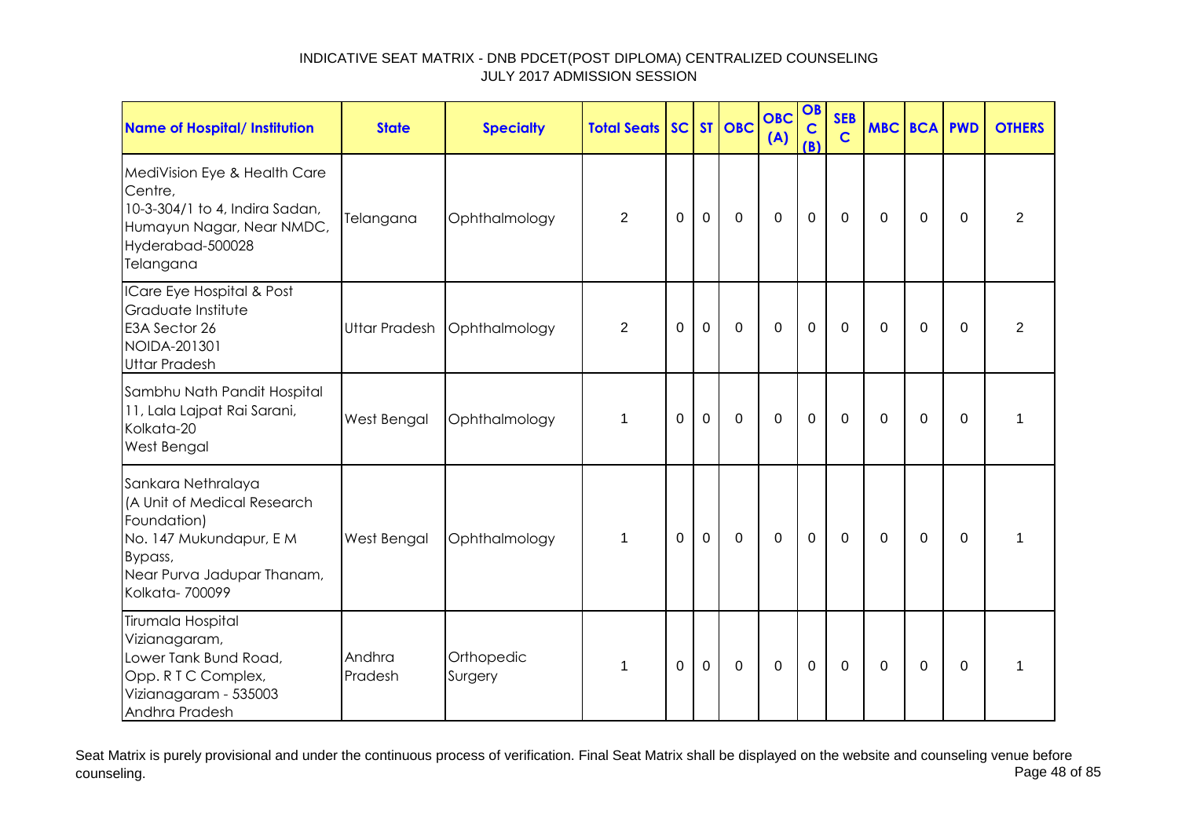INDICATIVE SEAT MATRIX - DNB PDCET(POST DIPLOMA) CENTRALIZED COUNSELING
JULY 2017 ADMISSION SESSION

| Name of Hospital/ Institution | State | Specialty | Total Seats | SC | ST | OBC | OBC (A) | OBC (B) | SEBC | MBC | BCA | PWD | OTHERS |
|---|---|---|---|---|---|---|---|---|---|---|---|---|---|
| MediVision Eye & Health Care Centre, 10-3-304/1 to 4, Indira Sadan, Humayun Nagar, Near NMDC, Hyderabad-500028 Telangana | Telangana | Ophthalmology | 2 | 0 | 0 | 0 | 0 | 0 | 0 | 0 | 0 | 0 | 2 |
| ICare Eye Hospital & Post Graduate Institute E3A Sector 26 NOIDA-201301 Uttar Pradesh | Uttar Pradesh | Ophthalmology | 2 | 0 | 0 | 0 | 0 | 0 | 0 | 0 | 0 | 0 | 2 |
| Sambhu Nath Pandit Hospital 11, Lala Lajpat Rai Sarani, Kolkata-20 West Bengal | West Bengal | Ophthalmology | 1 | 0 | 0 | 0 | 0 | 0 | 0 | 0 | 0 | 0 | 1 |
| Sankara Nethralaya (A Unit of Medical Research Foundation) No. 147 Mukundapur, E M Bypass, Near Purva Jadupar Thanam, Kolkata- 700099 | West Bengal | Ophthalmology | 1 | 0 | 0 | 0 | 0 | 0 | 0 | 0 | 0 | 0 | 1 |
| Tirumala Hospital Vizianagaram, Lower Tank Bund Road, Opp. R T C Complex, Vizianagaram - 535003 Andhra Pradesh | Andhra Pradesh | Orthopedic Surgery | 1 | 0 | 0 | 0 | 0 | 0 | 0 | 0 | 0 | 0 | 1 |

Seat Matrix is purely provisional and under the continuous process of verification. Final Seat Matrix shall be displayed on the website and counseling venue before counseling.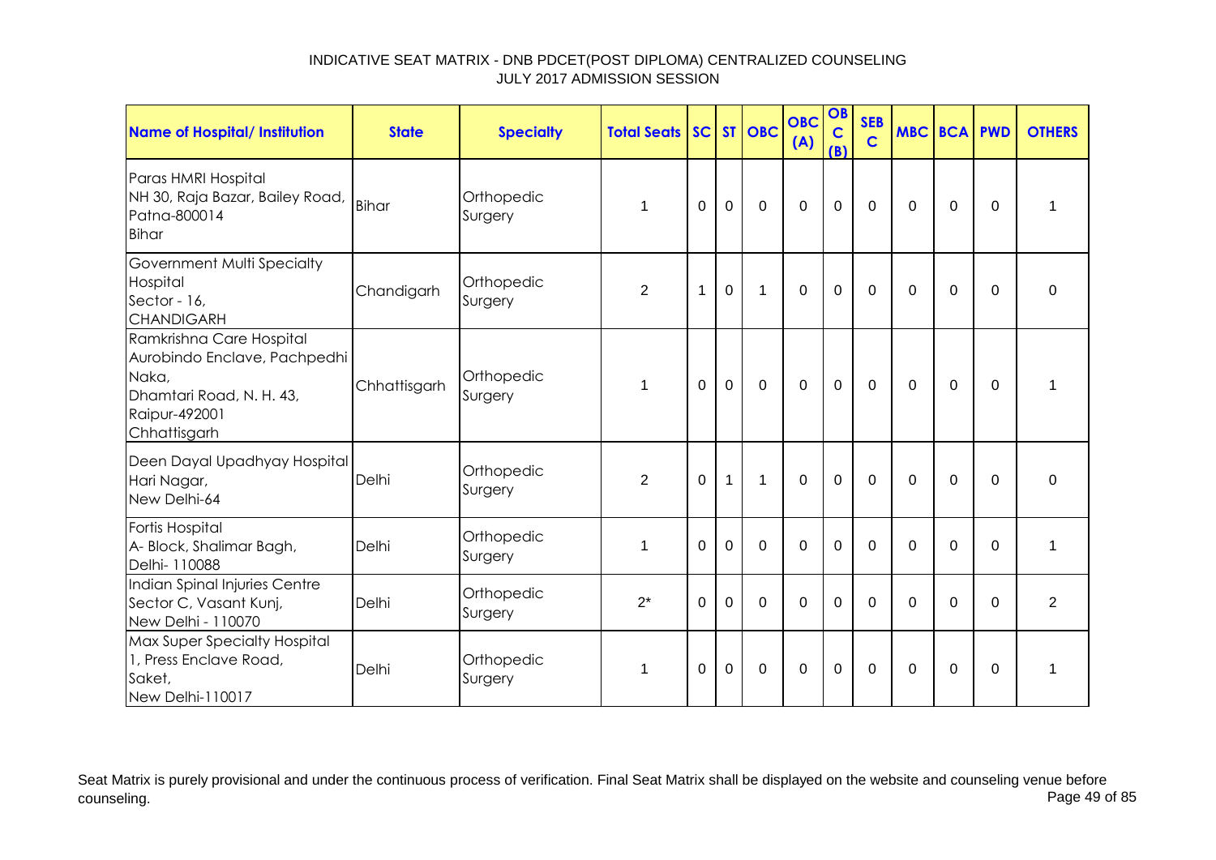# INDICATIVE SEAT MATRIX - DNB PDCET(POST DIPLOMA) CENTRALIZED COUNSELING
## JULY 2017 ADMISSION SESSION

| Name of Hospital/ Institution | State | Specialty | Total Seats | SC | ST | OBC | OBC (A) | OBC (B) | SEBC | MBC | BCA | PWD | OTHERS |
|---|---|---|---|---|---|---|---|---|---|---|---|---|---|
| Paras HMRI Hospital NH 30, Raja Bazar, Bailey Road, Patna-800014 Bihar | Bihar | Orthopedic Surgery | 1 | 0 | 0 | 0 | 0 | 0 | 0 | 0 | 0 | 0 | 1 |
| Government Multi Specialty Hospital Sector - 16, CHANDIGARH | Chandigarh | Orthopedic Surgery | 2 | 1 | 0 | 1 | 0 | 0 | 0 | 0 | 0 | 0 | 0 |
| Ramkrishna Care Hospital Aurobindo Enclave, Pachpedhi Naka, Dhamtari Road, N. H. 43, Raipur-492001 Chhattisgarh | Chhattisgarh | Orthopedic Surgery | 1 | 0 | 0 | 0 | 0 | 0 | 0 | 0 | 0 | 0 | 1 |
| Deen Dayal Upadhyay Hospital Hari Nagar, New Delhi-64 | Delhi | Orthopedic Surgery | 2 | 0 | 1 | 1 | 0 | 0 | 0 | 0 | 0 | 0 | 0 |
| Fortis Hospital A- Block, Shalimar Bagh, Delhi- 110088 | Delhi | Orthopedic Surgery | 1 | 0 | 0 | 0 | 0 | 0 | 0 | 0 | 0 | 0 | 1 |
| Indian Spinal Injuries Centre Sector C, Vasant Kunj, New Delhi - 110070 | Delhi | Orthopedic Surgery | 2* | 0 | 0 | 0 | 0 | 0 | 0 | 0 | 0 | 0 | 2 |
| Max Super Specialty Hospital 1, Press Enclave Road, Saket, New Delhi-110017 | Delhi | Orthopedic Surgery | 1 | 0 | 0 | 0 | 0 | 0 | 0 | 0 | 0 | 0 | 1 |

Seat Matrix is purely provisional and under the continuous process of verification. Final Seat Matrix shall be displayed on the website and counseling venue before counseling.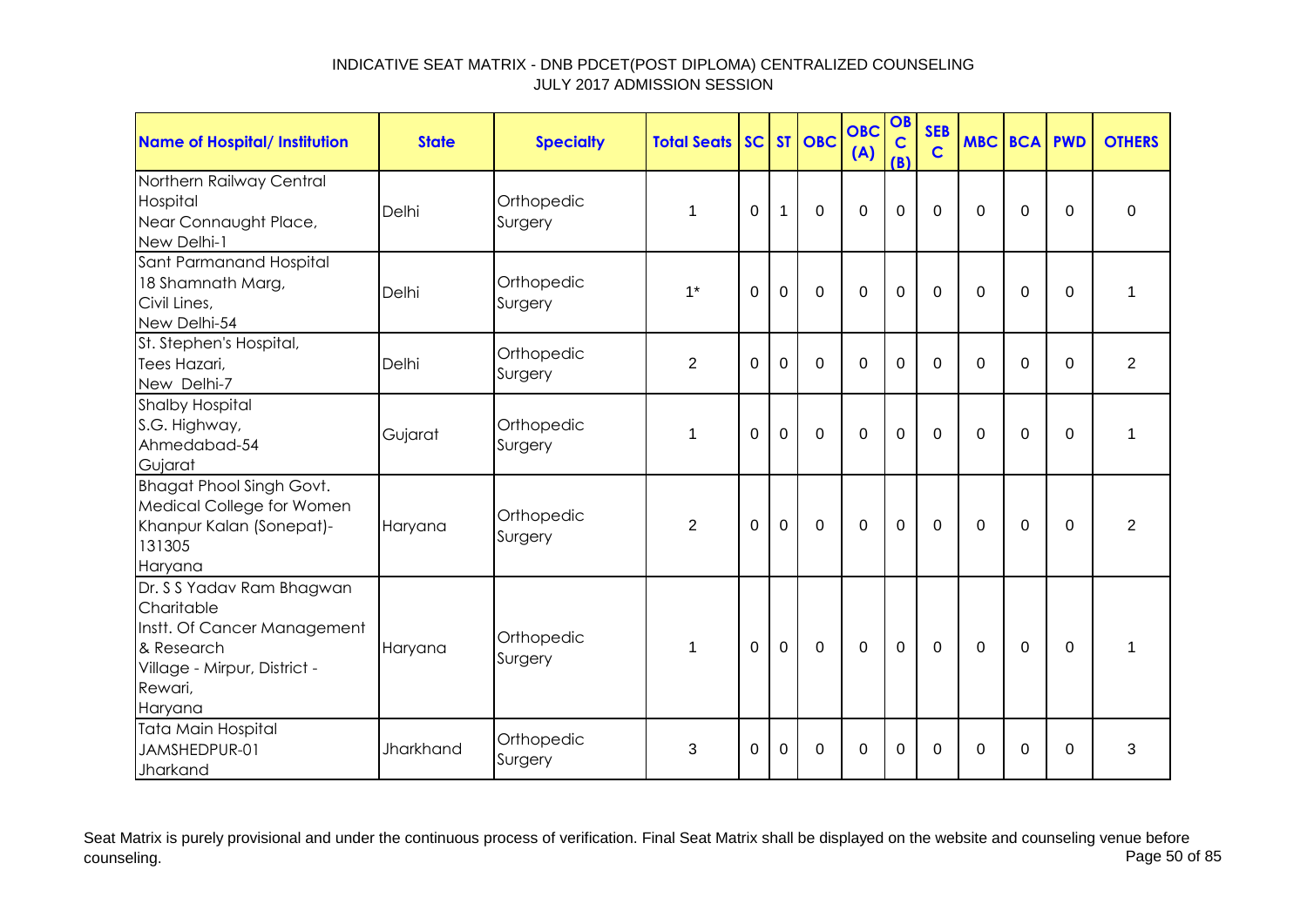INDICATIVE SEAT MATRIX - DNB PDCET(POST DIPLOMA) CENTRALIZED COUNSELING
JULY 2017 ADMISSION SESSION

| Name of Hospital/ Institution | State | Specialty | Total Seats | SC | ST | OBC | OBC (A) | OBC (B) | SEBC | MBC | BCA | PWD | OTHERS |
|---|---|---|---|---|---|---|---|---|---|---|---|---|---|
| Northern Railway Central Hospital Near Connaught Place, New Delhi-1 | Delhi | Orthopedic Surgery | 1 | 0 | 1 | 0 | 0 | 0 | 0 | 0 | 0 | 0 | 0 |
| Sant Parmanand Hospital 18 Shamnath Marg, Civil Lines, New Delhi-54 | Delhi | Orthopedic Surgery | 1* | 0 | 0 | 0 | 0 | 0 | 0 | 0 | 0 | 0 | 1 |
| St. Stephen's Hospital, Tees Hazari, New Delhi-7 | Delhi | Orthopedic Surgery | 2 | 0 | 0 | 0 | 0 | 0 | 0 | 0 | 0 | 0 | 2 |
| Shalby Hospital S.G. Highway, Ahmedabad-54 Gujarat | Gujarat | Orthopedic Surgery | 1 | 0 | 0 | 0 | 0 | 0 | 0 | 0 | 0 | 0 | 1 |
| Bhagat Phool Singh Govt. Medical College for Women Khanpur Kalan (Sonepat)-131305 Haryana | Haryana | Orthopedic Surgery | 2 | 0 | 0 | 0 | 0 | 0 | 0 | 0 | 0 | 0 | 2 |
| Dr. S S Yadav Ram Bhagwan Charitable Instt. Of Cancer Management & Research Village - Mirpur, District - Rewari, Haryana | Haryana | Orthopedic Surgery | 1 | 0 | 0 | 0 | 0 | 0 | 0 | 0 | 0 | 0 | 1 |
| Tata Main Hospital JAMSHEDPUR-01 Jharkand | Jharkhand | Orthopedic Surgery | 3 | 0 | 0 | 0 | 0 | 0 | 0 | 0 | 0 | 0 | 3 |

Seat Matrix is purely provisional and under the continuous process of verification. Final Seat Matrix shall be displayed on the website and counseling venue before counseling.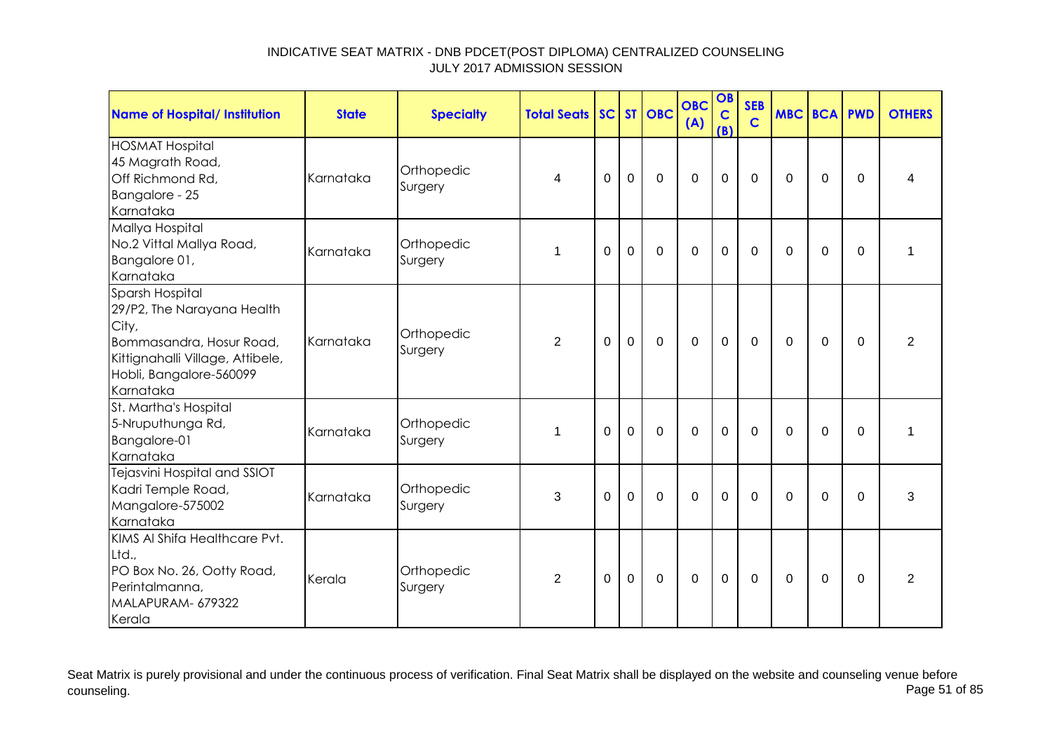INDICATIVE SEAT MATRIX - DNB PDCET(POST DIPLOMA) CENTRALIZED COUNSELING
JULY 2017 ADMISSION SESSION

| Name of Hospital/ Institution | State | Specialty | Total Seats | SC | ST | OBC | OBC (A) | OBC (B) | SEBC | MBC | BCA | PWD | OTHERS |
|---|---|---|---|---|---|---|---|---|---|---|---|---|---|
| HOSMAT Hospital 45 Magrath Road, Off Richmond Rd, Bangalore - 25 Karnataka | Karnataka | Orthopedic Surgery | 4 | 0 | 0 | 0 | 0 | 0 | 0 | 0 | 0 | 0 | 4 |
| Mallya Hospital No.2 Vittal Mallya Road, Bangalore 01, Karnataka | Karnataka | Orthopedic Surgery | 1 | 0 | 0 | 0 | 0 | 0 | 0 | 0 | 0 | 0 | 1 |
| Sparsh Hospital 29/P2, The Narayana Health City, Bommasandra, Hosur Road, Kittignahalli Village, Attibele, Hobli, Bangalore-560099 Karnataka | Karnataka | Orthopedic Surgery | 2 | 0 | 0 | 0 | 0 | 0 | 0 | 0 | 0 | 0 | 2 |
| St. Martha's Hospital 5-Nruputhunga Rd, Bangalore-01 Karnataka | Karnataka | Orthopedic Surgery | 1 | 0 | 0 | 0 | 0 | 0 | 0 | 0 | 0 | 0 | 1 |
| Tejasvini Hospital and SSIOT Kadri Temple Road, Mangalore-575002 Karnataka | Karnataka | Orthopedic Surgery | 3 | 0 | 0 | 0 | 0 | 0 | 0 | 0 | 0 | 0 | 3 |
| KIMS Al Shifa Healthcare Pvt. Ltd., PO Box No. 26, Ootty Road, Perintalmanna, MALAPURAM- 679322 Kerala | Kerala | Orthopedic Surgery | 2 | 0 | 0 | 0 | 0 | 0 | 0 | 0 | 0 | 0 | 2 |

Seat Matrix is purely provisional and under the continuous process of verification. Final Seat Matrix shall be displayed on the website and counseling venue before counseling.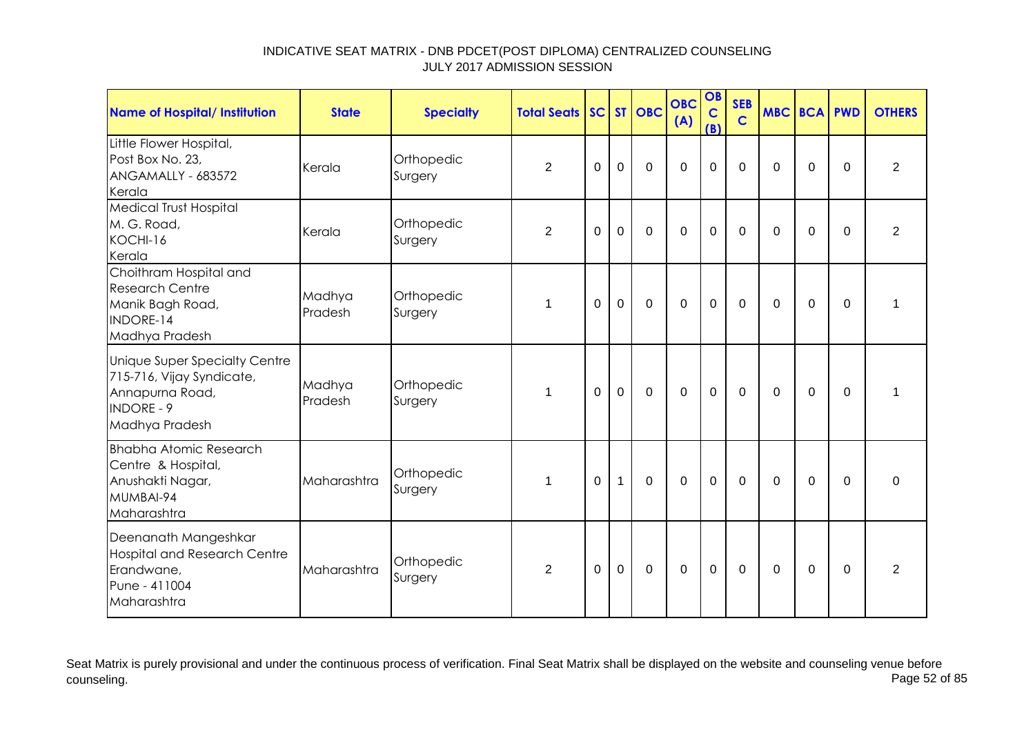INDICATIVE SEAT MATRIX - DNB PDCET(POST DIPLOMA) CENTRALIZED COUNSELING
JULY 2017 ADMISSION SESSION

| Name of Hospital/ Institution | State | Specialty | Total Seats | SC | ST | OBC | OBC (A) | OBC (B) | SEBC | MBC | BCA | PWD | OTHERS |
|---|---|---|---|---|---|---|---|---|---|---|---|---|---|
| Little Flower Hospital, Post Box No. 23, ANGAMALLY - 683572 Kerala | Kerala | Orthopedic Surgery | 2 | 0 | 0 | 0 | 0 | 0 | 0 | 0 | 0 | 0 | 2 |
| Medical Trust Hospital M. G. Road, KOCHI-16 Kerala | Kerala | Orthopedic Surgery | 2 | 0 | 0 | 0 | 0 | 0 | 0 | 0 | 0 | 0 | 2 |
| Choithram Hospital and Research Centre Manik Bagh Road, INDORE-14 Madhya Pradesh | Madhya Pradesh | Orthopedic Surgery | 1 | 0 | 0 | 0 | 0 | 0 | 0 | 0 | 0 | 0 | 1 |
| Unique Super Specialty Centre 715-716, Vijay Syndicate, Annapurna Road, INDORE - 9 Madhya Pradesh | Madhya Pradesh | Orthopedic Surgery | 1 | 0 | 0 | 0 | 0 | 0 | 0 | 0 | 0 | 0 | 1 |
| Bhabha Atomic Research Centre & Hospital, Anushakti Nagar, MUMBAI-94 Maharashtra | Maharashtra | Orthopedic Surgery | 1 | 0 | 1 | 0 | 0 | 0 | 0 | 0 | 0 | 0 | 0 |
| Deenanath Mangeshkar Hospital and Research Centre Erandwane, Pune - 411004 Maharashtra | Maharashtra | Orthopedic Surgery | 2 | 0 | 0 | 0 | 0 | 0 | 0 | 0 | 0 | 0 | 2 |

Seat Matrix is purely provisional and under the continuous process of verification. Final Seat Matrix shall be displayed on the website and counseling venue before counseling.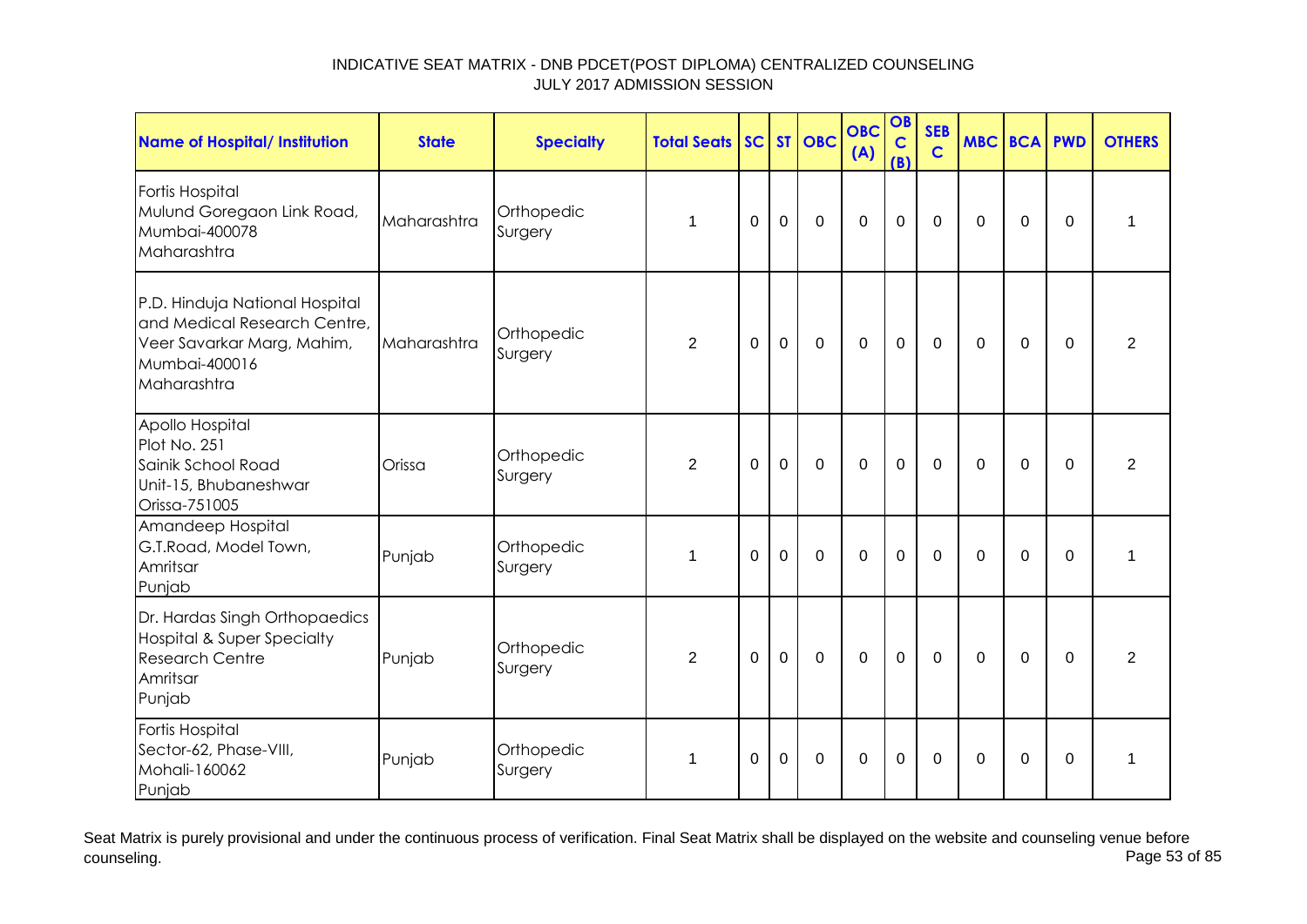# INDICATIVE SEAT MATRIX - DNB PDCET(POST DIPLOMA) CENTRALIZED COUNSELING
## JULY 2017 ADMISSION SESSION

| Name of Hospital/ Institution | State | Specialty | Total Seats | SC | ST | OBC | OBC (A) | OBC (B) | SEBC | MBC | BCA | PWD | OTHERS |
|---|---|---|---|---|---|---|---|---|---|---|---|---|---|
| Fortis Hospital Mulund Goregaon Link Road, Mumbai-400078 Maharashtra | Maharashtra | Orthopedic Surgery | 1 | 0 | 0 | 0 | 0 | 0 | 0 | 0 | 0 | 0 | 1 |
| P.D. Hinduja National Hospital and Medical Research Centre, Veer Savarkar Marg, Mahim, Mumbai-400016 Maharashtra | Maharashtra | Orthopedic Surgery | 2 | 0 | 0 | 0 | 0 | 0 | 0 | 0 | 0 | 0 | 2 |
| Apollo Hospital Plot No. 251 Sainik School Road Unit-15, Bhubaneshwar Orissa-751005 | Orissa | Orthopedic Surgery | 2 | 0 | 0 | 0 | 0 | 0 | 0 | 0 | 0 | 0 | 2 |
| Amandeep Hospital G.T.Road, Model Town, Amritsar Punjab | Punjab | Orthopedic Surgery | 1 | 0 | 0 | 0 | 0 | 0 | 0 | 0 | 0 | 0 | 1 |
| Dr. Hardas Singh Orthopaedics Hospital & Super Specialty Research Centre Amritsar Punjab | Punjab | Orthopedic Surgery | 2 | 0 | 0 | 0 | 0 | 0 | 0 | 0 | 0 | 0 | 2 |
| Fortis Hospital Sector-62, Phase-VIII, Mohali-160062 Punjab | Punjab | Orthopedic Surgery | 1 | 0 | 0 | 0 | 0 | 0 | 0 | 0 | 0 | 0 | 1 |

Seat Matrix is purely provisional and under the continuous process of verification. Final Seat Matrix shall be displayed on the website and counseling venue before counseling.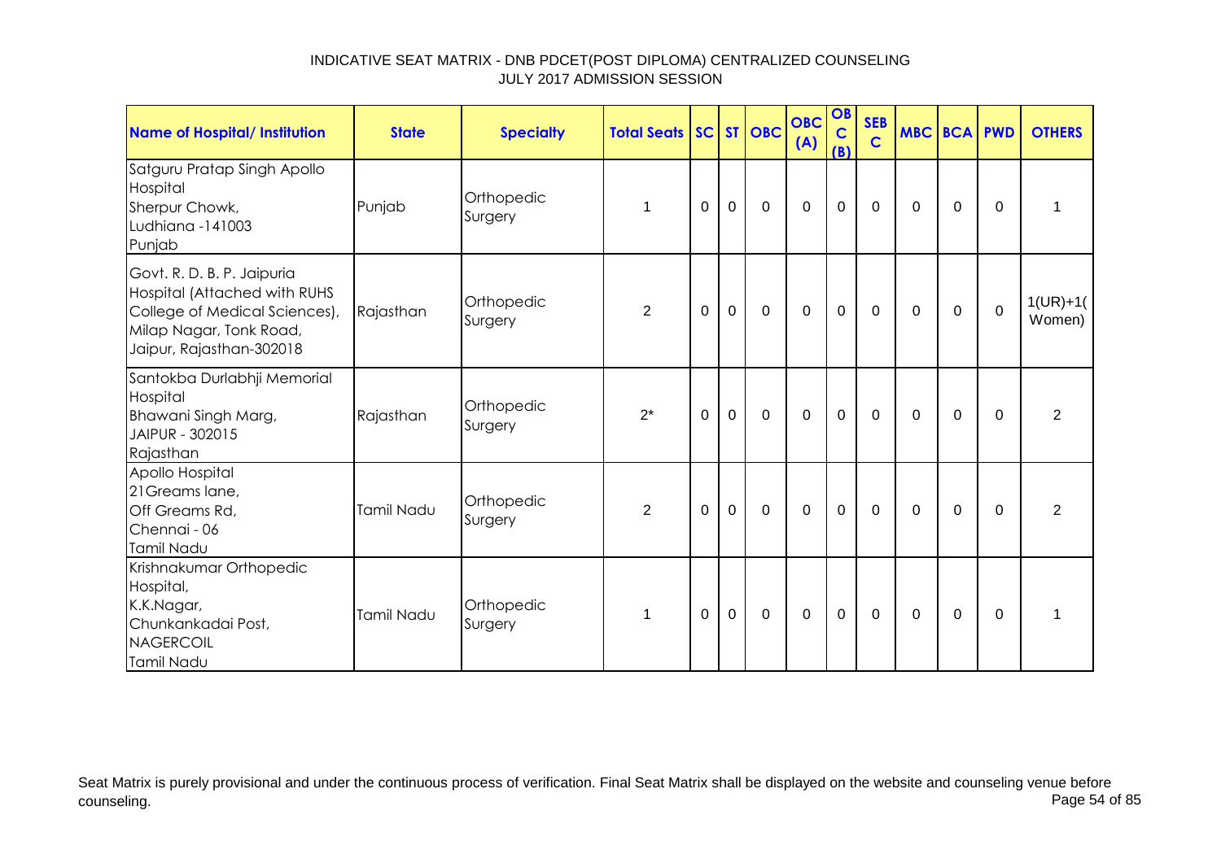INDICATIVE SEAT MATRIX - DNB PDCET(POST DIPLOMA) CENTRALIZED COUNSELING
JULY 2017 ADMISSION SESSION

| Name of Hospital/ Institution | State | Specialty | Total Seats | SC | ST | OBC | OBC (A) | OBC (B) | SEBC | MBC | BCA | PWD | OTHERS |
|---|---|---|---|---|---|---|---|---|---|---|---|---|---|
| Satguru Pratap Singh Apollo Hospital<br>Sherpur Chowk,<br>Ludhiana -141003<br>Punjab | Punjab | Orthopedic Surgery | 1 | 0 | 0 | 0 | 0 | 0 | 0 | 0 | 0 | 0 | 1 |
| Govt. R. D. B. P. Jaipuria Hospital (Attached with RUHS College of Medical Sciences), Milap Nagar, Tonk Road, Jaipur, Rajasthan-302018 | Rajasthan | Orthopedic Surgery | 2 | 0 | 0 | 0 | 0 | 0 | 0 | 0 | 0 | 0 | 1(UR)+1(Women) |
| Santokba Durlabhji Memorial Hospital<br>Bhawani Singh Marg,<br>JAIPUR - 302015<br>Rajasthan | Rajasthan | Orthopedic Surgery | 2* | 0 | 0 | 0 | 0 | 0 | 0 | 0 | 0 | 0 | 2 |
| Apollo Hospital<br>21Greams lane,<br>Off Greams Rd,<br>Chennai - 06<br>Tamil Nadu | Tamil Nadu | Orthopedic Surgery | 2 | 0 | 0 | 0 | 0 | 0 | 0 | 0 | 0 | 0 | 2 |
| Krishnakumar Orthopedic Hospital,<br>K.K.Nagar,<br>Chunkankadai Post,<br>NAGERCOIL<br>Tamil Nadu | Tamil Nadu | Orthopedic Surgery | 1 | 0 | 0 | 0 | 0 | 0 | 0 | 0 | 0 | 0 | 1 |

Seat Matrix is purely provisional and under the continuous process of verification. Final Seat Matrix shall be displayed on the website and counseling venue before counseling.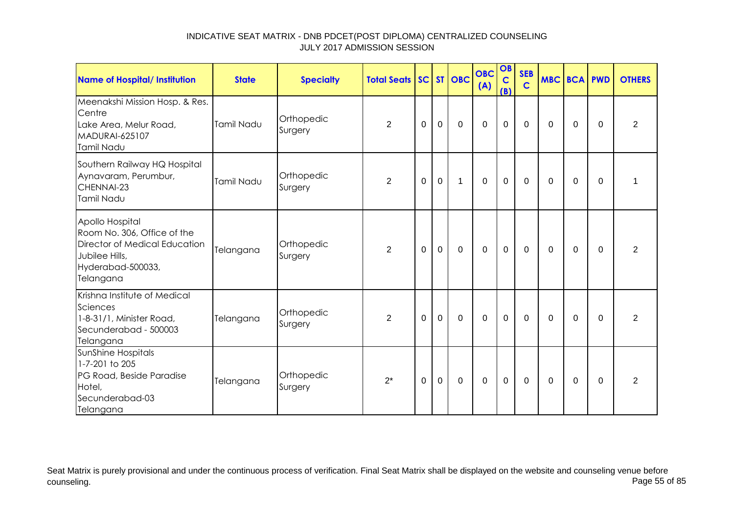INDICATIVE SEAT MATRIX - DNB PDCET(POST DIPLOMA) CENTRALIZED COUNSELING
JULY 2017 ADMISSION SESSION

| Name of Hospital/ Institution | State | Specialty | Total Seats | SC | ST | OBC | OBC (A) | OBC (B) | SEBC | MBC | BCA | PWD | OTHERS |
|---|---|---|---|---|---|---|---|---|---|---|---|---|---|
| Meenakshi Mission Hosp. & Res. Centre<br>Lake Area, Melur Road, MADURAI-625107<br>Tamil Nadu | Tamil Nadu | Orthopedic Surgery | 2 | 0 | 0 | 0 | 0 | 0 | 0 | 0 | 0 | 0 | 2 |
| Southern Railway HQ Hospital<br>Aynavaram, Perumbur, CHENNAI-23<br>Tamil Nadu | Tamil Nadu | Orthopedic Surgery | 2 | 0 | 0 | 1 | 0 | 0 | 0 | 0 | 0 | 0 | 1 |
| Apollo Hospital<br>Room No. 306, Office of the Director of Medical Education<br>Jubilee Hills, Hyderabad-500033, Telangana | Telangana | Orthopedic Surgery | 2 | 0 | 0 | 0 | 0 | 0 | 0 | 0 | 0 | 0 | 2 |
| Krishna Institute of Medical Sciences<br>1-8-31/1, Minister Road, Secunderabad - 500003<br>Telangana | Telangana | Orthopedic Surgery | 2 | 0 | 0 | 0 | 0 | 0 | 0 | 0 | 0 | 0 | 2 |
| SunShine Hospitals<br>1-7-201 to 205<br>PG Road, Beside Paradise Hotel, Secunderabad-03<br>Telangana | Telangana | Orthopedic Surgery | 2* | 0 | 0 | 0 | 0 | 0 | 0 | 0 | 0 | 0 | 2 |

Seat Matrix is purely provisional and under the continuous process of verification. Final Seat Matrix shall be displayed on the website and counseling venue before counseling.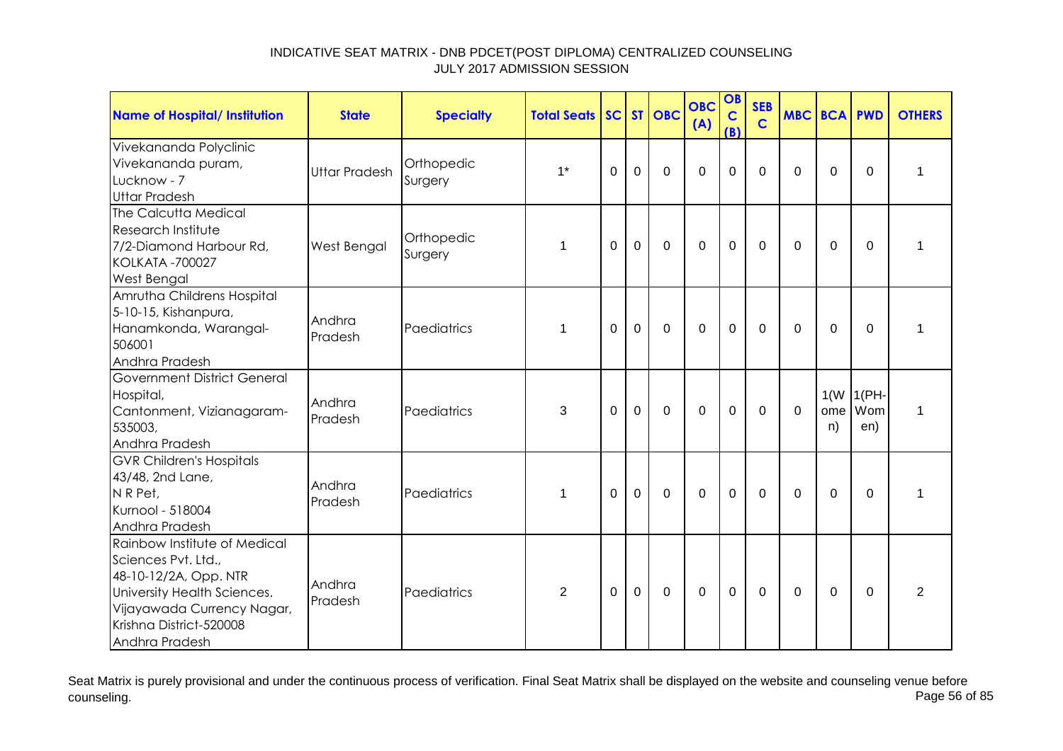INDICATIVE SEAT MATRIX - DNB PDCET(POST DIPLOMA) CENTRALIZED COUNSELING
JULY 2017 ADMISSION SESSION

| Name of Hospital/ Institution | State | Specialty | Total Seats | SC | ST | OBC | OBC (A) | OBC (B) | SEBC | MBC | BCA | PWD | OTHERS |
|---|---|---|---|---|---|---|---|---|---|---|---|---|---|
| Vivekananda Polyclinic Vivekananda puram, Lucknow - 7 Uttar Pradesh | Uttar Pradesh | Orthopedic Surgery | 1* | 0 | 0 | 0 | 0 | 0 | 0 | 0 | 0 | 0 | 1 |
| The Calcutta Medical Research Institute 7/2-Diamond Harbour Rd, KOLKATA -700027 West Bengal | West Bengal | Orthopedic Surgery | 1 | 0 | 0 | 0 | 0 | 0 | 0 | 0 | 0 | 0 | 1 |
| Amrutha Childrens Hospital 5-10-15, Kishanpura, Hanamkonda, Warangal-506001 Andhra Pradesh | Andhra Pradesh | Paediatrics | 1 | 0 | 0 | 0 | 0 | 0 | 0 | 0 | 0 | 0 | 1 |
| Government District General Hospital, Cantonment, Vizianagaram-535003, Andhra Pradesh | Andhra Pradesh | Paediatrics | 3 | 0 | 0 | 0 | 0 | 0 | 0 | 0 | 1(Women) | 1(PH-Women) | 1 |
| GVR Children's Hospitals 43/48, 2nd Lane, N R Pet, Kurnool - 518004 Andhra Pradesh | Andhra Pradesh | Paediatrics | 1 | 0 | 0 | 0 | 0 | 0 | 0 | 0 | 0 | 0 | 1 |
| Rainbow Institute of Medical Sciences Pvt. Ltd., 48-10-12/2A, Opp. NTR University Health Sciences. Vijayawada Currency Nagar, Krishna District-520008 Andhra Pradesh | Andhra Pradesh | Paediatrics | 2 | 0 | 0 | 0 | 0 | 0 | 0 | 0 | 0 | 0 | 2 |

Seat Matrix is purely provisional and under the continuous process of verification. Final Seat Matrix shall be displayed on the website and counseling venue before counseling.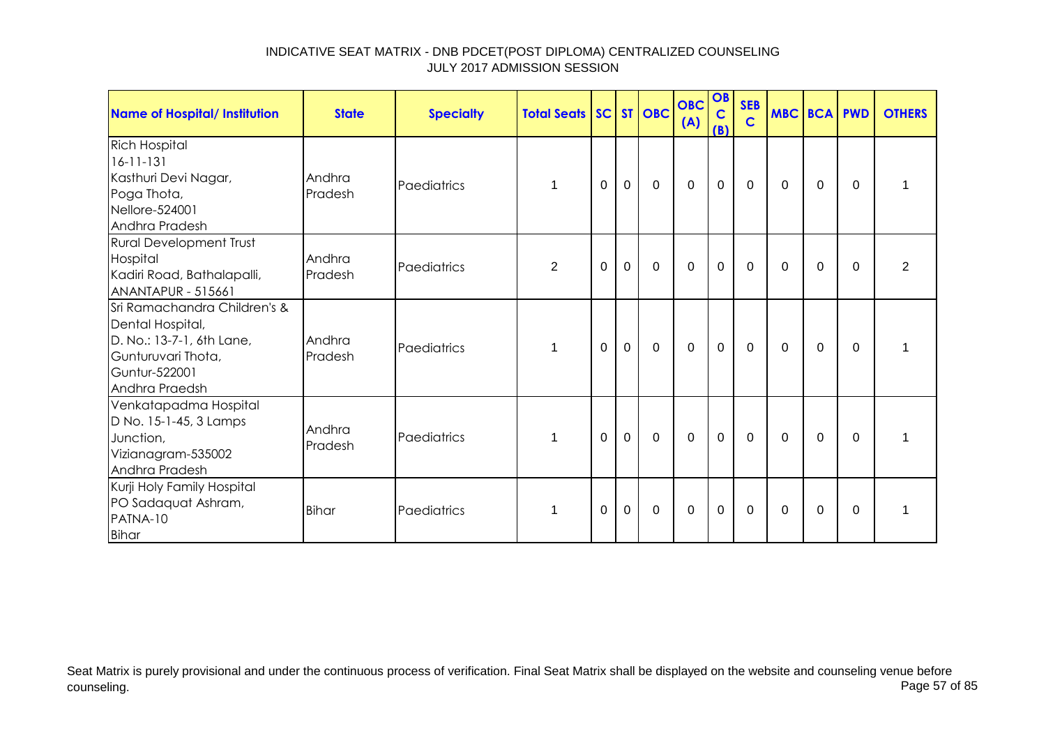INDICATIVE SEAT MATRIX - DNB PDCET(POST DIPLOMA) CENTRALIZED COUNSELING
JULY 2017 ADMISSION SESSION

| Name of Hospital/ Institution | State | Specialty | Total Seats | SC | ST | OBC | OBC (A) | OBC (B) | SEBC | MBC | BCA | PWD | OTHERS |
|---|---|---|---|---|---|---|---|---|---|---|---|---|---|
| Rich Hospital<br>16-11-131<br>Kasthuri Devi Nagar,<br>Poga Thota,<br>Nellore-524001<br>Andhra Pradesh | Andhra Pradesh | Paediatrics | 1 | 0 | 0 | 0 | 0 | 0 | 0 | 0 | 0 | 0 | 1 |
| Rural Development Trust Hospital<br>Kadiri Road, Bathalapalli,<br>ANANTAPUR - 515661 | Andhra Pradesh | Paediatrics | 2 | 0 | 0 | 0 | 0 | 0 | 0 | 0 | 0 | 0 | 2 |
| Sri Ramachandra Children's & Dental Hospital,<br>D. No.: 13-7-1, 6th Lane,<br>Gunturuvari Thota,<br>Guntur-522001<br>Andhra Praedsh | Andhra Pradesh | Paediatrics | 1 | 0 | 0 | 0 | 0 | 0 | 0 | 0 | 0 | 0 | 1 |
| Venkatapadma Hospital<br>D No. 15-1-45, 3 Lamps Junction,<br>Vizianagram-535002<br>Andhra Pradesh | Andhra Pradesh | Paediatrics | 1 | 0 | 0 | 0 | 0 | 0 | 0 | 0 | 0 | 0 | 1 |
| Kurji Holy Family Hospital<br>PO Sadaquat Ashram,<br>PATNA-10<br>Bihar | Bihar | Paediatrics | 1 | 0 | 0 | 0 | 0 | 0 | 0 | 0 | 0 | 0 | 1 |

Seat Matrix is purely provisional and under the continuous process of verification. Final Seat Matrix shall be displayed on the website and counseling venue before counseling.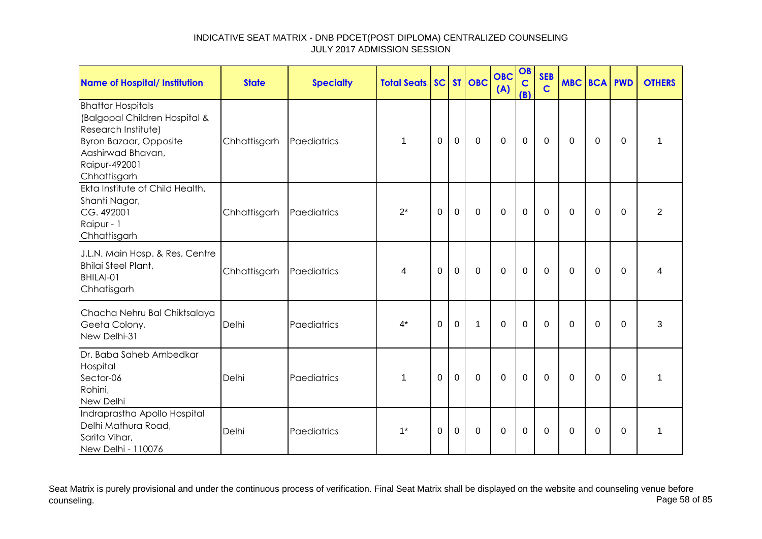INDICATIVE SEAT MATRIX - DNB PDCET(POST DIPLOMA) CENTRALIZED COUNSELING
JULY 2017 ADMISSION SESSION

| Name of Hospital/ Institution | State | Specialty | Total Seats | SC | ST | OBC | OBC (A) | OBC (B) | SEBC | MBC | BCA | PWD | OTHERS |
|---|---|---|---|---|---|---|---|---|---|---|---|---|---|
| Bhattar Hospitals (Balgopal Children Hospital & Research Institute) Byron Bazaar, Opposite Aashirwad Bhavan, Raipur-492001 Chhattisgarh | Chhattisgarh | Paediatrics | 1 | 0 | 0 | 0 | 0 | 0 | 0 | 0 | 0 | 0 | 1 |
| Ekta Institute of Child Health, Shanti Nagar, CG. 492001 Raipur - 1 Chhattisgarh | Chhattisgarh | Paediatrics | 2* | 0 | 0 | 0 | 0 | 0 | 0 | 0 | 0 | 0 | 2 |
| J.L.N. Main Hosp. & Res. Centre Bhilai Steel Plant, BHILAI-01 Chhatisgarh | Chhattisgarh | Paediatrics | 4 | 0 | 0 | 0 | 0 | 0 | 0 | 0 | 0 | 0 | 4 |
| Chacha Nehru Bal Chiktsalaya Geeta Colony, New Delhi-31 | Delhi | Paediatrics | 4* | 0 | 0 | 1 | 0 | 0 | 0 | 0 | 0 | 0 | 3 |
| Dr. Baba Saheb Ambedkar Hospital Sector-06 Rohini, New Delhi | Delhi | Paediatrics | 1 | 0 | 0 | 0 | 0 | 0 | 0 | 0 | 0 | 0 | 1 |
| Indraprastha Apollo Hospital Delhi Mathura Road, Sarita Vihar, New Delhi - 110076 | Delhi | Paediatrics | 1* | 0 | 0 | 0 | 0 | 0 | 0 | 0 | 0 | 0 | 1 |

Seat Matrix is purely provisional and under the continuous process of verification. Final Seat Matrix shall be displayed on the website and counseling venue before counseling.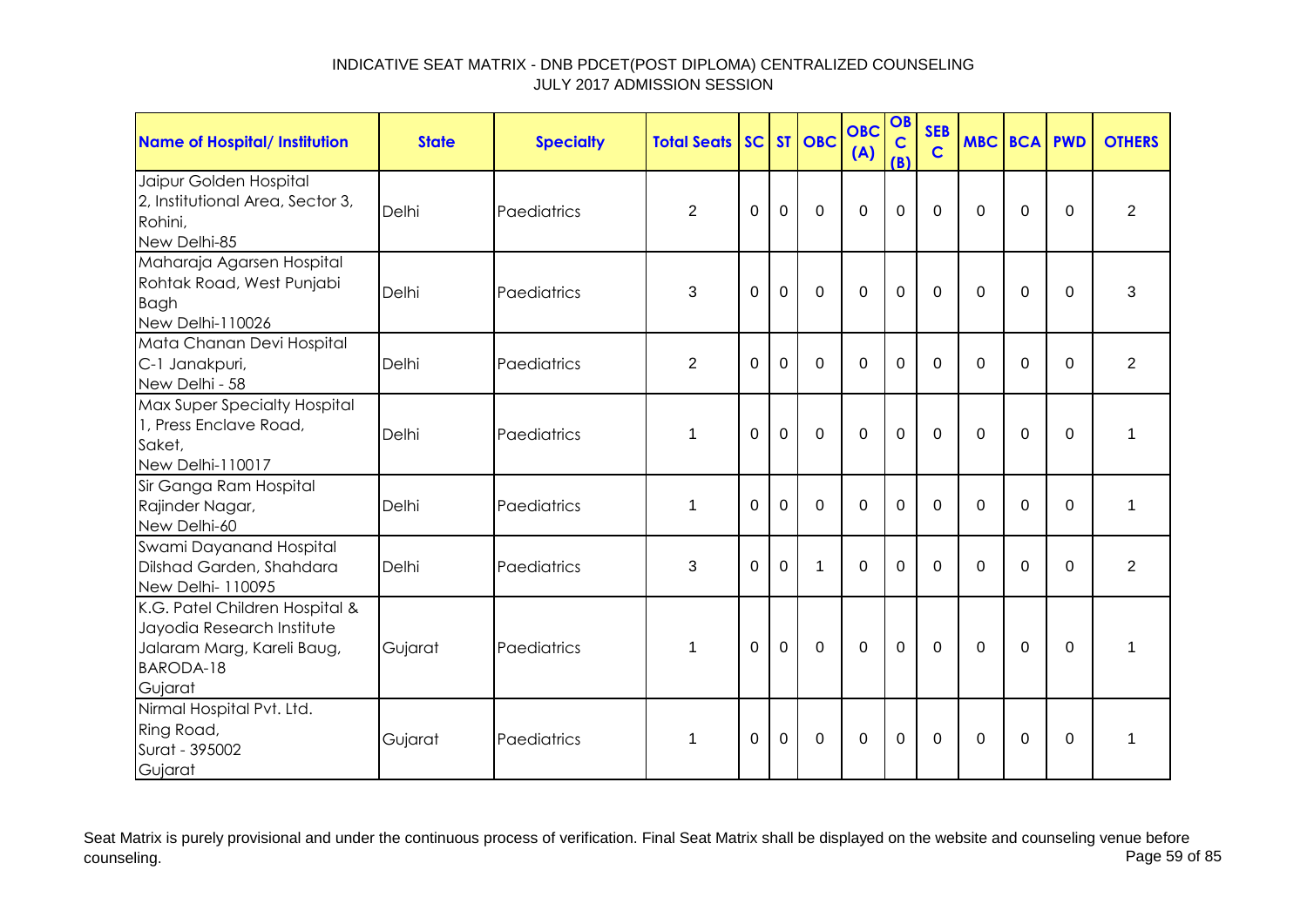# INDICATIVE SEAT MATRIX - DNB PDCET(POST DIPLOMA) CENTRALIZED COUNSELING
## JULY 2017 ADMISSION SESSION

| Name of Hospital/ Institution | State | Specialty | Total Seats | SC | ST | OBC | OBC (A) | OBC (B) | SEBC | MBC | BCA | PWD | OTHERS |
|---|---|---|---|---|---|---|---|---|---|---|---|---|---|
| Jaipur Golden Hospital 2, Institutional Area, Sector 3, Rohini, New Delhi-85 | Delhi | Paediatrics | 2 | 0 | 0 | 0 | 0 | 0 | 0 | 0 | 0 | 0 | 2 |
| Maharaja Agarsen Hospital Rohtak Road, West Punjabi Bagh New Delhi-110026 | Delhi | Paediatrics | 3 | 0 | 0 | 0 | 0 | 0 | 0 | 0 | 0 | 0 | 3 |
| Mata Chanan Devi Hospital C-1 Janakpuri, New Delhi - 58 | Delhi | Paediatrics | 2 | 0 | 0 | 0 | 0 | 0 | 0 | 0 | 0 | 0 | 2 |
| Max Super Specialty Hospital 1, Press Enclave Road, Saket, New Delhi-110017 | Delhi | Paediatrics | 1 | 0 | 0 | 0 | 0 | 0 | 0 | 0 | 0 | 0 | 1 |
| Sir Ganga Ram Hospital Rajinder Nagar, New Delhi-60 | Delhi | Paediatrics | 1 | 0 | 0 | 0 | 0 | 0 | 0 | 0 | 0 | 0 | 1 |
| Swami Dayanand Hospital Dilshad Garden, Shahdara New Delhi- 110095 | Delhi | Paediatrics | 3 | 0 | 0 | 1 | 0 | 0 | 0 | 0 | 0 | 0 | 2 |
| K.G. Patel Children Hospital & Jayodia Research Institute Jalaram Marg, Kareli Baug, BARODA-18 Gujarat | Gujarat | Paediatrics | 1 | 0 | 0 | 0 | 0 | 0 | 0 | 0 | 0 | 0 | 1 |
| Nirmal Hospital Pvt. Ltd. Ring Road, Surat - 395002 Gujarat | Gujarat | Paediatrics | 1 | 0 | 0 | 0 | 0 | 0 | 0 | 0 | 0 | 0 | 1 |

Seat Matrix is purely provisional and under the continuous process of verification. Final Seat Matrix shall be displayed on the website and counseling venue before counseling.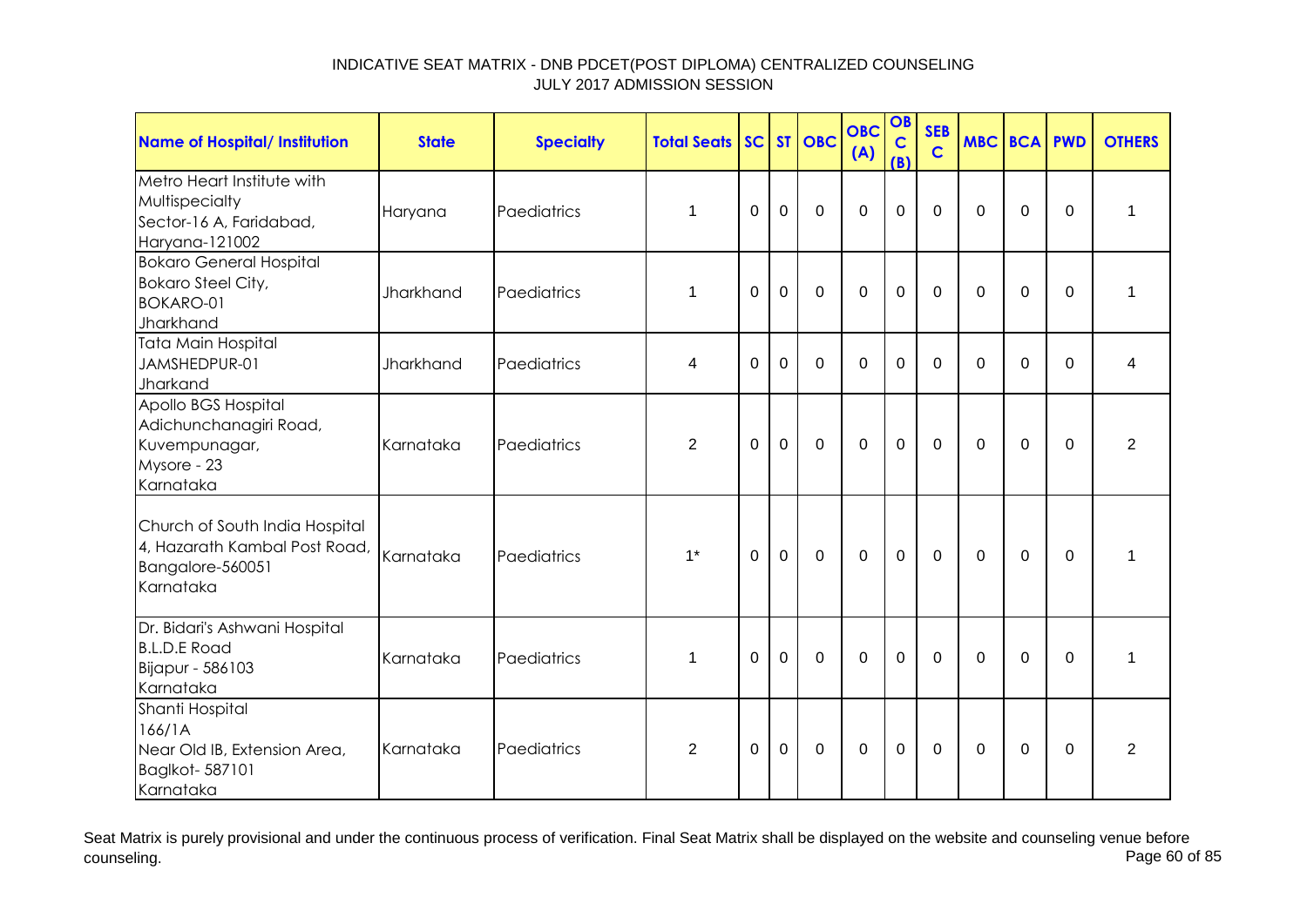INDICATIVE SEAT MATRIX - DNB PDCET(POST DIPLOMA) CENTRALIZED COUNSELING
JULY 2017 ADMISSION SESSION

| Name of Hospital/ Institution | State | Specialty | Total Seats | SC | ST | OBC | OBC (A) | OBC (B) | SEB C | MBC | BCA | PWD | OTHERS |
|---|---|---|---|---|---|---|---|---|---|---|---|---|---|
| Metro Heart Institute with Multispecialty Sector-16 A, Faridabad, Haryana-121002 | Haryana | Paediatrics | 1 | 0 | 0 | 0 | 0 | 0 | 0 | 0 | 0 | 0 | 1 |
| Bokaro General Hospital Bokaro Steel City, BOKARO-01 Jharkhand | Jharkhand | Paediatrics | 1 | 0 | 0 | 0 | 0 | 0 | 0 | 0 | 0 | 0 | 1 |
| Tata Main Hospital JAMSHEDPUR-01 Jharkand | Jharkhand | Paediatrics | 4 | 0 | 0 | 0 | 0 | 0 | 0 | 0 | 0 | 0 | 4 |
| Apollo BGS Hospital Adichunchanagiri Road, Kuvempunagar, Mysore - 23 Karnataka | Karnataka | Paediatrics | 2 | 0 | 0 | 0 | 0 | 0 | 0 | 0 | 0 | 0 | 2 |
| Church of South India Hospital 4, Hazarath Kambal Post Road, Bangalore-560051 Karnataka | Karnataka | Paediatrics | 1* | 0 | 0 | 0 | 0 | 0 | 0 | 0 | 0 | 0 | 1 |
| Dr. Bidari's Ashwani Hospital B.L.D.E Road Bijapur - 586103 Karnataka | Karnataka | Paediatrics | 1 | 0 | 0 | 0 | 0 | 0 | 0 | 0 | 0 | 0 | 1 |
| Shanti Hospital 166/1A Near Old IB, Extension Area, Baglkot- 587101 Karnataka | Karnataka | Paediatrics | 2 | 0 | 0 | 0 | 0 | 0 | 0 | 0 | 0 | 0 | 2 |

Seat Matrix is purely provisional and under the continuous process of verification. Final Seat Matrix shall be displayed on the website and counseling venue before counseling.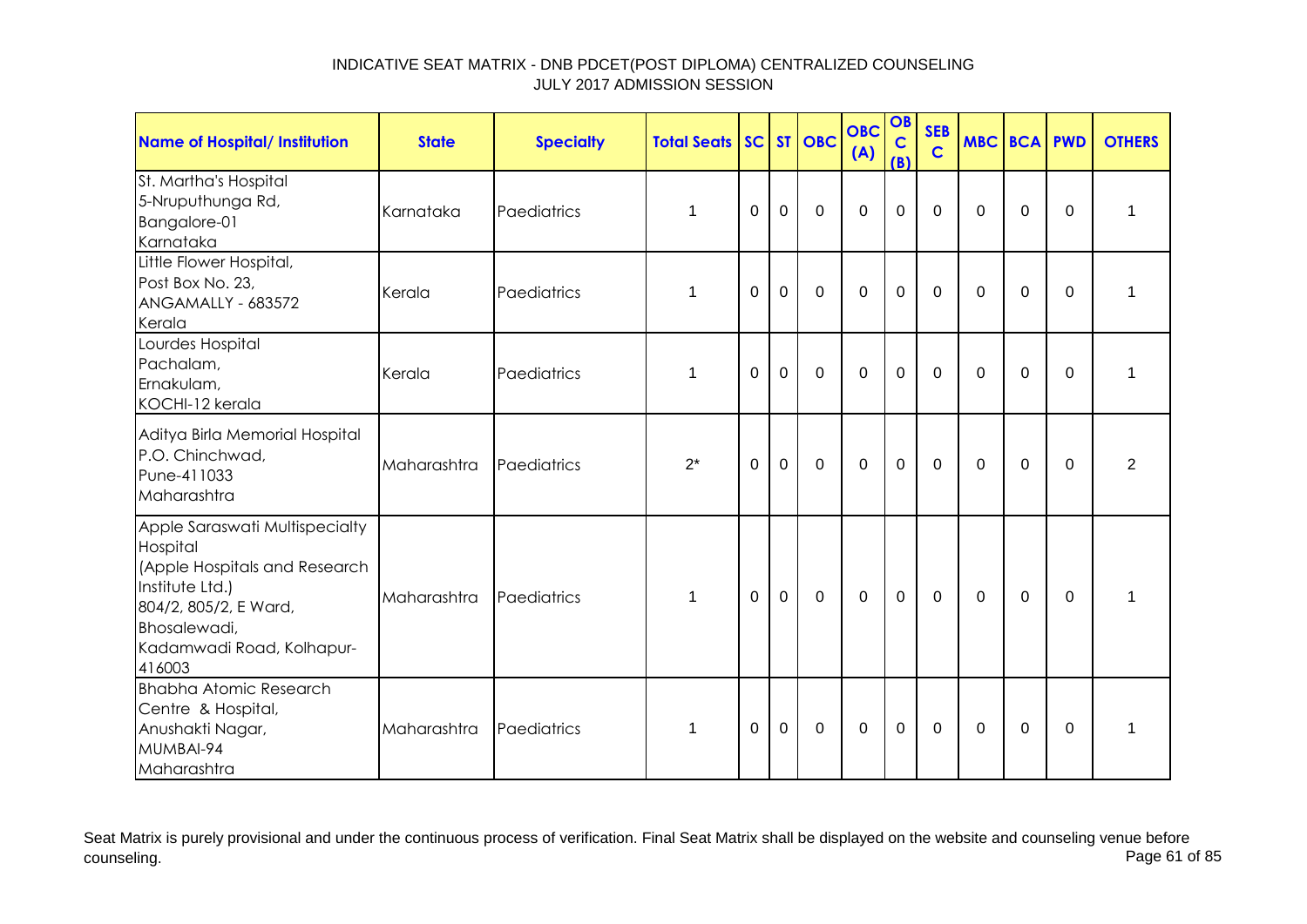INDICATIVE SEAT MATRIX - DNB PDCET(POST DIPLOMA) CENTRALIZED COUNSELING
JULY 2017 ADMISSION SESSION

| Name of Hospital/ Institution | State | Specialty | Total Seats | SC | ST | OBC | OBC (A) | OBC (B) | SEBC | MBC | BCA | PWD | OTHERS |
|---|---|---|---|---|---|---|---|---|---|---|---|---|---|
| St. Martha's Hospital 5-Nruputhunga Rd, Bangalore-01 Karnataka | Karnataka | Paediatrics | 1 | 0 | 0 | 0 | 0 | 0 | 0 | 0 | 0 | 0 | 1 |
| Little Flower Hospital, Post Box No. 23, ANGAMALLY - 683572 Kerala | Kerala | Paediatrics | 1 | 0 | 0 | 0 | 0 | 0 | 0 | 0 | 0 | 0 | 1 |
| Lourdes Hospital Pachalam, Ernakulam, KOCHI-12 kerala | Kerala | Paediatrics | 1 | 0 | 0 | 0 | 0 | 0 | 0 | 0 | 0 | 0 | 1 |
| Aditya Birla Memorial Hospital P.O. Chinchwad, Pune-411033 Maharashtra | Maharashtra | Paediatrics | 2* | 0 | 0 | 0 | 0 | 0 | 0 | 0 | 0 | 0 | 2 |
| Apple Saraswati Multispecialty Hospital (Apple Hospitals and Research Institute Ltd.) 804/2, 805/2, E Ward, Bhosalewadi, Kadamwadi Road, Kolhapur-416003 | Maharashtra | Paediatrics | 1 | 0 | 0 | 0 | 0 | 0 | 0 | 0 | 0 | 0 | 1 |
| Bhabha Atomic Research Centre & Hospital, Anushakti Nagar, MUMBAI-94 Maharashtra | Maharashtra | Paediatrics | 1 | 0 | 0 | 0 | 0 | 0 | 0 | 0 | 0 | 0 | 1 |

Seat Matrix is purely provisional and under the continuous process of verification. Final Seat Matrix shall be displayed on the website and counseling venue before counseling.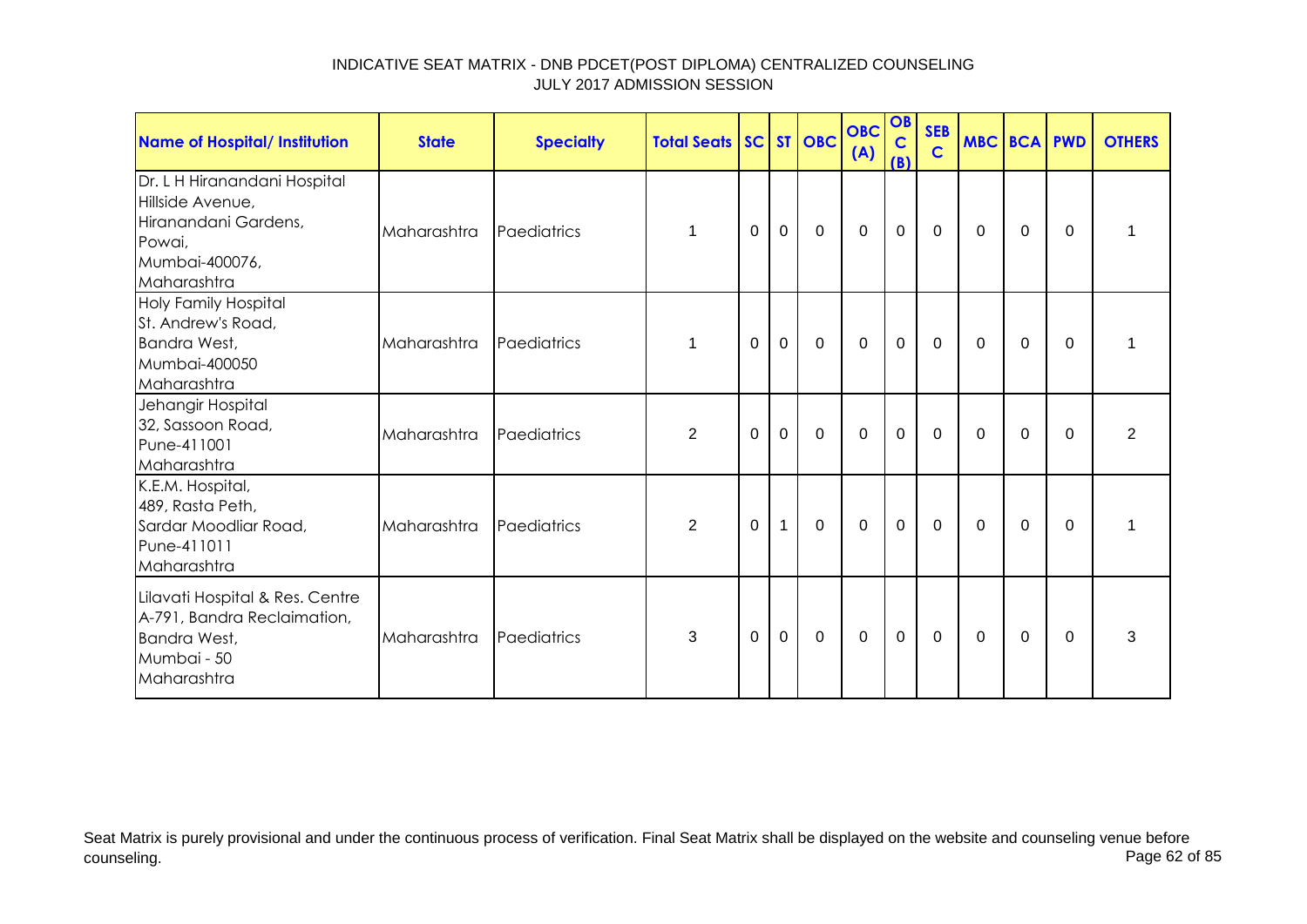# INDICATIVE SEAT MATRIX - DNB PDCET(POST DIPLOMA) CENTRALIZED COUNSELING
## JULY 2017 ADMISSION SESSION

| Name of Hospital/ Institution | State | Specialty | Total Seats | SC | ST | OBC | OBC (A) | OBC (B) | SEB C | MBC | BCA | PWD | OTHERS |
|---|---|---|---|---|---|---|---|---|---|---|---|---|---|
| Dr. L H Hiranandani Hospital Hillside Avenue, Hiranandani Gardens, Powai, Mumbai-400076, Maharashtra | Maharashtra | Paediatrics | 1 | 0 | 0 | 0 | 0 | 0 | 0 | 0 | 0 | 0 | 1 |
| Holy Family Hospital St. Andrew's Road, Bandra West, Mumbai-400050 Maharashtra | Maharashtra | Paediatrics | 1 | 0 | 0 | 0 | 0 | 0 | 0 | 0 | 0 | 0 | 1 |
| Jehangir Hospital 32, Sassoon Road, Pune-411001 Maharashtra | Maharashtra | Paediatrics | 2 | 0 | 0 | 0 | 0 | 0 | 0 | 0 | 0 | 0 | 2 |
| K.E.M. Hospital, 489, Rasta Peth, Sardar Moodliar Road, Pune-411011 Maharashtra | Maharashtra | Paediatrics | 2 | 0 | 1 | 0 | 0 | 0 | 0 | 0 | 0 | 0 | 1 |
| Lilavati Hospital & Res. Centre A-791, Bandra Reclaimation, Bandra West, Mumbai - 50 Maharashtra | Maharashtra | Paediatrics | 3 | 0 | 0 | 0 | 0 | 0 | 0 | 0 | 0 | 0 | 3 |

Seat Matrix is purely provisional and under the continuous process of verification. Final Seat Matrix shall be displayed on the website and counseling venue before counseling.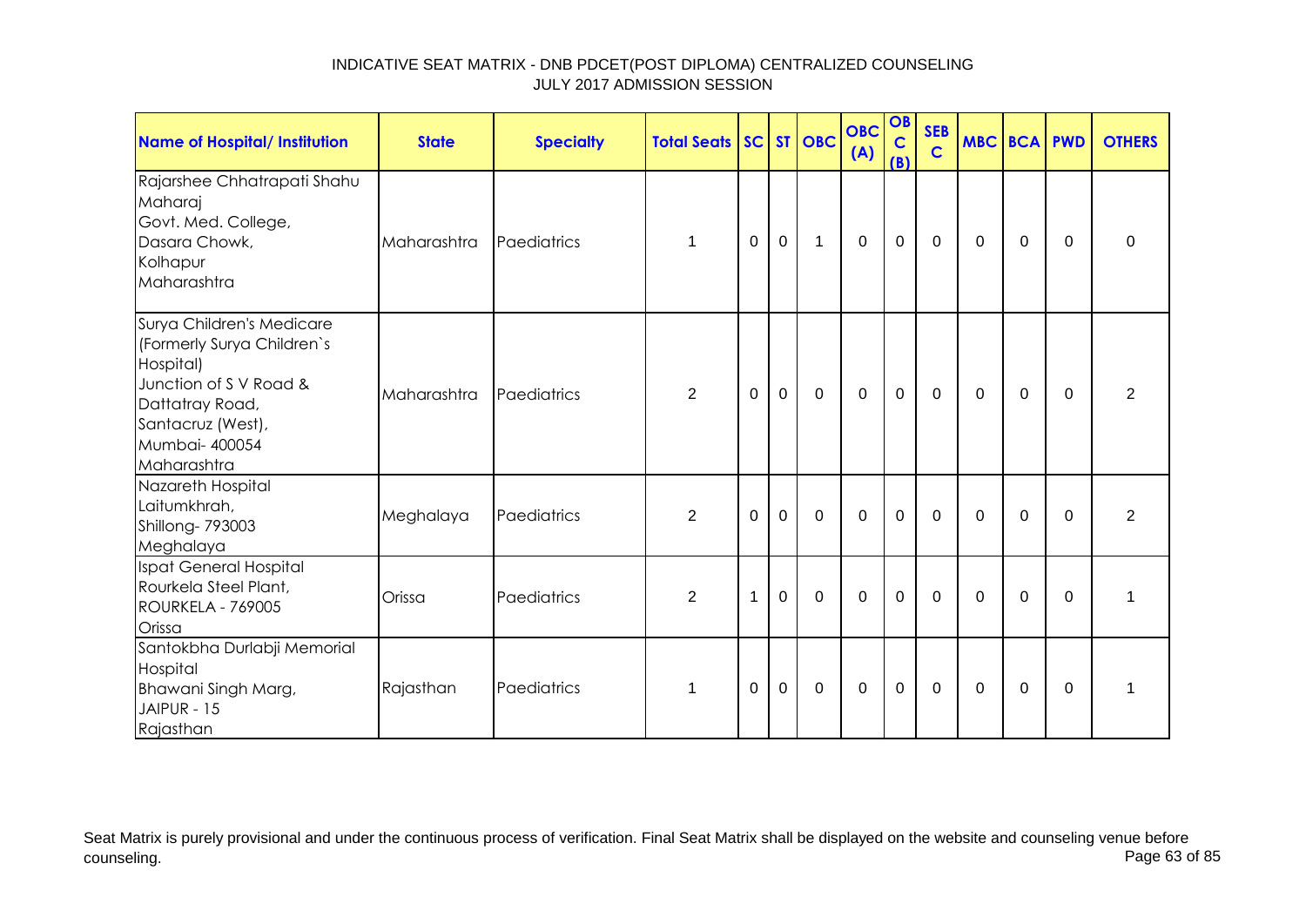INDICATIVE SEAT MATRIX - DNB PDCET(POST DIPLOMA) CENTRALIZED COUNSELING
JULY 2017 ADMISSION SESSION

| Name of Hospital/ Institution | State | Specialty | Total Seats | SC | ST | OBC | OBC (A) | OBC (B) | SEBC | MBC | BCA | PWD | OTHERS |
|---|---|---|---|---|---|---|---|---|---|---|---|---|---|
| Rajarshee Chhatrapati Shahu Maharaj Govt. Med. College, Dasara Chowk, Kolhapur Maharashtra | Maharashtra | Paediatrics | 1 | 0 | 0 | 1 | 0 | 0 | 0 | 0 | 0 | 0 | 0 |
| Surya Children's Medicare (Formerly Surya Children`s Hospital) Junction of S V Road & Dattatray Road, Santacruz (West), Mumbai- 400054 Maharashtra | Maharashtra | Paediatrics | 2 | 0 | 0 | 0 | 0 | 0 | 0 | 0 | 0 | 0 | 2 |
| Nazareth Hospital Laitumkhrah, Shillong- 793003 Meghalaya | Meghalaya | Paediatrics | 2 | 0 | 0 | 0 | 0 | 0 | 0 | 0 | 0 | 0 | 2 |
| Ispat General Hospital Rourkela Steel Plant, ROURKELA - 769005 Orissa | Orissa | Paediatrics | 2 | 1 | 0 | 0 | 0 | 0 | 0 | 0 | 0 | 0 | 1 |
| Santokbha Durlabji Memorial Hospital Bhawani Singh Marg, JAIPUR - 15 Rajasthan | Rajasthan | Paediatrics | 1 | 0 | 0 | 0 | 0 | 0 | 0 | 0 | 0 | 0 | 1 |

Seat Matrix is purely provisional and under the continuous process of verification. Final Seat Matrix shall be displayed on the website and counseling venue before counseling.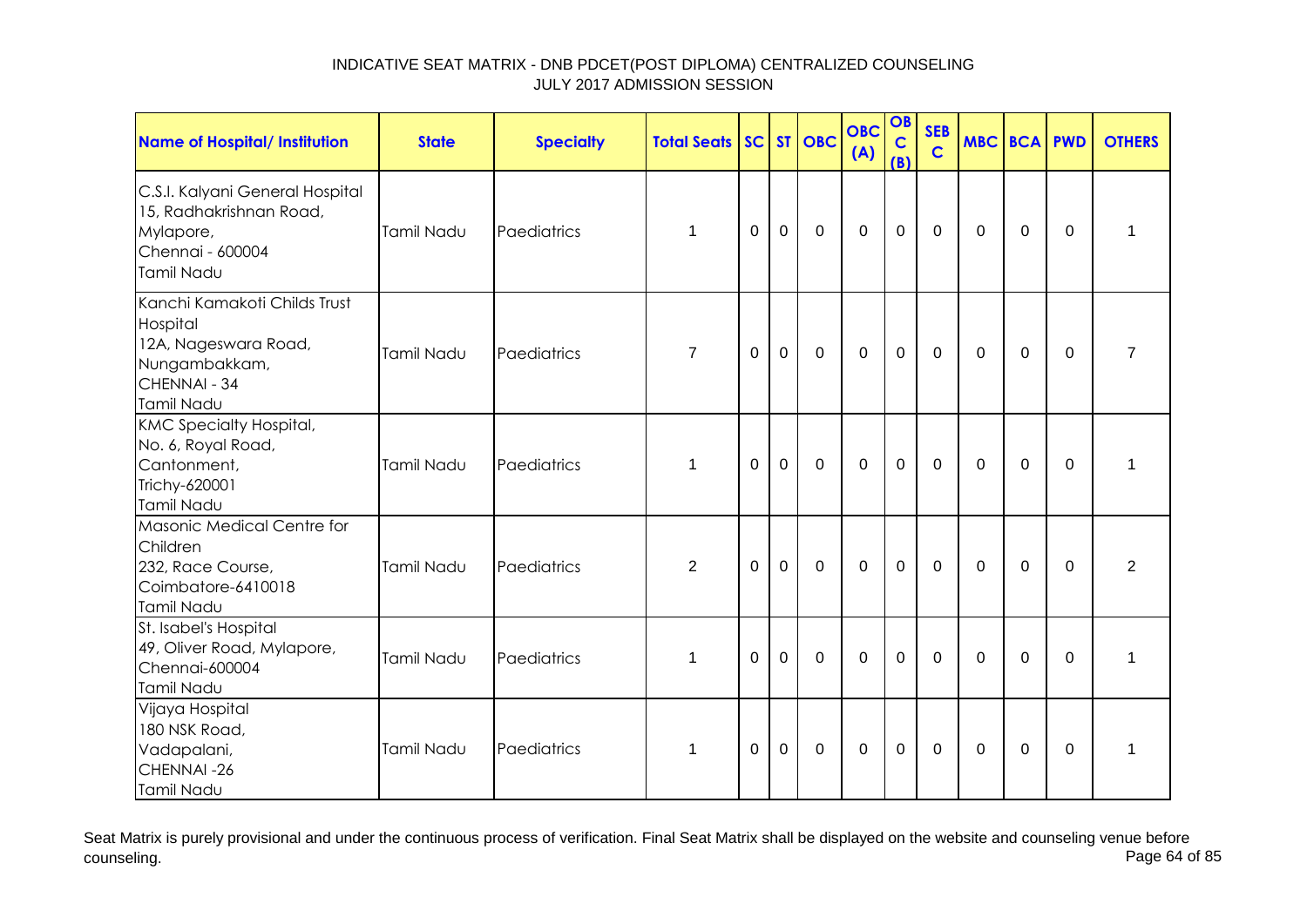INDICATIVE SEAT MATRIX - DNB PDCET(POST DIPLOMA) CENTRALIZED COUNSELING
JULY 2017 ADMISSION SESSION

| Name of Hospital/ Institution | State | Specialty | Total Seats | SC | ST | OBC | OBC (A) | OBC (B) | SEBC | MBC | BCA | PWD | OTHERS |
|---|---|---|---|---|---|---|---|---|---|---|---|---|---|
| C.S.I. Kalyani General Hospital 15, Radhakrishnan Road, Mylapore, Chennai - 600004 Tamil Nadu | Tamil Nadu | Paediatrics | 1 | 0 | 0 | 0 | 0 | 0 | 0 | 0 | 0 | 0 | 1 |
| Kanchi Kamakoti Childs Trust Hospital 12A, Nageswara Road, Nungambakkam, CHENNAI - 34 Tamil Nadu | Tamil Nadu | Paediatrics | 7 | 0 | 0 | 0 | 0 | 0 | 0 | 0 | 0 | 0 | 7 |
| KMC Specialty Hospital, No. 6, Royal Road, Cantonment, Trichy-620001 Tamil Nadu | Tamil Nadu | Paediatrics | 1 | 0 | 0 | 0 | 0 | 0 | 0 | 0 | 0 | 0 | 1 |
| Masonic Medical Centre for Children 232, Race Course, Coimbatore-6410018 Tamil Nadu | Tamil Nadu | Paediatrics | 2 | 0 | 0 | 0 | 0 | 0 | 0 | 0 | 0 | 0 | 2 |
| St. Isabel's Hospital 49, Oliver Road, Mylapore, Chennai-600004 Tamil Nadu | Tamil Nadu | Paediatrics | 1 | 0 | 0 | 0 | 0 | 0 | 0 | 0 | 0 | 0 | 1 |
| Vijaya Hospital 180 NSK Road, Vadapalani, CHENNAI -26 Tamil Nadu | Tamil Nadu | Paediatrics | 1 | 0 | 0 | 0 | 0 | 0 | 0 | 0 | 0 | 0 | 1 |

Seat Matrix is purely provisional and under the continuous process of verification. Final Seat Matrix shall be displayed on the website and counseling venue before counseling.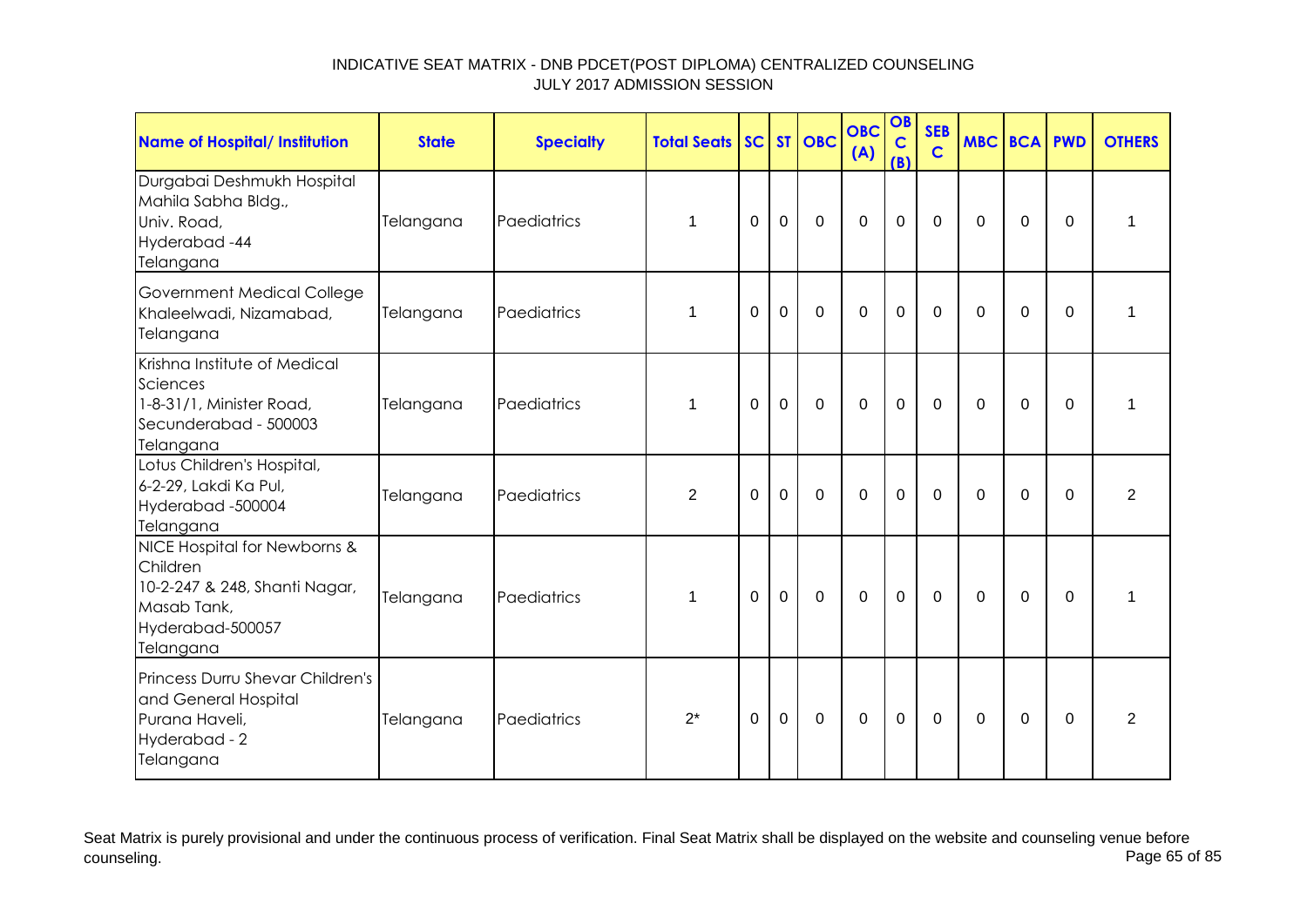INDICATIVE SEAT MATRIX - DNB PDCET(POST DIPLOMA) CENTRALIZED COUNSELING
JULY 2017 ADMISSION SESSION

| Name of Hospital/ Institution | State | Specialty | Total Seats | SC | ST | OBC | OBC (A) | OBC (B) | SEBC | MBC | BCA | PWD | OTHERS |
|---|---|---|---|---|---|---|---|---|---|---|---|---|---|
| Durgabai Deshmukh Hospital Mahila Sabha Bldg., Univ. Road, Hyderabad -44 Telangana | Telangana | Paediatrics | 1 | 0 | 0 | 0 | 0 | 0 | 0 | 0 | 0 | 0 | 1 |
| Government Medical College Khaleelwadi, Nizamabad, Telangana | Telangana | Paediatrics | 1 | 0 | 0 | 0 | 0 | 0 | 0 | 0 | 0 | 0 | 1 |
| Krishna Institute of Medical Sciences 1-8-31/1, Minister Road, Secunderabad - 500003 Telangana | Telangana | Paediatrics | 1 | 0 | 0 | 0 | 0 | 0 | 0 | 0 | 0 | 0 | 1 |
| Lotus Children's Hospital, 6-2-29, Lakdi Ka Pul, Hyderabad -500004 Telangana | Telangana | Paediatrics | 2 | 0 | 0 | 0 | 0 | 0 | 0 | 0 | 0 | 0 | 2 |
| NICE Hospital for Newborns & Children 10-2-247 & 248, Shanti Nagar, Masab Tank, Hyderabad-500057 Telangana | Telangana | Paediatrics | 1 | 0 | 0 | 0 | 0 | 0 | 0 | 0 | 0 | 0 | 1 |
| Princess Durru Shevar Children's and General Hospital Purana Haveli, Hyderabad - 2 Telangana | Telangana | Paediatrics | 2* | 0 | 0 | 0 | 0 | 0 | 0 | 0 | 0 | 0 | 2 |

Seat Matrix is purely provisional and under the continuous process of verification. Final Seat Matrix shall be displayed on the website and counseling venue before counseling.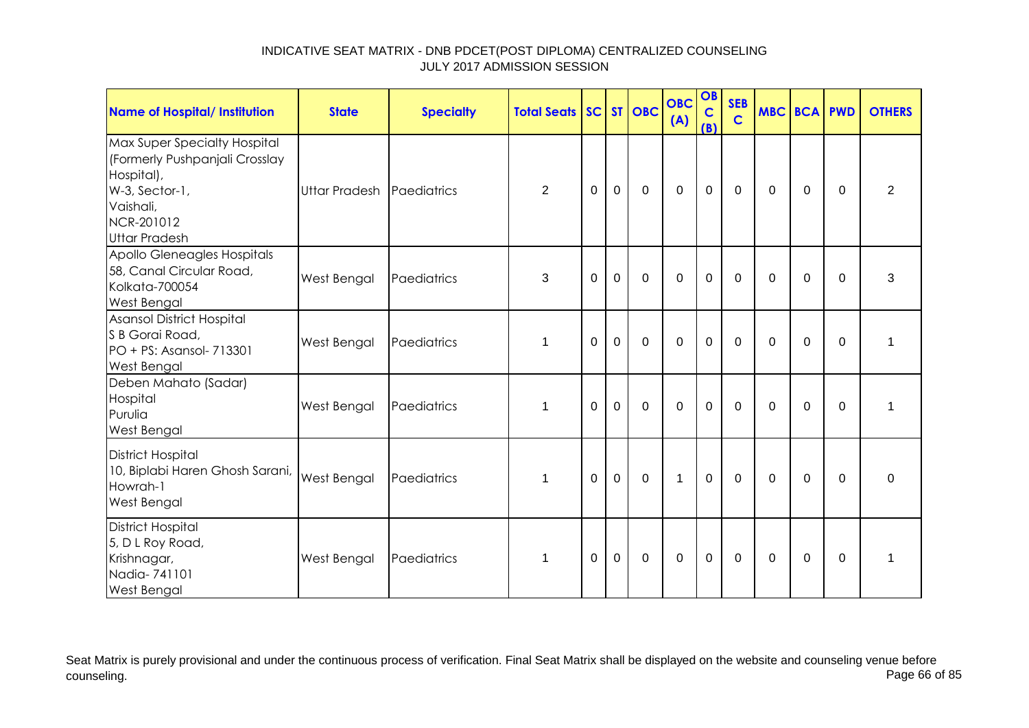INDICATIVE SEAT MATRIX - DNB PDCET(POST DIPLOMA) CENTRALIZED COUNSELING
JULY 2017 ADMISSION SESSION

| Name of Hospital/ Institution | State | Specialty | Total Seats | SC | ST | OBC | OBC (A) | OBC (B) | SEBC | MBC | BCA | PWD | OTHERS |
|---|---|---|---|---|---|---|---|---|---|---|---|---|---|
| Max Super Specialty Hospital (Formerly Pushpanjali Crosslay Hospital), W-3, Sector-1, Vaishali, NCR-201012 Uttar Pradesh | Uttar Pradesh | Paediatrics | 2 | 0 | 0 | 0 | 0 | 0 | 0 | 0 | 0 | 0 | 2 |
| Apollo Gleneagles Hospitals 58, Canal Circular Road, Kolkata-700054 West Bengal | West Bengal | Paediatrics | 3 | 0 | 0 | 0 | 0 | 0 | 0 | 0 | 0 | 0 | 3 |
| Asansol District Hospital S B Gorai Road, PO + PS: Asansol- 713301 West Bengal | West Bengal | Paediatrics | 1 | 0 | 0 | 0 | 0 | 0 | 0 | 0 | 0 | 0 | 1 |
| Deben Mahato (Sadar) Hospital Purulia West Bengal | West Bengal | Paediatrics | 1 | 0 | 0 | 0 | 0 | 0 | 0 | 0 | 0 | 0 | 1 |
| District Hospital 10, Biplabi Haren Ghosh Sarani, Howrah-1 West Bengal | West Bengal | Paediatrics | 1 | 0 | 0 | 0 | 1 | 0 | 0 | 0 | 0 | 0 | 0 |
| District Hospital 5, D L Roy Road, Krishnagar, Nadia- 741101 West Bengal | West Bengal | Paediatrics | 1 | 0 | 0 | 0 | 0 | 0 | 0 | 0 | 0 | 0 | 1 |

Seat Matrix is purely provisional and under the continuous process of verification. Final Seat Matrix shall be displayed on the website and counseling venue before counseling.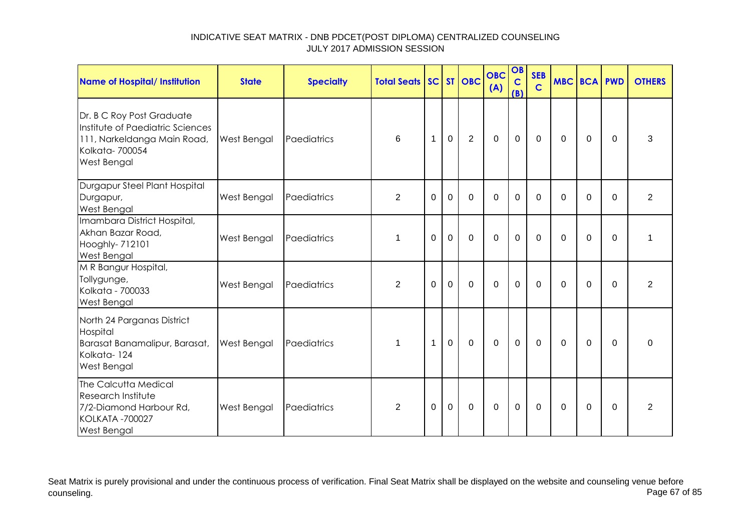INDICATIVE SEAT MATRIX - DNB PDCET(POST DIPLOMA) CENTRALIZED COUNSELING
JULY 2017 ADMISSION SESSION

| Name of Hospital/ Institution | State | Specialty | Total Seats | SC | ST | OBC | OBC (A) | OBC (B) | SEBC | MBC | BCA | PWD | OTHERS |
|---|---|---|---|---|---|---|---|---|---|---|---|---|---|
| Dr. B C Roy Post Graduate Institute of Paediatric Sciences 111, Narkeldanga Main Road, Kolkata- 700054 West Bengal | West Bengal | Paediatrics | 6 | 1 | 0 | 2 | 0 | 0 | 0 | 0 | 0 | 0 | 3 |
| Durgapur Steel Plant Hospital Durgapur, West Bengal | West Bengal | Paediatrics | 2 | 0 | 0 | 0 | 0 | 0 | 0 | 0 | 0 | 0 | 2 |
| Imambara District Hospital, Akhan Bazar Road, Hooghly- 712101 West Bengal | West Bengal | Paediatrics | 1 | 0 | 0 | 0 | 0 | 0 | 0 | 0 | 0 | 0 | 1 |
| M R Bangur Hospital, Tollygunge, Kolkata - 700033 West Bengal | West Bengal | Paediatrics | 2 | 0 | 0 | 0 | 0 | 0 | 0 | 0 | 0 | 0 | 2 |
| North 24 Parganas District Hospital Barasat Banamalipur, Barasat, Kolkata- 124 West Bengal | West Bengal | Paediatrics | 1 | 1 | 0 | 0 | 0 | 0 | 0 | 0 | 0 | 0 | 0 |
| The Calcutta Medical Research Institute 7/2-Diamond Harbour Rd, KOLKATA -700027 West Bengal | West Bengal | Paediatrics | 2 | 0 | 0 | 0 | 0 | 0 | 0 | 0 | 0 | 0 | 2 |

Seat Matrix is purely provisional and under the continuous process of verification. Final Seat Matrix shall be displayed on the website and counseling venue before counseling.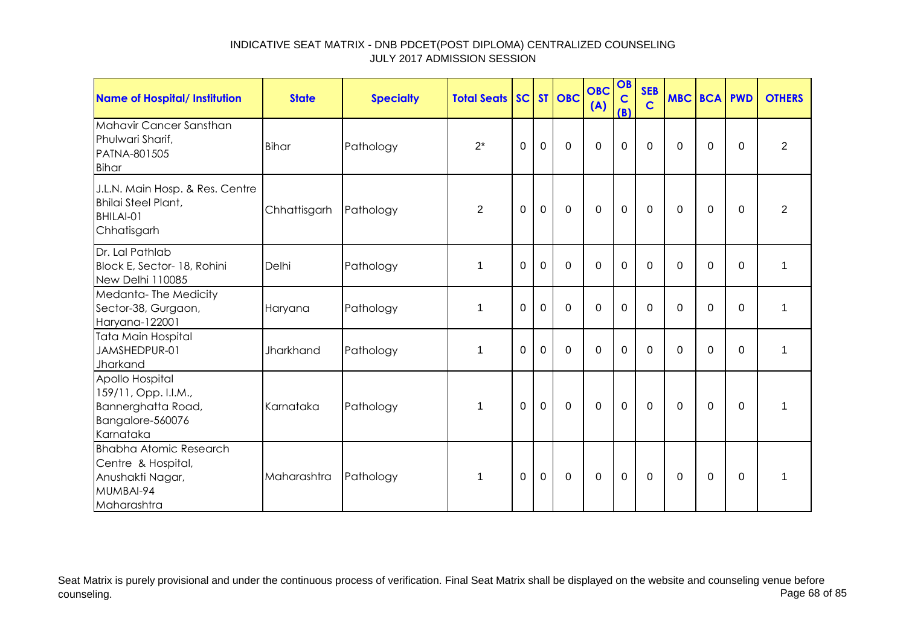INDICATIVE SEAT MATRIX - DNB PDCET(POST DIPLOMA) CENTRALIZED COUNSELING
JULY 2017 ADMISSION SESSION

| Name of Hospital/ Institution | State | Specialty | Total Seats | SC | ST | OBC | OBC (A) | OBC (B) | SEBC | MBC | BCA | PWD | OTHERS |
|---|---|---|---|---|---|---|---|---|---|---|---|---|---|
| Mahavir Cancer Sansthan Phulwari Sharif, PATNA-801505 Bihar | Bihar | Pathology | 2* | 0 | 0 | 0 | 0 | 0 | 0 | 0 | 0 | 0 | 2 |
| J.L.N. Main Hosp. & Res. Centre Bhilai Steel Plant, BHILAI-01 Chhatisgarh | Chhattisgarh | Pathology | 2 | 0 | 0 | 0 | 0 | 0 | 0 | 0 | 0 | 0 | 2 |
| Dr. Lal Pathlab Block E, Sector- 18, Rohini New Delhi 110085 | Delhi | Pathology | 1 | 0 | 0 | 0 | 0 | 0 | 0 | 0 | 0 | 0 | 1 |
| Medanta- The Medicity Sector-38, Gurgaon, Haryana-122001 | Haryana | Pathology | 1 | 0 | 0 | 0 | 0 | 0 | 0 | 0 | 0 | 0 | 1 |
| Tata Main Hospital JAMSHEDPUR-01 Jharkand | Jharkhand | Pathology | 1 | 0 | 0 | 0 | 0 | 0 | 0 | 0 | 0 | 0 | 1 |
| Apollo Hospital 159/11, Opp. I.I.M., Bannerghatta Road, Bangalore-560076 Karnataka | Karnataka | Pathology | 1 | 0 | 0 | 0 | 0 | 0 | 0 | 0 | 0 | 0 | 1 |
| Bhabha Atomic Research Centre & Hospital, Anushakti Nagar, MUMBAI-94 Maharashtra | Maharashtra | Pathology | 1 | 0 | 0 | 0 | 0 | 0 | 0 | 0 | 0 | 0 | 1 |

Seat Matrix is purely provisional and under the continuous process of verification. Final Seat Matrix shall be displayed on the website and counseling venue before counseling.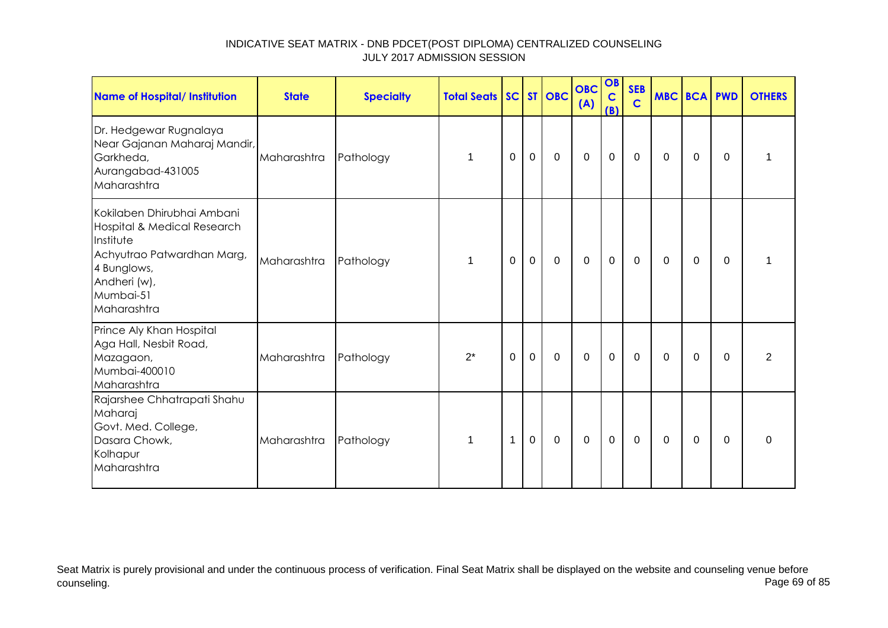INDICATIVE SEAT MATRIX - DNB PDCET(POST DIPLOMA) CENTRALIZED COUNSELING
JULY 2017 ADMISSION SESSION

| Name of Hospital/ Institution | State | Specialty | Total Seats | SC | ST | OBC | OBC (A) | OBC (B) | SEB C | MBC | BCA | PWD | OTHERS |
|---|---|---|---|---|---|---|---|---|---|---|---|---|---|
| Dr. Hedgewar Rugnalaya Near Gajanan Maharaj Mandir, Garkheda, Aurangabad-431005 Maharashtra | Maharashtra | Pathology | 1 | 0 | 0 | 0 | 0 | 0 | 0 | 0 | 0 | 0 | 1 |
| Kokilaben Dhirubhai Ambani Hospital & Medical Research Institute Achyutrao Patwardhan Marg, 4 Bunglows, Andheri (w), Mumbai-51 Maharashtra | Maharashtra | Pathology | 1 | 0 | 0 | 0 | 0 | 0 | 0 | 0 | 0 | 0 | 1 |
| Prince Aly Khan Hospital Aga Hall, Nesbit Road, Mazagaon, Mumbai-400010 Maharashtra | Maharashtra | Pathology | 2* | 0 | 0 | 0 | 0 | 0 | 0 | 0 | 0 | 0 | 2 |
| Rajarshee Chhatrapati Shahu Maharaj Govt. Med. College, Dasara Chowk, Kolhapur Maharashtra | Maharashtra | Pathology | 1 | 1 | 0 | 0 | 0 | 0 | 0 | 0 | 0 | 0 | 0 |

Seat Matrix is purely provisional and under the continuous process of verification. Final Seat Matrix shall be displayed on the website and counseling venue before counseling.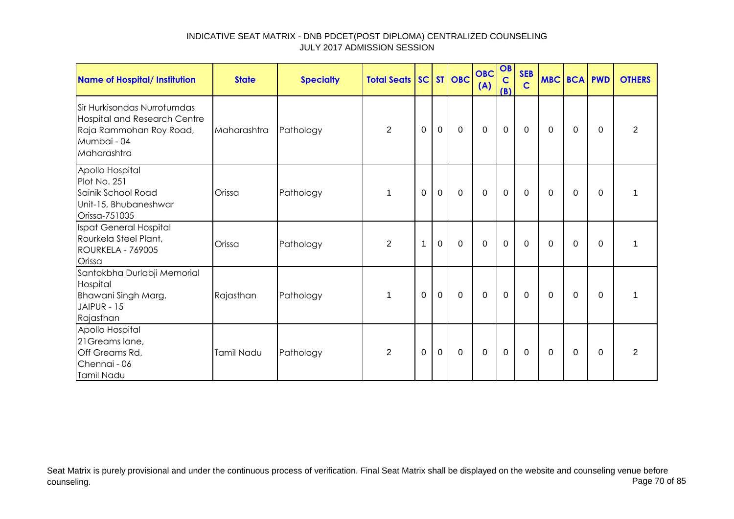INDICATIVE SEAT MATRIX - DNB PDCET(POST DIPLOMA) CENTRALIZED COUNSELING
JULY 2017 ADMISSION SESSION

| Name of Hospital/ Institution | State | Specialty | Total Seats | SC | ST | OBC | OBC (A) | OBC (B) | SEBC | MBC | BCA | PWD | OTHERS |
|---|---|---|---|---|---|---|---|---|---|---|---|---|---|
| Sir Hurkisondas Nurrotumdas Hospital and Research Centre Raja Rammohan Roy Road, Mumbai - 04 Maharashtra | Maharashtra | Pathology | 2 | 0 | 0 | 0 | 0 | 0 | 0 | 0 | 0 | 0 | 2 |
| Apollo Hospital Plot No. 251 Sainik School Road Unit-15, Bhubaneshwar Orissa-751005 | Orissa | Pathology | 1 | 0 | 0 | 0 | 0 | 0 | 0 | 0 | 0 | 0 | 1 |
| Ispat General Hospital Rourkela Steel Plant, ROURKELA - 769005 Orissa | Orissa | Pathology | 2 | 1 | 0 | 0 | 0 | 0 | 0 | 0 | 0 | 0 | 1 |
| Santokbha Durlabji Memorial Hospital Bhawani Singh Marg, JAIPUR - 15 Rajasthan | Rajasthan | Pathology | 1 | 0 | 0 | 0 | 0 | 0 | 0 | 0 | 0 | 0 | 1 |
| Apollo Hospital 21Greams lane, Off Greams Rd, Chennai - 06 Tamil Nadu | Tamil Nadu | Pathology | 2 | 0 | 0 | 0 | 0 | 0 | 0 | 0 | 0 | 0 | 2 |

Seat Matrix is purely provisional and under the continuous process of verification. Final Seat Matrix shall be displayed on the website and counseling venue before counseling.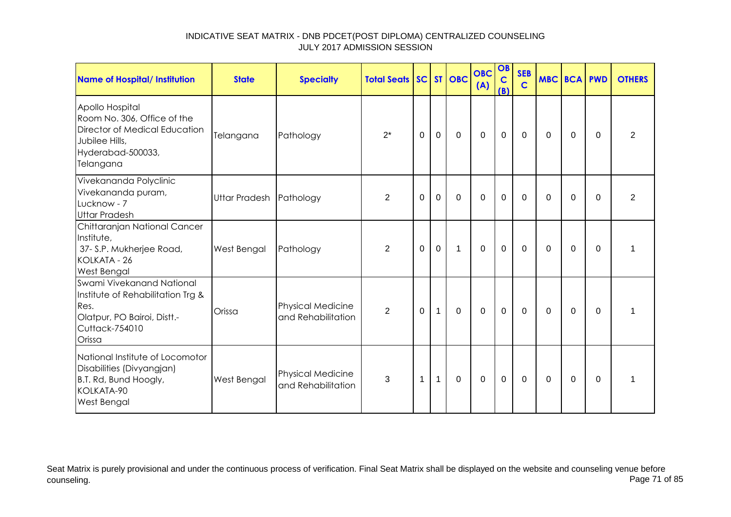INDICATIVE SEAT MATRIX - DNB PDCET(POST DIPLOMA) CENTRALIZED COUNSELING
JULY 2017 ADMISSION SESSION

| Name of Hospital/ Institution | State | Specialty | Total Seats | SC | ST | OBC | OBC (A) | OBC (B) | SEBC | MBC | BCA | PWD | OTHERS |
|---|---|---|---|---|---|---|---|---|---|---|---|---|---|
| Apollo Hospital Room No. 306, Office of the Director of Medical Education Jubilee Hills, Hyderabad-500033, Telangana | Telangana | Pathology | 2* | 0 | 0 | 0 | 0 | 0 | 0 | 0 | 0 | 0 | 2 |
| Vivekananda Polyclinic Vivekananda puram, Lucknow - 7 Uttar Pradesh | Uttar Pradesh | Pathology | 2 | 0 | 0 | 0 | 0 | 0 | 0 | 0 | 0 | 0 | 2 |
| Chittaranjan National Cancer Institute, 37- S.P. Mukherjee Road, KOLKATA - 26 West Bengal | West Bengal | Pathology | 2 | 0 | 0 | 1 | 0 | 0 | 0 | 0 | 0 | 0 | 1 |
| Swami Vivekanand National Institute of Rehabilitation Trg & Res. Olatpur, PO Bairoi, Distt.- Cuttack-754010 Orissa | Orissa | Physical Medicine and Rehabilitation | 2 | 0 | 1 | 0 | 0 | 0 | 0 | 0 | 0 | 0 | 1 |
| National Institute of Locomotor Disabilities (Divyangjan) B.T. Rd, Bund Hoogly, KOLKATA-90 West Bengal | West Bengal | Physical Medicine and Rehabilitation | 3 | 1 | 1 | 0 | 0 | 0 | 0 | 0 | 0 | 0 | 1 |

Seat Matrix is purely provisional and under the continuous process of verification. Final Seat Matrix shall be displayed on the website and counseling venue before counseling.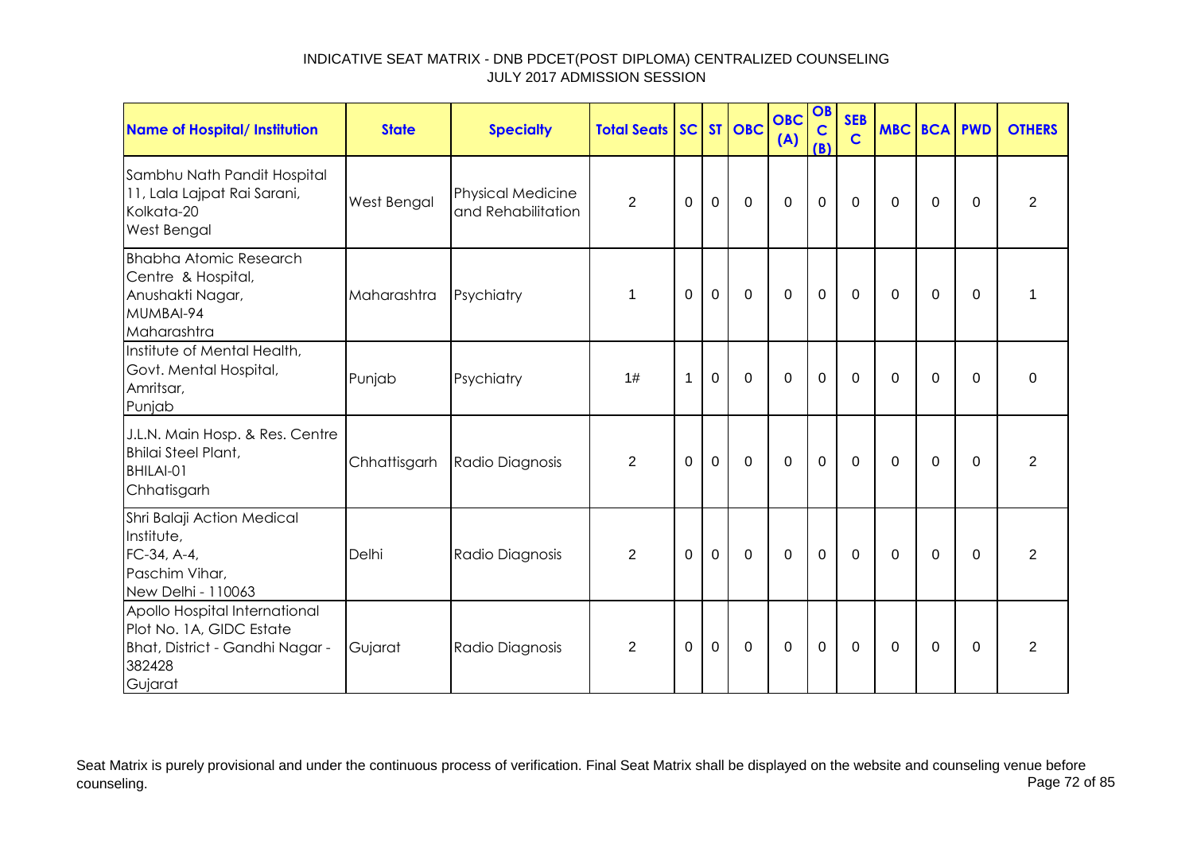INDICATIVE SEAT MATRIX - DNB PDCET(POST DIPLOMA) CENTRALIZED COUNSELING
JULY 2017 ADMISSION SESSION

| Name of Hospital/ Institution | State | Specialty | Total Seats | SC | ST | OBC | OBC (A) | OBC (B) | SEBC | MBC | BCA | PWD | OTHERS |
|---|---|---|---|---|---|---|---|---|---|---|---|---|---|
| Sambhu Nath Pandit Hospital 11, Lala Lajpat Rai Sarani, Kolkata-20 West Bengal | West Bengal | Physical Medicine and Rehabilitation | 2 | 0 | 0 | 0 | 0 | 0 | 0 | 0 | 0 | 0 | 2 |
| Bhabha Atomic Research Centre & Hospital, Anushakti Nagar, MUMBAI-94 Maharashtra | Maharashtra | Psychiatry | 1 | 0 | 0 | 0 | 0 | 0 | 0 | 0 | 0 | 0 | 1 |
| Institute of Mental Health, Govt. Mental Hospital, Amritsar, Punjab | Punjab | Psychiatry | 1# | 1 | 0 | 0 | 0 | 0 | 0 | 0 | 0 | 0 | 0 |
| J.L.N. Main Hosp. & Res. Centre Bhilai Steel Plant, BHILAI-01 Chhatisgarh | Chhattisgarh | Radio Diagnosis | 2 | 0 | 0 | 0 | 0 | 0 | 0 | 0 | 0 | 0 | 2 |
| Shri Balaji Action Medical Institute, FC-34, A-4, Paschim Vihar, New Delhi - 110063 | Delhi | Radio Diagnosis | 2 | 0 | 0 | 0 | 0 | 0 | 0 | 0 | 0 | 0 | 2 |
| Apollo Hospital International Plot No. 1A, GIDC Estate Bhat, District - Gandhi Nagar - 382428 Gujarat | Gujarat | Radio Diagnosis | 2 | 0 | 0 | 0 | 0 | 0 | 0 | 0 | 0 | 0 | 2 |

Seat Matrix is purely provisional and under the continuous process of verification. Final Seat Matrix shall be displayed on the website and counseling venue before counseling.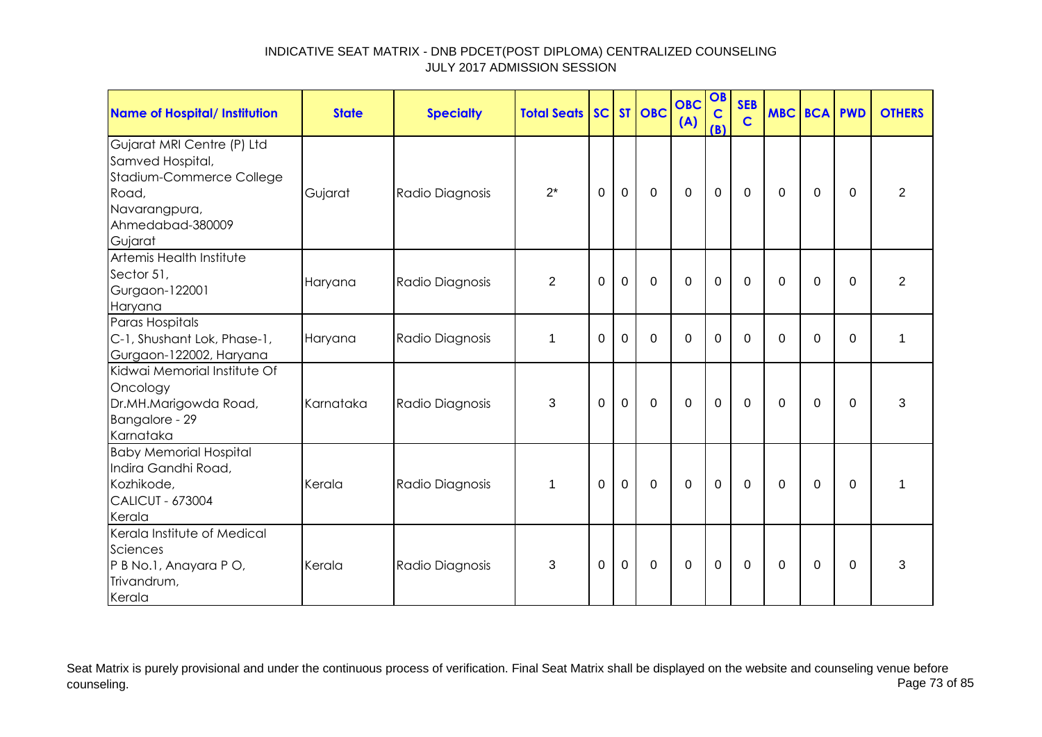# INDICATIVE SEAT MATRIX - DNB PDCET(POST DIPLOMA) CENTRALIZED COUNSELING
## JULY 2017 ADMISSION SESSION

| Name of Hospital/ Institution | State | Specialty | Total Seats | SC | ST | OBC | OBC (A) | OBC (B) | SEBC | MBC | BCA | PWD | OTHERS |
|---|---|---|---|---|---|---|---|---|---|---|---|---|---|
| Gujarat MRI Centre (P) Ltd Samved Hospital, Stadium-Commerce College Road, Navarangpura, Ahmedabad-380009 Gujarat | Gujarat | Radio Diagnosis | 2* | 0 | 0 | 0 | 0 | 0 | 0 | 0 | 0 | 0 | 2 |
| Artemis Health Institute Sector 51, Gurgaon-122001 Haryana | Haryana | Radio Diagnosis | 2 | 0 | 0 | 0 | 0 | 0 | 0 | 0 | 0 | 0 | 2 |
| Paras Hospitals C-1, Shushant Lok, Phase-1, Gurgaon-122002, Haryana | Haryana | Radio Diagnosis | 1 | 0 | 0 | 0 | 0 | 0 | 0 | 0 | 0 | 0 | 1 |
| Kidwai Memorial Institute Of Oncology Dr.MH.Marigowda Road, Bangalore - 29 Karnataka | Karnataka | Radio Diagnosis | 3 | 0 | 0 | 0 | 0 | 0 | 0 | 0 | 0 | 0 | 3 |
| Baby Memorial Hospital Indira Gandhi Road, Kozhikode, CALICUT - 673004 Kerala | Kerala | Radio Diagnosis | 1 | 0 | 0 | 0 | 0 | 0 | 0 | 0 | 0 | 0 | 1 |
| Kerala Institute of Medical Sciences P B No.1, Anayara P O, Trivandrum, Kerala | Kerala | Radio Diagnosis | 3 | 0 | 0 | 0 | 0 | 0 | 0 | 0 | 0 | 0 | 3 |

Seat Matrix is purely provisional and under the continuous process of verification. Final Seat Matrix shall be displayed on the website and counseling venue before counseling.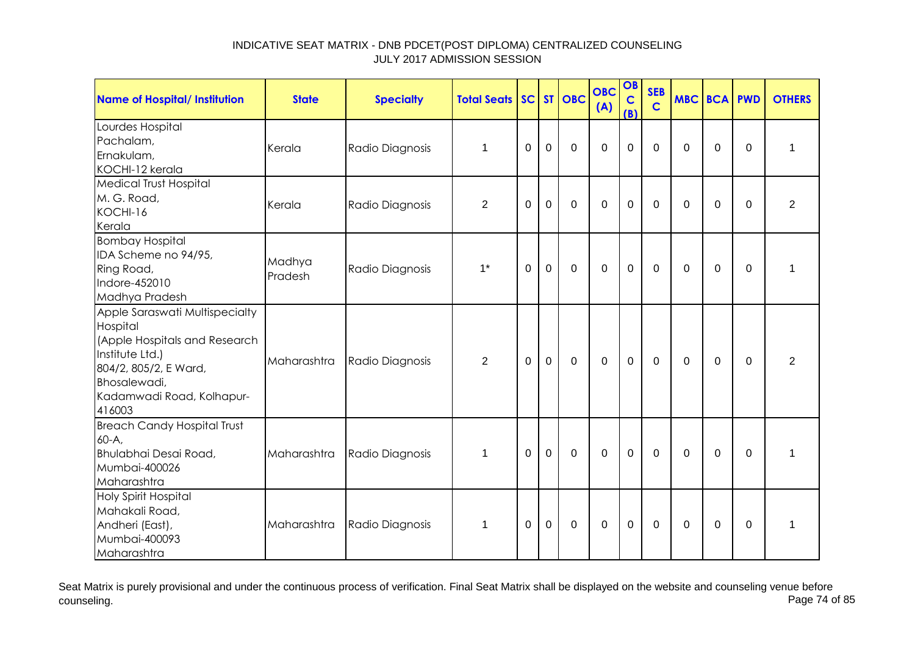INDICATIVE SEAT MATRIX - DNB PDCET(POST DIPLOMA) CENTRALIZED COUNSELING
JULY 2017 ADMISSION SESSION

| Name of Hospital/ Institution | State | Specialty | Total Seats | SC | ST | OBC | OBC (A) | OBC (B) | SEBC | MBC | BCA | PWD | OTHERS |
|---|---|---|---|---|---|---|---|---|---|---|---|---|---|
| Lourdes Hospital Pachalam, Ernakulam, KOCHI-12 kerala | Kerala | Radio Diagnosis | 1 | 0 | 0 | 0 | 0 | 0 | 0 | 0 | 0 | 0 | 1 |
| Medical Trust Hospital M. G. Road, KOCHI-16 Kerala | Kerala | Radio Diagnosis | 2 | 0 | 0 | 0 | 0 | 0 | 0 | 0 | 0 | 0 | 2 |
| Bombay Hospital IDA Scheme no 94/95, Ring Road, Indore-452010 Madhya Pradesh | Madhya Pradesh | Radio Diagnosis | 1* | 0 | 0 | 0 | 0 | 0 | 0 | 0 | 0 | 0 | 1 |
| Apple Saraswati Multispecialty Hospital (Apple Hospitals and Research Institute Ltd.) 804/2, 805/2, E Ward, Bhosalewadi, Kadamwadi Road, Kolhapur-416003 | Maharashtra | Radio Diagnosis | 2 | 0 | 0 | 0 | 0 | 0 | 0 | 0 | 0 | 0 | 2 |
| Breach Candy Hospital Trust 60-A, Bhulabhai Desai Road, Mumbai-400026 Maharashtra | Maharashtra | Radio Diagnosis | 1 | 0 | 0 | 0 | 0 | 0 | 0 | 0 | 0 | 0 | 1 |
| Holy Spirit Hospital Mahakali Road, Andheri (East), Mumbai-400093 Maharashtra | Maharashtra | Radio Diagnosis | 1 | 0 | 0 | 0 | 0 | 0 | 0 | 0 | 0 | 0 | 1 |

Seat Matrix is purely provisional and under the continuous process of verification. Final Seat Matrix shall be displayed on the website and counseling venue before counseling.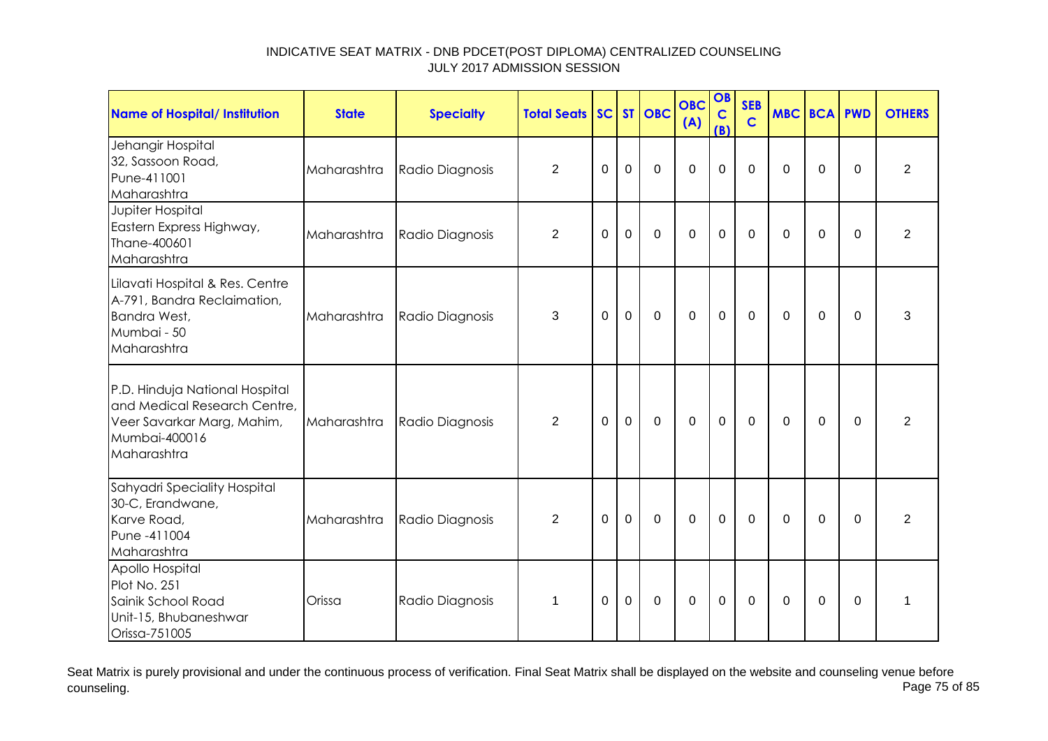# INDICATIVE SEAT MATRIX - DNB PDCET(POST DIPLOMA) CENTRALIZED COUNSELING
## JULY 2017 ADMISSION SESSION

| Name of Hospital/ Institution | State | Specialty | Total Seats | SC | ST | OBC | OBC (A) | OBC (B) | SEB C | MBC | BCA | PWD | OTHERS |
|---|---|---|---|---|---|---|---|---|---|---|---|---|---|
| Jehangir Hospital 32, Sassoon Road, Pune-411001 Maharashtra | Maharashtra | Radio Diagnosis | 2 | 0 | 0 | 0 | 0 | 0 | 0 | 0 | 0 | 0 | 2 |
| Jupiter Hospital Eastern Express Highway, Thane-400601 Maharashtra | Maharashtra | Radio Diagnosis | 2 | 0 | 0 | 0 | 0 | 0 | 0 | 0 | 0 | 0 | 2 |
| Lilavati Hospital & Res. Centre A-791, Bandra Reclaimation, Bandra West, Mumbai - 50 Maharashtra | Maharashtra | Radio Diagnosis | 3 | 0 | 0 | 0 | 0 | 0 | 0 | 0 | 0 | 0 | 3 |
| P.D. Hinduja National Hospital and Medical Research Centre, Veer Savarkar Marg, Mahim, Mumbai-400016 Maharashtra | Maharashtra | Radio Diagnosis | 2 | 0 | 0 | 0 | 0 | 0 | 0 | 0 | 0 | 0 | 2 |
| Sahyadri Speciality Hospital 30-C, Erandwane, Karve Road, Pune -411004 Maharashtra | Maharashtra | Radio Diagnosis | 2 | 0 | 0 | 0 | 0 | 0 | 0 | 0 | 0 | 0 | 2 |
| Apollo Hospital Plot No. 251 Sainik School Road Unit-15, Bhubaneshwar Orissa-751005 | Orissa | Radio Diagnosis | 1 | 0 | 0 | 0 | 0 | 0 | 0 | 0 | 0 | 0 | 1 |

Seat Matrix is purely provisional and under the continuous process of verification. Final Seat Matrix shall be displayed on the website and counseling venue before counseling.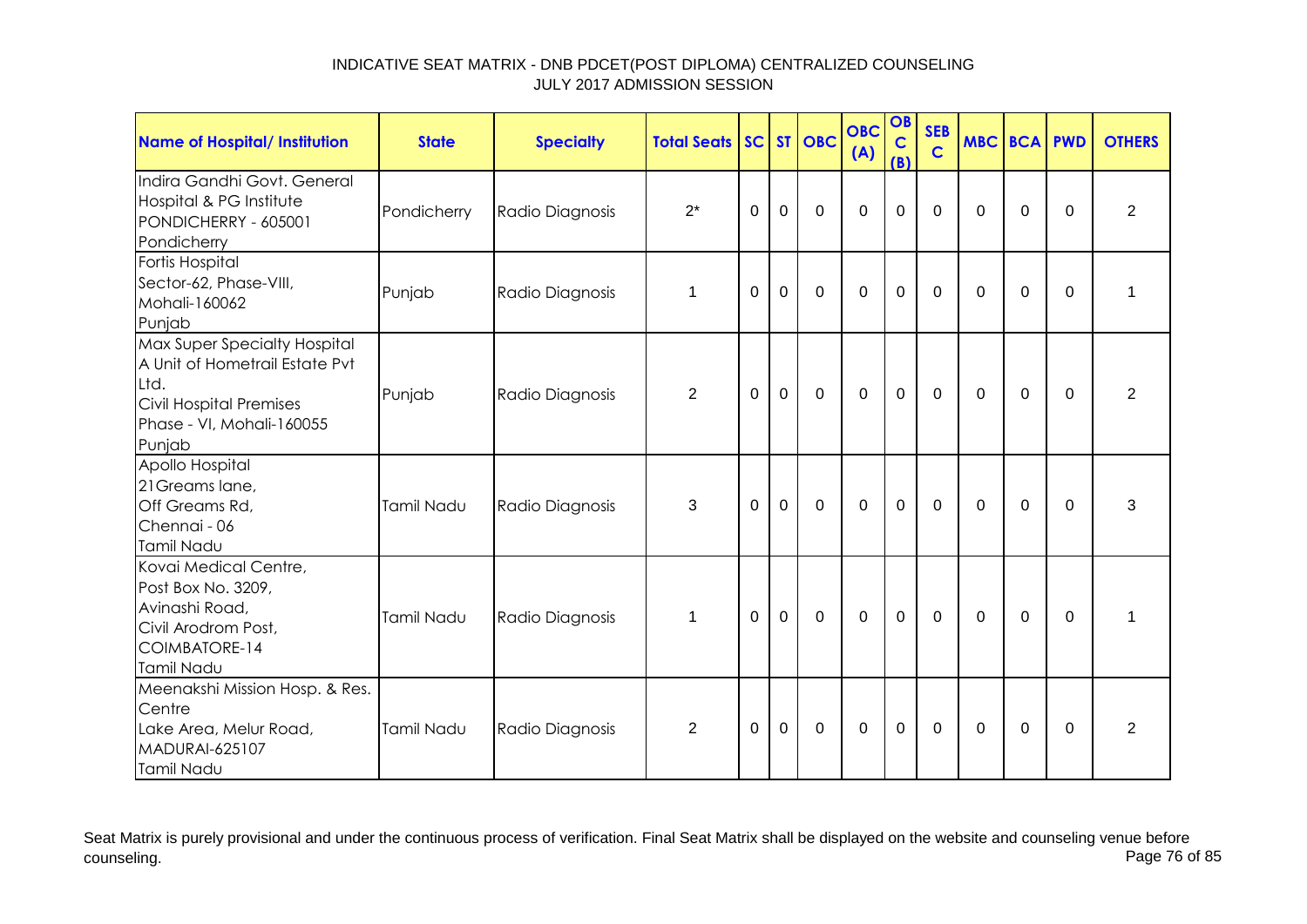INDICATIVE SEAT MATRIX - DNB PDCET(POST DIPLOMA) CENTRALIZED COUNSELING
JULY 2017 ADMISSION SESSION

| Name of Hospital/ Institution | State | Specialty | Total Seats | SC | ST | OBC | OBC (A) | OBC (B) | SEBC | MBC | BCA | PWD | OTHERS |
|---|---|---|---|---|---|---|---|---|---|---|---|---|---|
| Indira Gandhi Govt. General Hospital & PG Institute PONDICHERRY - 605001 Pondicherry | Pondicherry | Radio Diagnosis | 2* | 0 | 0 | 0 | 0 | 0 | 0 | 0 | 0 | 0 | 2 |
| Fortis Hospital Sector-62, Phase-VIII, Mohali-160062 Punjab | Punjab | Radio Diagnosis | 1 | 0 | 0 | 0 | 0 | 0 | 0 | 0 | 0 | 0 | 1 |
| Max Super Specialty Hospital A Unit of Hometrail Estate Pvt Ltd. Civil Hospital Premises Phase - VI, Mohali-160055 Punjab | Punjab | Radio Diagnosis | 2 | 0 | 0 | 0 | 0 | 0 | 0 | 0 | 0 | 0 | 2 |
| Apollo Hospital 21Greams lane, Off Greams Rd, Chennai - 06 Tamil Nadu | Tamil Nadu | Radio Diagnosis | 3 | 0 | 0 | 0 | 0 | 0 | 0 | 0 | 0 | 0 | 3 |
| Kovai Medical Centre, Post Box No. 3209, Avinashi Road, Civil Arodrom Post, COIMBATORE-14 Tamil Nadu | Tamil Nadu | Radio Diagnosis | 1 | 0 | 0 | 0 | 0 | 0 | 0 | 0 | 0 | 0 | 1 |
| Meenakshi Mission Hosp. & Res. Centre Lake Area, Melur Road, MADURAI-625107 Tamil Nadu | Tamil Nadu | Radio Diagnosis | 2 | 0 | 0 | 0 | 0 | 0 | 0 | 0 | 0 | 0 | 2 |

Seat Matrix is purely provisional and under the continuous process of verification. Final Seat Matrix shall be displayed on the website and counseling venue before counseling.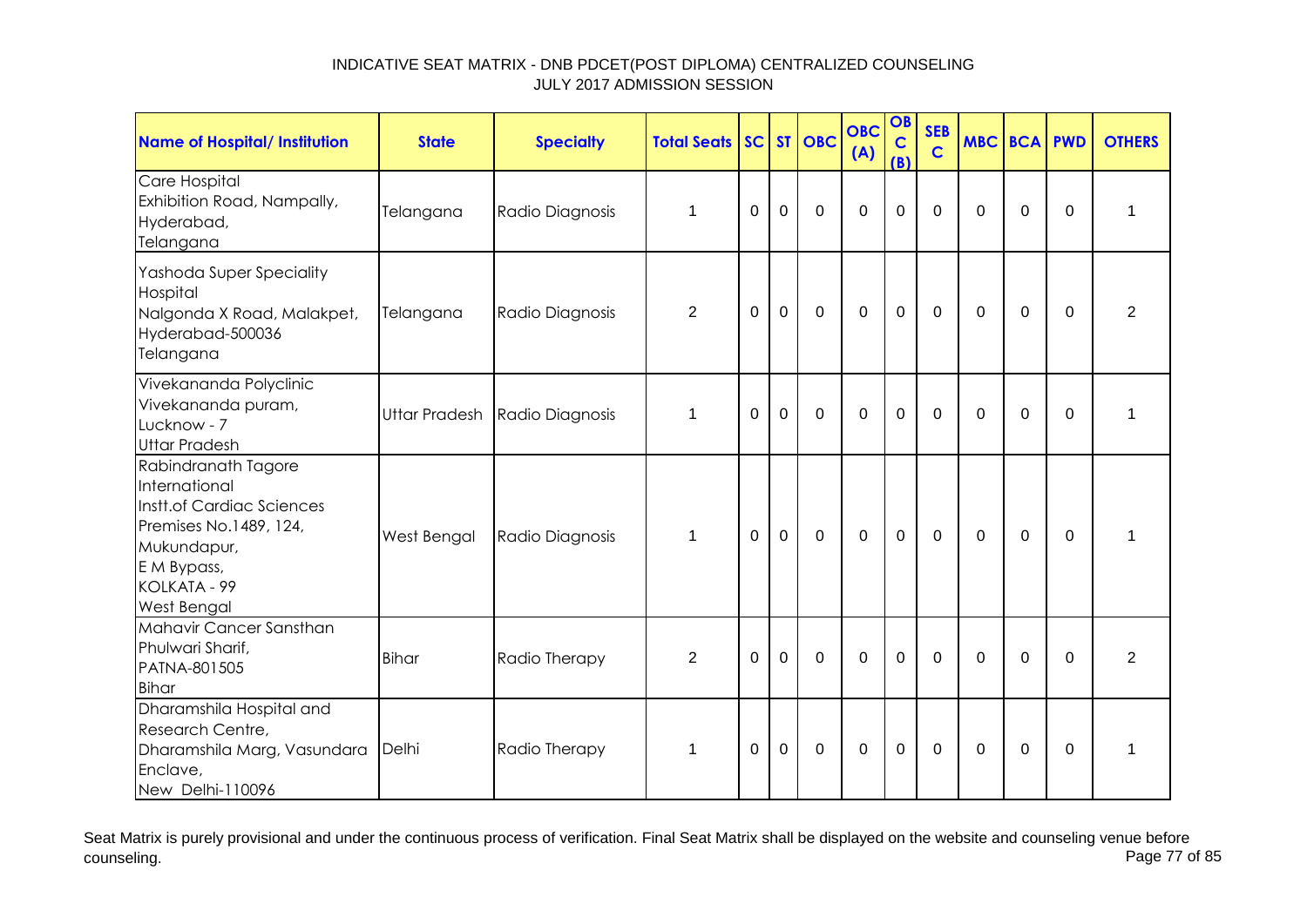# INDICATIVE SEAT MATRIX - DNB PDCET(POST DIPLOMA) CENTRALIZED COUNSELING
## JULY 2017 ADMISSION SESSION

| Name of Hospital/ Institution | State | Specialty | Total Seats | SC | ST | OBC | OBC (A) | OBC (B) | SEBC | MBC | BCA | PWD | OTHERS |
|---|---|---|---|---|---|---|---|---|---|---|---|---|---|
| Care Hospital Exhibition Road, Nampally, Hyderabad, Telangana | Telangana | Radio Diagnosis | 1 | 0 | 0 | 0 | 0 | 0 | 0 | 0 | 0 | 0 | 1 |
| Yashoda Super Speciality Hospital Nalgonda X Road, Malakpet, Hyderabad-500036 Telangana | Telangana | Radio Diagnosis | 2 | 0 | 0 | 0 | 0 | 0 | 0 | 0 | 0 | 0 | 2 |
| Vivekananda Polyclinic Vivekananda puram, Lucknow - 7 Uttar Pradesh | Uttar Pradesh | Radio Diagnosis | 1 | 0 | 0 | 0 | 0 | 0 | 0 | 0 | 0 | 0 | 1 |
| Rabindranath Tagore International Instt.of Cardiac Sciences Premises No.1489, 124, Mukundapur, E M Bypass, KOLKATA - 99 West Bengal | West Bengal | Radio Diagnosis | 1 | 0 | 0 | 0 | 0 | 0 | 0 | 0 | 0 | 0 | 1 |
| Mahavir Cancer Sansthan Phulwari Sharif, PATNA-801505 Bihar | Bihar | Radio Therapy | 2 | 0 | 0 | 0 | 0 | 0 | 0 | 0 | 0 | 0 | 2 |
| Dharamshila Hospital and Research Centre, Dharamshila Marg, Vasundara Enclave, New Delhi-110096 | Delhi | Radio Therapy | 1 | 0 | 0 | 0 | 0 | 0 | 0 | 0 | 0 | 0 | 1 |

Seat Matrix is purely provisional and under the continuous process of verification. Final Seat Matrix shall be displayed on the website and counseling venue before counseling.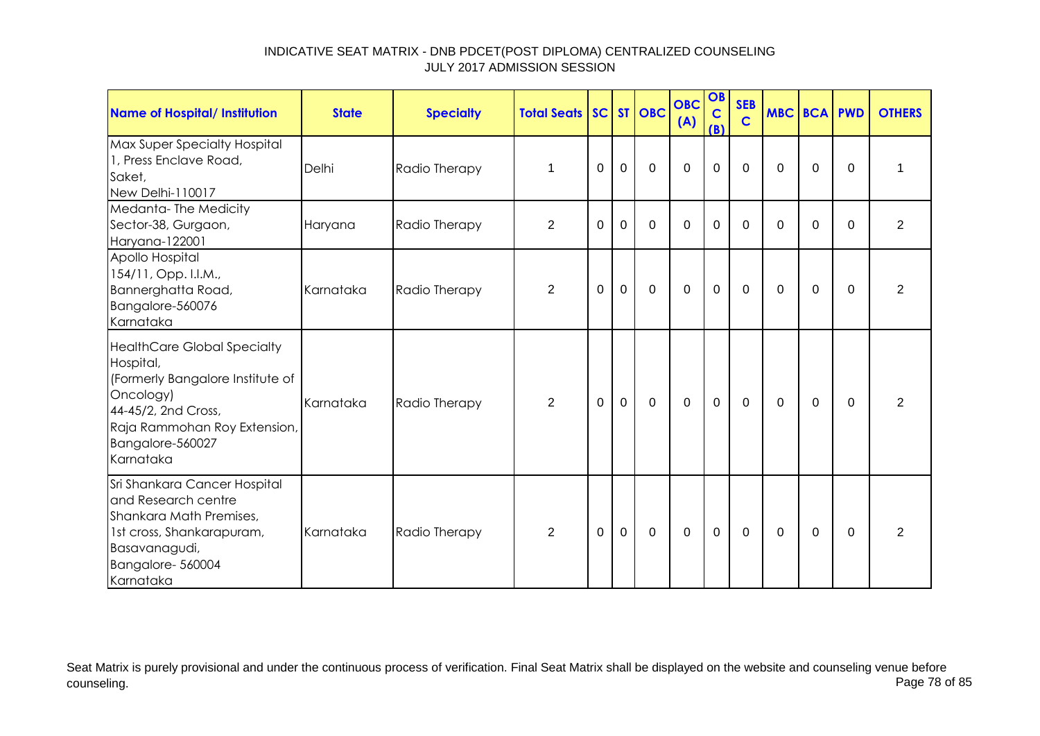INDICATIVE SEAT MATRIX - DNB PDCET(POST DIPLOMA) CENTRALIZED COUNSELING
JULY 2017 ADMISSION SESSION

| Name of Hospital/ Institution | State | Specialty | Total Seats | SC | ST | OBC | OBC (A) | OBC (B) | SEBC | MBC | BCA | PWD | OTHERS |
|---|---|---|---|---|---|---|---|---|---|---|---|---|---|
| Max Super Specialty Hospital 1, Press Enclave Road, Saket, New Delhi-110017 | Delhi | Radio Therapy | 1 | 0 | 0 | 0 | 0 | 0 | 0 | 0 | 0 | 0 | 1 |
| Medanta- The Medicity Sector-38, Gurgaon, Haryana-122001 | Haryana | Radio Therapy | 2 | 0 | 0 | 0 | 0 | 0 | 0 | 0 | 0 | 0 | 2 |
| Apollo Hospital 154/11, Opp. I.I.M., Bannerghatta Road, Bangalore-560076 Karnataka | Karnataka | Radio Therapy | 2 | 0 | 0 | 0 | 0 | 0 | 0 | 0 | 0 | 0 | 2 |
| HealthCare Global Specialty Hospital, (Formerly Bangalore Institute of Oncology) 44-45/2, 2nd Cross, Raja Rammohan Roy Extension, Bangalore-560027 Karnataka | Karnataka | Radio Therapy | 2 | 0 | 0 | 0 | 0 | 0 | 0 | 0 | 0 | 0 | 2 |
| Sri Shankara Cancer Hospital and Research centre Shankara Math Premises, 1st cross, Shankarapuram, Basavanagudi, Bangalore- 560004 Karnataka | Karnataka | Radio Therapy | 2 | 0 | 0 | 0 | 0 | 0 | 0 | 0 | 0 | 0 | 2 |

Seat Matrix is purely provisional and under the continuous process of verification. Final Seat Matrix shall be displayed on the website and counseling venue before counseling.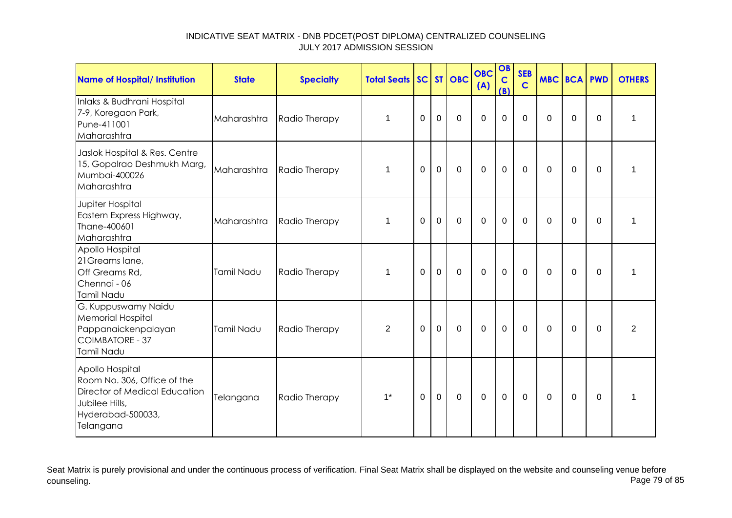INDICATIVE SEAT MATRIX - DNB PDCET(POST DIPLOMA) CENTRALIZED COUNSELING
JULY 2017 ADMISSION SESSION

| Name of Hospital/ Institution | State | Specialty | Total Seats | SC | ST | OBC | OBC (A) | OBC (B) | SEB C | MBC | BCA | PWD | OTHERS |
|---|---|---|---|---|---|---|---|---|---|---|---|---|---|
| Inlaks & Budhrani Hospital 7-9, Koregaon Park, Pune-411001 Maharashtra | Maharashtra | Radio Therapy | 1 | 0 | 0 | 0 | 0 | 0 | 0 | 0 | 0 | 0 | 1 |
| Jaslok Hospital & Res. Centre 15, Gopalrao Deshmukh Marg, Mumbai-400026 Maharashtra | Maharashtra | Radio Therapy | 1 | 0 | 0 | 0 | 0 | 0 | 0 | 0 | 0 | 0 | 1 |
| Jupiter Hospital Eastern Express Highway, Thane-400601 Maharashtra | Maharashtra | Radio Therapy | 1 | 0 | 0 | 0 | 0 | 0 | 0 | 0 | 0 | 0 | 1 |
| Apollo Hospital 21Greams lane, Off Greams Rd, Chennai - 06 Tamil Nadu | Tamil Nadu | Radio Therapy | 1 | 0 | 0 | 0 | 0 | 0 | 0 | 0 | 0 | 0 | 1 |
| G. Kuppuswamy Naidu Memorial Hospital Pappanaickenpalayan COIMBATORE - 37 Tamil Nadu | Tamil Nadu | Radio Therapy | 2 | 0 | 0 | 0 | 0 | 0 | 0 | 0 | 0 | 0 | 2 |
| Apollo Hospital Room No. 306, Office of the Director of Medical Education Jubilee Hills, Hyderabad-500033, Telangana | Telangana | Radio Therapy | 1* | 0 | 0 | 0 | 0 | 0 | 0 | 0 | 0 | 0 | 1 |

Seat Matrix is purely provisional and under the continuous process of verification. Final Seat Matrix shall be displayed on the website and counseling venue before counseling.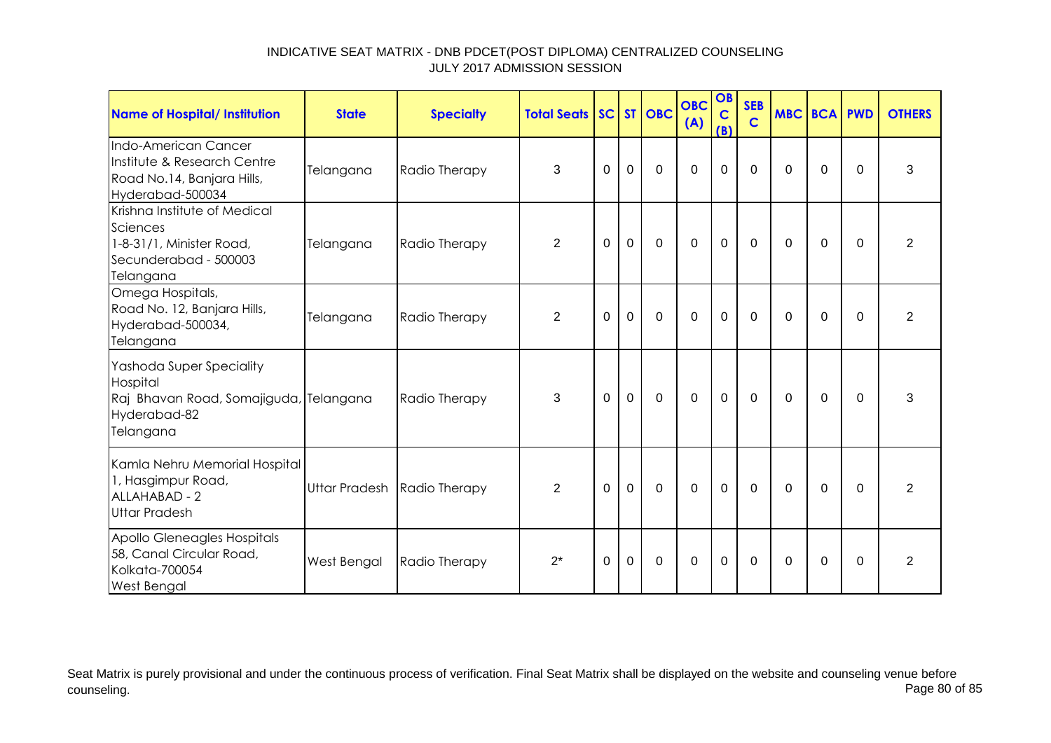INDICATIVE SEAT MATRIX - DNB PDCET(POST DIPLOMA) CENTRALIZED COUNSELING
JULY 2017 ADMISSION SESSION

| Name of Hospital/ Institution | State | Specialty | Total Seats | SC | ST | OBC | OBC (A) | OBC (B) | SEB C | MBC | BCA | PWD | OTHERS |
|---|---|---|---|---|---|---|---|---|---|---|---|---|---|
| Indo-American Cancer Institute & Research Centre Road No.14, Banjara Hills, Hyderabad-500034 | Telangana | Radio Therapy | 3 | 0 | 0 | 0 | 0 | 0 | 0 | 0 | 0 | 0 | 3 |
| Krishna Institute of Medical Sciences 1-8-31/1, Minister Road, Secunderabad - 500003 Telangana | Telangana | Radio Therapy | 2 | 0 | 0 | 0 | 0 | 0 | 0 | 0 | 0 | 0 | 2 |
| Omega Hospitals, Road No. 12, Banjara Hills, Hyderabad-500034, Telangana | Telangana | Radio Therapy | 2 | 0 | 0 | 0 | 0 | 0 | 0 | 0 | 0 | 0 | 2 |
| Yashoda Super Speciality Hospital Raj Bhavan Road, Somajiguda, Hyderabad-82 Telangana | Telangana | Radio Therapy | 3 | 0 | 0 | 0 | 0 | 0 | 0 | 0 | 0 | 0 | 3 |
| Kamla Nehru Memorial Hospital 1, Hasgimpur Road, ALLAHABAD - 2 Uttar Pradesh | Uttar Pradesh | Radio Therapy | 2 | 0 | 0 | 0 | 0 | 0 | 0 | 0 | 0 | 0 | 2 |
| Apollo Gleneagles Hospitals 58, Canal Circular Road, Kolkata-700054 West Bengal | West Bengal | Radio Therapy | 2* | 0 | 0 | 0 | 0 | 0 | 0 | 0 | 0 | 0 | 2 |

Seat Matrix is purely provisional and under the continuous process of verification. Final Seat Matrix shall be displayed on the website and counseling venue before counseling.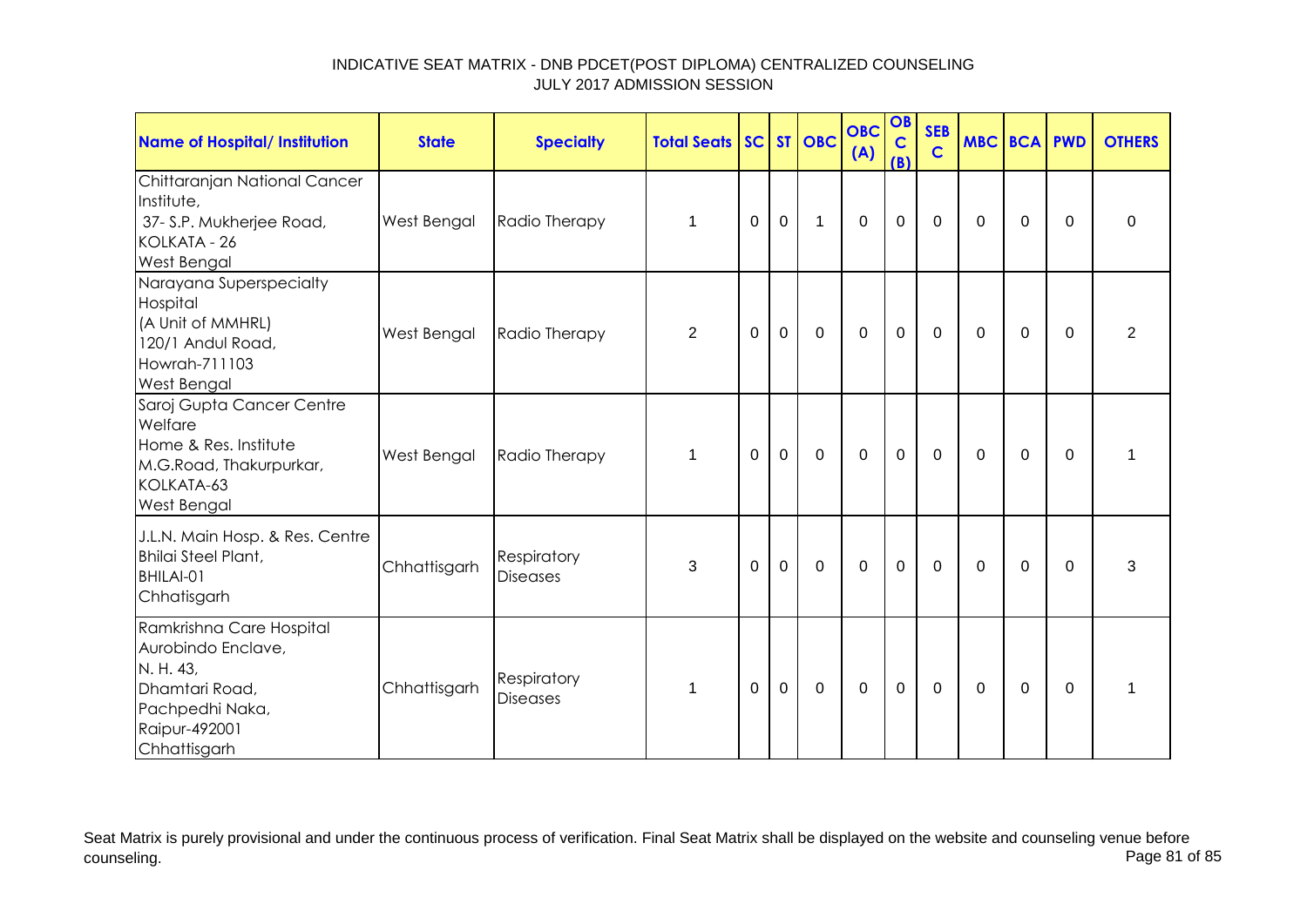INDICATIVE SEAT MATRIX - DNB PDCET(POST DIPLOMA) CENTRALIZED COUNSELING
JULY 2017 ADMISSION SESSION

| Name of Hospital/ Institution | State | Specialty | Total Seats | SC | ST | OBC | OBC (A) | OBC (B) | SEB C | MBC | BCA | PWD | OTHERS |
|---|---|---|---|---|---|---|---|---|---|---|---|---|---|
| Chittaranjan National Cancer Institute, 37- S.P. Mukherjee Road, KOLKATA - 26 West Bengal | West Bengal | Radio Therapy | 1 | 0 | 0 | 1 | 0 | 0 | 0 | 0 | 0 | 0 | 0 |
| Narayana Superspecialty Hospital (A Unit of MMHRL) 120/1 Andul Road, Howrah-711103 West Bengal | West Bengal | Radio Therapy | 2 | 0 | 0 | 0 | 0 | 0 | 0 | 0 | 0 | 0 | 2 |
| Saroj Gupta Cancer Centre Welfare Home & Res. Institute M.G.Road, Thakurpurkar, KOLKATA-63 West Bengal | West Bengal | Radio Therapy | 1 | 0 | 0 | 0 | 0 | 0 | 0 | 0 | 0 | 0 | 1 |
| J.L.N. Main Hosp. & Res. Centre Bhilai Steel Plant, BHILAI-01 Chhatisgarh | Chhattisgarh | Respiratory Diseases | 3 | 0 | 0 | 0 | 0 | 0 | 0 | 0 | 0 | 0 | 3 |
| Ramkrishna Care Hospital Aurobindo Enclave, N. H. 43, Dhamtari Road, Pachpedhi Naka, Raipur-492001 Chhattisgarh | Chhattisgarh | Respiratory Diseases | 1 | 0 | 0 | 0 | 0 | 0 | 0 | 0 | 0 | 0 | 1 |

Seat Matrix is purely provisional and under the continuous process of verification. Final Seat Matrix shall be displayed on the website and counseling venue before counseling.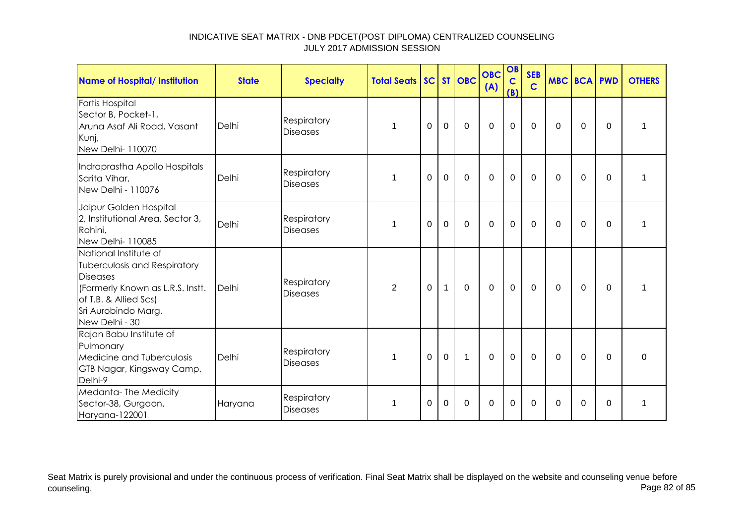INDICATIVE SEAT MATRIX - DNB PDCET(POST DIPLOMA) CENTRALIZED COUNSELING
JULY 2017 ADMISSION SESSION

| Name of Hospital/ Institution | State | Specialty | Total Seats | SC | ST | OBC | OBC (A) | OBC (B) | SEBC | MBC | BCA | PWD | OTHERS |
|---|---|---|---|---|---|---|---|---|---|---|---|---|---|
| Fortis Hospital Sector B, Pocket-1, Aruna Asaf Ali Road, Vasant Kunj, New Delhi- 110070 | Delhi | Respiratory Diseases | 1 | 0 | 0 | 0 | 0 | 0 | 0 | 0 | 0 | 0 | 1 |
| Indraprastha Apollo Hospitals Sarita Vihar, New Delhi - 110076 | Delhi | Respiratory Diseases | 1 | 0 | 0 | 0 | 0 | 0 | 0 | 0 | 0 | 0 | 1 |
| Jaipur Golden Hospital 2, Institutional Area, Sector 3, Rohini, New Delhi- 110085 | Delhi | Respiratory Diseases | 1 | 0 | 0 | 0 | 0 | 0 | 0 | 0 | 0 | 0 | 1 |
| National Institute of Tuberculosis and Respiratory Diseases (Formerly Known as L.R.S. Instt. of T.B. & Allied Scs) Sri Aurobindo Marg, New Delhi - 30 | Delhi | Respiratory Diseases | 2 | 0 | 1 | 0 | 0 | 0 | 0 | 0 | 0 | 0 | 1 |
| Rajan Babu Institute of Pulmonary Medicine and Tuberculosis GTB Nagar, Kingsway Camp, Delhi-9 | Delhi | Respiratory Diseases | 1 | 0 | 0 | 1 | 0 | 0 | 0 | 0 | 0 | 0 | 0 |
| Medanta- The Medicity Sector-38, Gurgaon, Haryana-122001 | Haryana | Respiratory Diseases | 1 | 0 | 0 | 0 | 0 | 0 | 0 | 0 | 0 | 0 | 1 |

Seat Matrix is purely provisional and under the continuous process of verification. Final Seat Matrix shall be displayed on the website and counseling venue before counseling.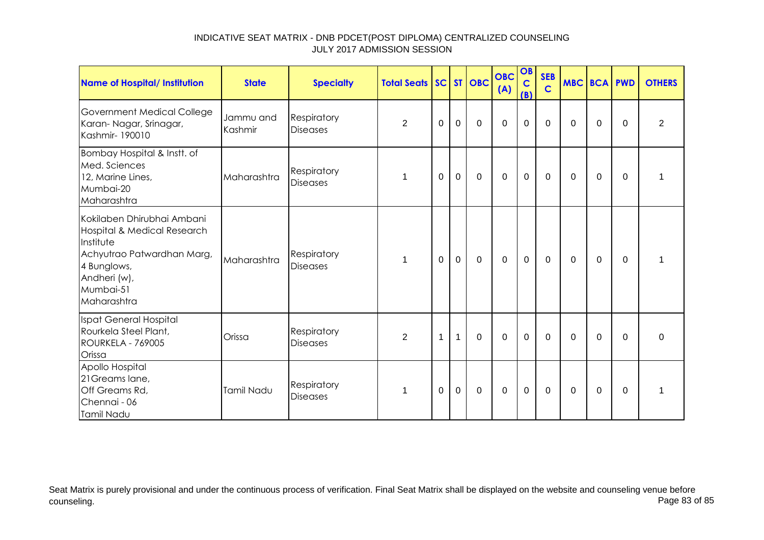# INDICATIVE SEAT MATRIX - DNB PDCET(POST DIPLOMA) CENTRALIZED COUNSELING
## JULY 2017 ADMISSION SESSION

| Name of Hospital/ Institution | State | Specialty | Total Seats | SC | ST | OBC | OBC (A) | OBC (B) | SEBC | MBC | BCA | PWD | OTHERS |
|---|---|---|---|---|---|---|---|---|---|---|---|---|---|
| Government Medical College Karan- Nagar, Srinagar, Kashmir- 190010 | Jammu and Kashmir | Respiratory Diseases | 2 | 0 | 0 | 0 | 0 | 0 | 0 | 0 | 0 | 0 | 2 |
| Bombay Hospital & Instt. of Med. Sciences 12, Marine Lines, Mumbai-20 Maharashtra | Maharashtra | Respiratory Diseases | 1 | 0 | 0 | 0 | 0 | 0 | 0 | 0 | 0 | 0 | 1 |
| Kokilaben Dhirubhai Ambani Hospital & Medical Research Institute Achyutrao Patwardhan Marg, 4 Bunglows, Andheri (w), Mumbai-51 Maharashtra | Maharashtra | Respiratory Diseases | 1 | 0 | 0 | 0 | 0 | 0 | 0 | 0 | 0 | 0 | 1 |
| Ispat General Hospital Rourkela Steel Plant, ROURKELA - 769005 Orissa | Orissa | Respiratory Diseases | 2 | 1 | 1 | 0 | 0 | 0 | 0 | 0 | 0 | 0 | 0 |
| Apollo Hospital 21Greams lane, Off Greams Rd, Chennai - 06 Tamil Nadu | Tamil Nadu | Respiratory Diseases | 1 | 0 | 0 | 0 | 0 | 0 | 0 | 0 | 0 | 0 | 1 |

Seat Matrix is purely provisional and under the continuous process of verification. Final Seat Matrix shall be displayed on the website and counseling venue before counseling.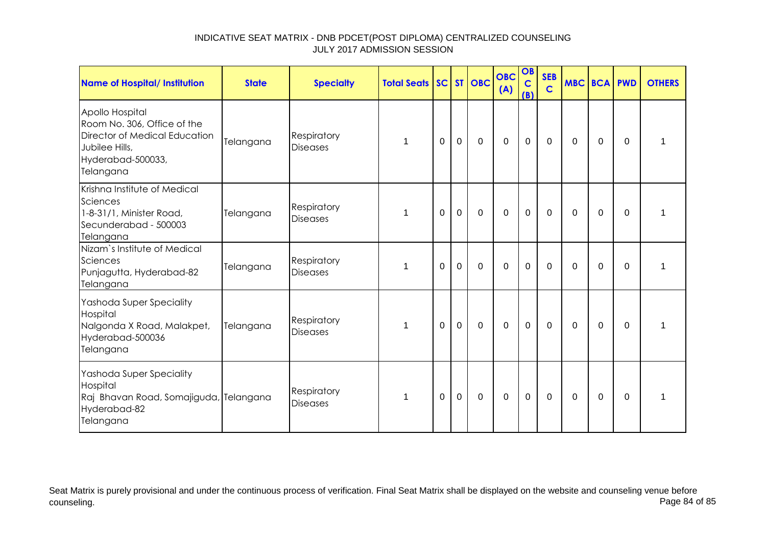INDICATIVE SEAT MATRIX - DNB PDCET(POST DIPLOMA) CENTRALIZED COUNSELING
JULY 2017 ADMISSION SESSION

| Name of Hospital/ Institution | State | Specialty | Total Seats | SC | ST | OBC | OBC (A) | OBC (B) | SEBC | MBC | BCA | PWD | OTHERS |
|---|---|---|---|---|---|---|---|---|---|---|---|---|---|
| Apollo Hospital Room No. 306, Office of the Director of Medical Education Jubilee Hills, Hyderabad-500033, Telangana | Telangana | Respiratory Diseases | 1 | 0 | 0 | 0 | 0 | 0 | 0 | 0 | 0 | 0 | 1 |
| Krishna Institute of Medical Sciences 1-8-31/1, Minister Road, Secunderabad - 500003 Telangana | Telangana | Respiratory Diseases | 1 | 0 | 0 | 0 | 0 | 0 | 0 | 0 | 0 | 0 | 1 |
| Nizam`s Institute of Medical Sciences Punjagutta, Hyderabad-82 Telangana | Telangana | Respiratory Diseases | 1 | 0 | 0 | 0 | 0 | 0 | 0 | 0 | 0 | 0 | 1 |
| Yashoda Super Speciality Hospital Nalgonda X Road, Malakpet, Hyderabad-500036 Telangana | Telangana | Respiratory Diseases | 1 | 0 | 0 | 0 | 0 | 0 | 0 | 0 | 0 | 0 | 1 |
| Yashoda Super Speciality Hospital Raj Bhavan Road, Somajiguda, Hyderabad-82 Telangana | Telangana | Respiratory Diseases | 1 | 0 | 0 | 0 | 0 | 0 | 0 | 0 | 0 | 0 | 1 |

Seat Matrix is purely provisional and under the continuous process of verification. Final Seat Matrix shall be displayed on the website and counseling venue before counseling.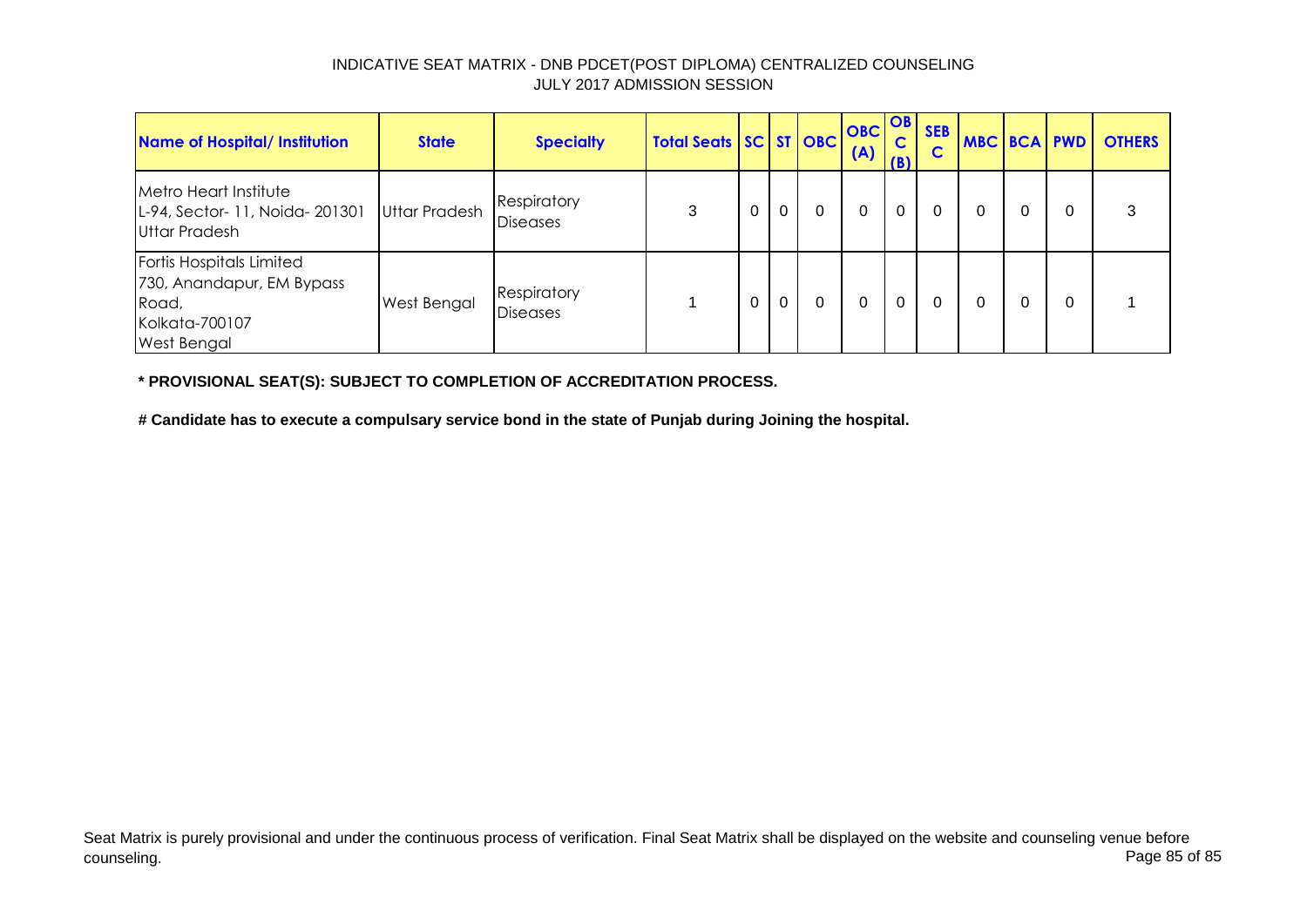INDICATIVE SEAT MATRIX - DNB PDCET(POST DIPLOMA) CENTRALIZED COUNSELING
JULY 2017 ADMISSION SESSION

| Name of Hospital/ Institution | State | Specialty | Total Seats | SC | ST | OBC | OBC (A) | OBC (B) | SEBC | MBC | BCA | PWD | OTHERS |
|---|---|---|---|---|---|---|---|---|---|---|---|---|---|
| Metro Heart Institute L-94, Sector- 11, Noida- 201301 Uttar Pradesh | Uttar Pradesh | Respiratory Diseases | 3 | 0 | 0 | 0 | 0 | 0 | 0 | 0 | 0 | 0 | 3 |
| Fortis Hospitals Limited 730, Anandapur, EM Bypass Road, Kolkata-700107 West Bengal | West Bengal | Respiratory Diseases | 1 | 0 | 0 | 0 | 0 | 0 | 0 | 0 | 0 | 0 | 1 |

**\* PROVISIONAL SEAT(S): SUBJECT TO COMPLETION OF ACCREDITATION PROCESS.**

**# Candidate has to execute a compulsary service bond in the state of Punjab during Joining the hospital.**

Seat Matrix is purely provisional and under the continuous process of verification. Final Seat Matrix shall be displayed on the website and counseling venue before counseling.